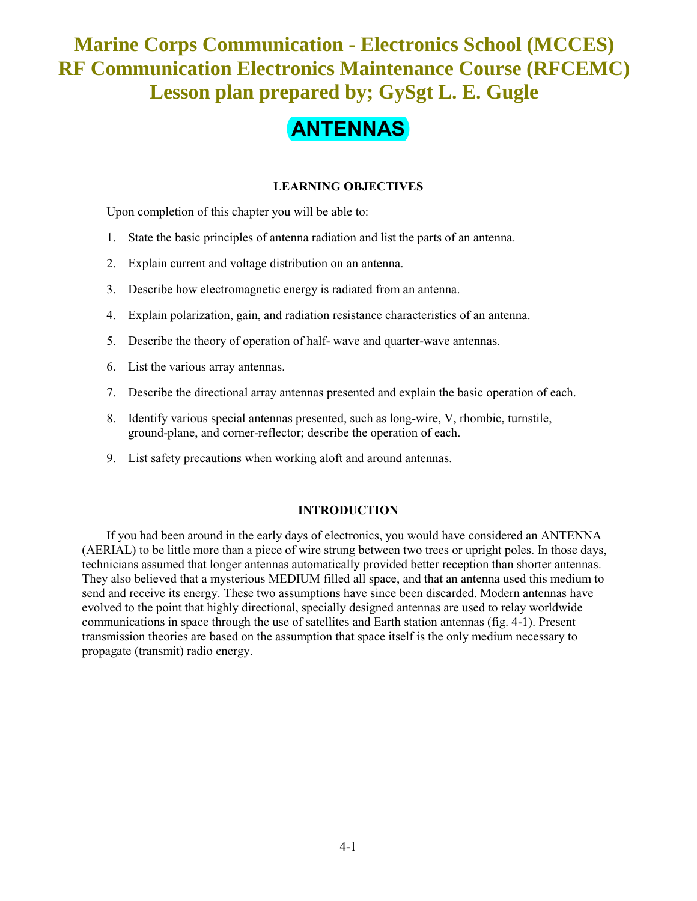# Marine Corps Communication - Electronics School (MCCES)
# RF Communication Electronics Maintenance Course (RFCEMC)
# Lesson plan prepared by; GySgt L. E. Gugle

# ANTENNAS

## LEARNING OBJECTIVES

Upon completion of this chapter you will be able to:

1. State the basic principles of antenna radiation and list the parts of an antenna.
2. Explain current and voltage distribution on an antenna.
3. Describe how electromagnetic energy is radiated from an antenna.
4. Explain polarization, gain, and radiation resistance characteristics of an antenna.
5. Describe the theory of operation of half- wave and quarter-wave antennas.
6. List the various array antennas.
7. Describe the directional array antennas presented and explain the basic operation of each.
8. Identify various special antennas presented, such as long-wire, V, rhombic, turnstile, ground-plane, and corner-reflector; describe the operation of each.
9. List safety precautions when working aloft and around antennas.

## INTRODUCTION

If you had been around in the early days of electronics, you would have considered an ANTENNA (AERIAL) to be little more than a piece of wire strung between two trees or upright poles. In those days, technicians assumed that longer antennas automatically provided better reception than shorter antennas. They also believed that a mysterious MEDIUM filled all space, and that an antenna used this medium to send and receive its energy. These two assumptions have since been discarded. Modern antennas have evolved to the point that highly directional, specially designed antennas are used to relay worldwide communications in space through the use of satellites and Earth station antennas (fig. 4-1). Present transmission theories are based on the assumption that space itself is the only medium necessary to propagate (transmit) radio energy.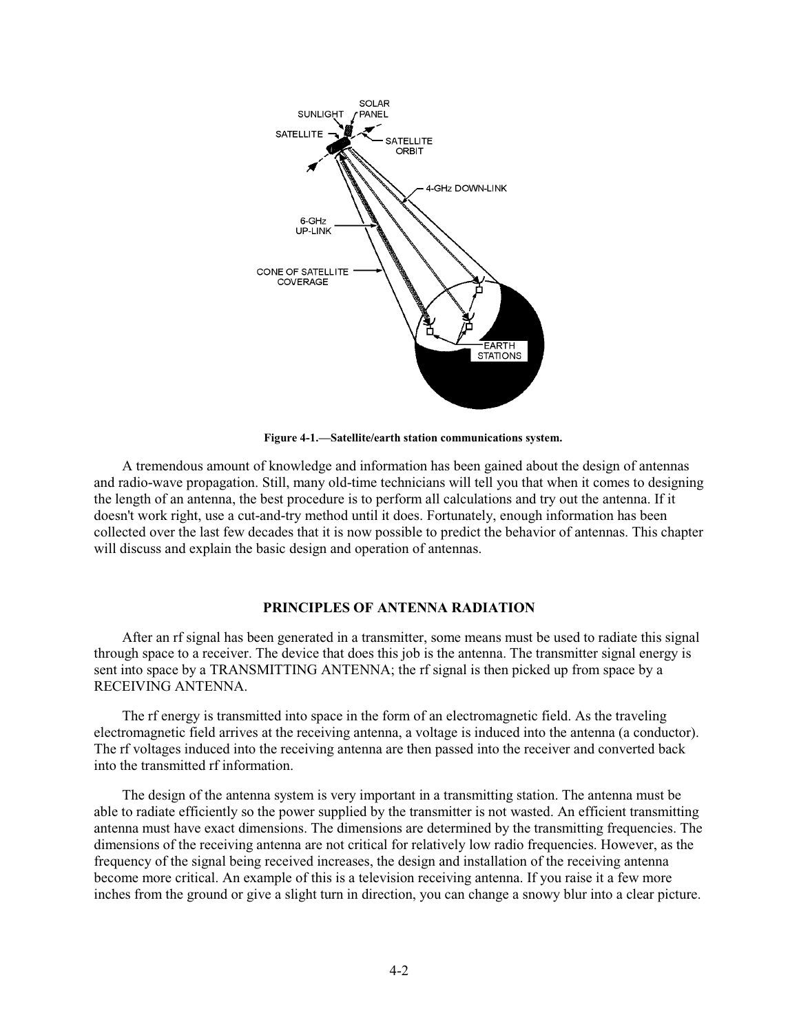SOLAR PANEL

SUNLIGHT

SATELLITE

SATELLITE ORBIT

4-GHz DOWN-LINK

6-GHz UP-LINK

CONE OF SATELLITE COVERAGE

EARTH STATIONS

**Figure 4-1.—Satellite/earth station communications system.**

A tremendous amount of knowledge and information has been gained about the design of antennas and radio-wave propagation. Still, many old-time technicians will tell you that when it comes to designing the length of an antenna, the best procedure is to perform all calculations and try out the antenna. If it doesn't work right, use a cut-and-try method until it does. Fortunately, enough information has been collected over the last few decades that it is now possible to predict the behavior of antennas. This chapter will discuss and explain the basic design and operation of antennas.

## PRINCIPLES OF ANTENNA RADIATION

After an rf signal has been generated in a transmitter, some means must be used to radiate this signal through space to a receiver. The device that does this job is the antenna. The transmitter signal energy is sent into space by a TRANSMITTING ANTENNA; the rf signal is then picked up from space by a RECEIVING ANTENNA.

The rf energy is transmitted into space in the form of an electromagnetic field. As the traveling electromagnetic field arrives at the receiving antenna, a voltage is induced into the antenna (a conductor). The rf voltages induced into the receiving antenna are then passed into the receiver and converted back into the transmitted rf information.

The design of the antenna system is very important in a transmitting station. The antenna must be able to radiate efficiently so the power supplied by the transmitter is not wasted. An efficient transmitting antenna must have exact dimensions. The dimensions are determined by the transmitting frequencies. The dimensions of the receiving antenna are not critical for relatively low radio frequencies. However, as the frequency of the signal being received increases, the design and installation of the receiving antenna become more critical. An example of this is a television receiving antenna. If you raise it a few more inches from the ground or give a slight turn in direction, you can change a snowy blur into a clear picture.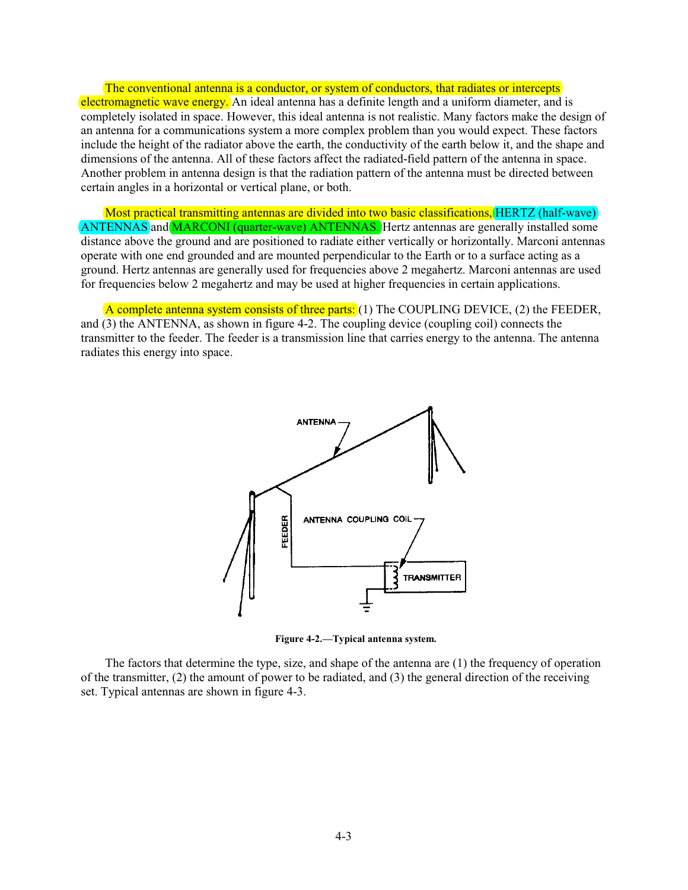The conventional antenna is a conductor, or system of conductors, that radiates or intercepts electromagnetic wave energy. An ideal antenna has a definite length and a uniform diameter, and is completely isolated in space. However, this ideal antenna is not realistic. Many factors make the design of an antenna for a communications system a more complex problem than you would expect. These factors include the height of the radiator above the earth, the conductivity of the earth below it, and the shape and dimensions of the antenna. All of these factors affect the radiated-field pattern of the antenna in space. Another problem in antenna design is that the radiation pattern of the antenna must be directed between certain angles in a horizontal or vertical plane, or both.

Most practical transmitting antennas are divided into two basic classifications, HERTZ (half-wave) ANTENNAS and MARCONI (quarter-wave) ANTENNAS. Hertz antennas are generally installed some distance above the ground and are positioned to radiate either vertically or horizontally. Marconi antennas operate with one end grounded and are mounted perpendicular to the Earth or to a surface acting as a ground. Hertz antennas are generally used for frequencies above 2 megahertz. Marconi antennas are used for frequencies below 2 megahertz and may be used at higher frequencies in certain applications.

A complete antenna system consists of three parts: (1) The COUPLING DEVICE, (2) the FEEDER, and (3) the ANTENNA, as shown in figure 4-2. The coupling device (coupling coil) connects the transmitter to the feeder. The feeder is a transmission line that carries energy to the antenna. The antenna radiates this energy into space.

ANTENNA

FEEDER

ANTENNA COUPLING COIL

TRANSMITTER

**Figure 4-2.—Typical antenna system.**

The factors that determine the type, size, and shape of the antenna are (1) the frequency of operation of the transmitter, (2) the amount of power to be radiated, and (3) the general direction of the receiving set. Typical antennas are shown in figure 4-3.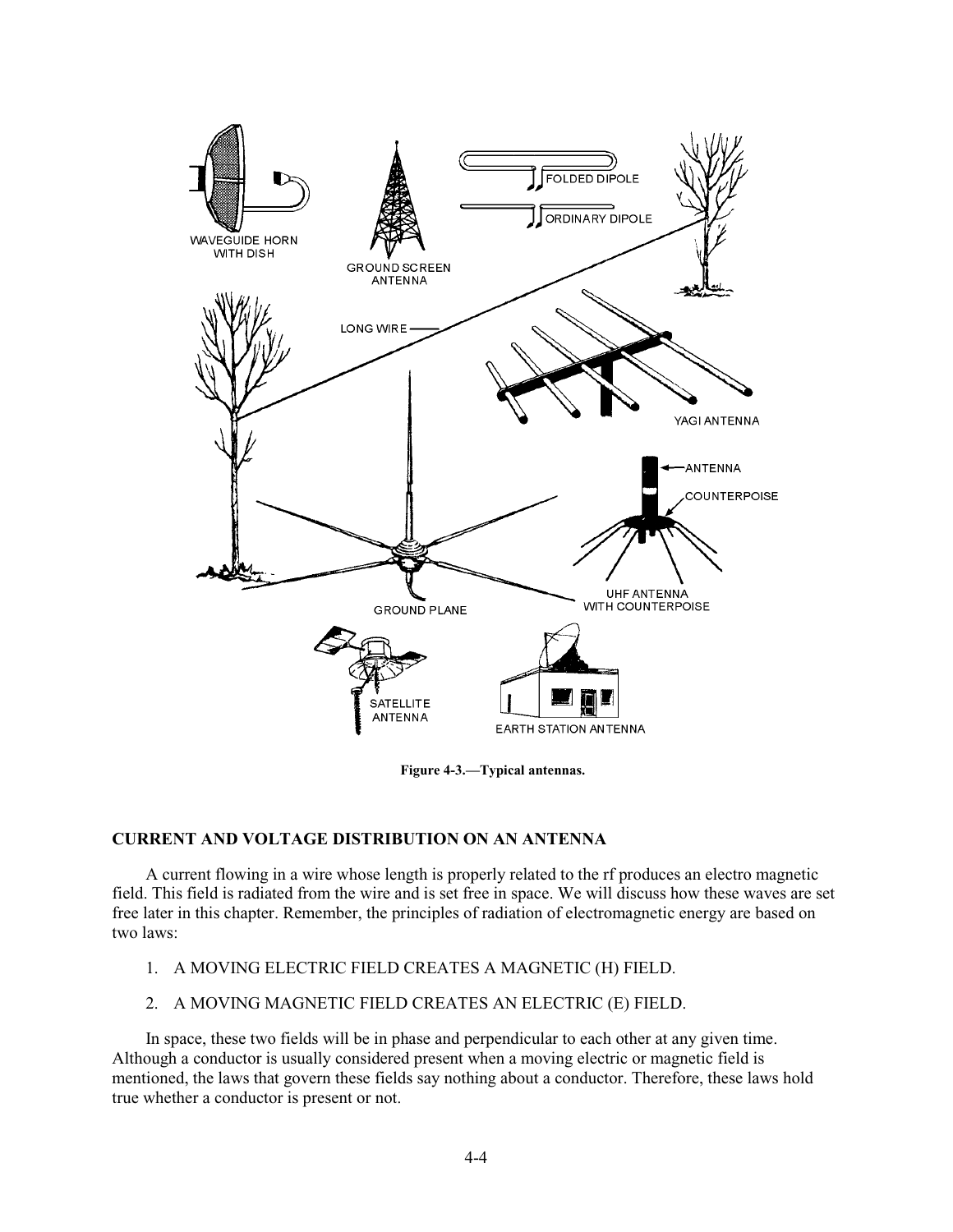WAVEGUIDE HORN WITH DISH

GROUND SCREEN ANTENNA

FOLDED DIPOLE

ORDINARY DIPOLE

LONG WIRE

YAGI ANTENNA

ANTENNA

COUNTERPOISE

UHF ANTENNA WITH COUNTERPOISE

GROUND PLANE

SATELLITE ANTENNA

EARTH STATION ANTENNA

**Figure 4-3.—Typical antennas.**

## CURRENT AND VOLTAGE DISTRIBUTION ON AN ANTENNA

A current flowing in a wire whose length is properly related to the rf produces an electro magnetic field. This field is radiated from the wire and is set free in space. We will discuss how these waves are set free later in this chapter. Remember, the principles of radiation of electromagnetic energy are based on two laws:

1. A MOVING ELECTRIC FIELD CREATES A MAGNETIC (H) FIELD.
2. A MOVING MAGNETIC FIELD CREATES AN ELECTRIC (E) FIELD.

In space, these two fields will be in phase and perpendicular to each other at any given time. Although a conductor is usually considered present when a moving electric or magnetic field is mentioned, the laws that govern these fields say nothing about a conductor. Therefore, these laws hold true whether a conductor is present or not.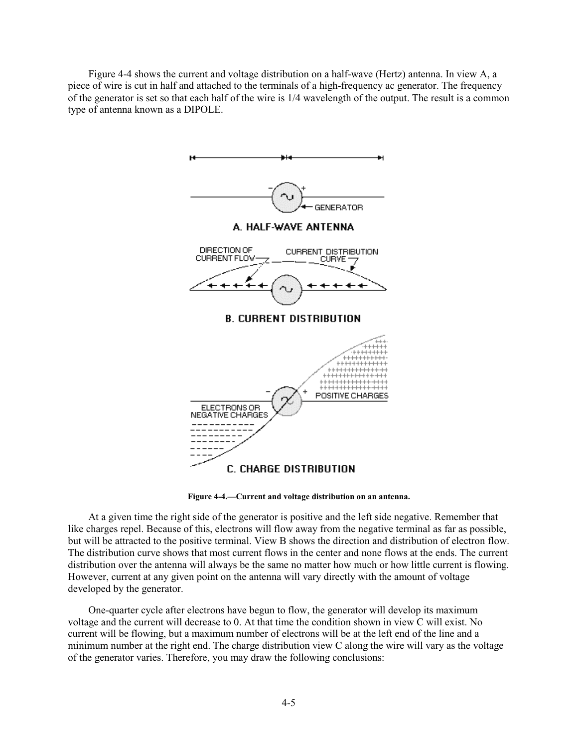Figure 4-4 shows the current and voltage distribution on a half-wave (Hertz) antenna. In view A, a piece of wire is cut in half and attached to the terminals of a high-frequency ac generator. The frequency of the generator is set so that each half of the wire is 1/4 wavelength of the output. The result is a common type of antenna known as a DIPOLE.

GENERATOR

A. HALF-WAVE ANTENNA

DIRECTION OF CURRENT FLOW

CURRENT DISTRIBUTION CURVE

B. CURRENT DISTRIBUTION

ELECTRONS OR NEGATIVE CHARGES

POSITIVE CHARGES

C. CHARGE DISTRIBUTION

**Figure 4-4.—Current and voltage distribution on an antenna.**

At a given time the right side of the generator is positive and the left side negative. Remember that like charges repel. Because of this, electrons will flow away from the negative terminal as far as possible, but will be attracted to the positive terminal. View B shows the direction and distribution of electron flow. The distribution curve shows that most current flows in the center and none flows at the ends. The current distribution over the antenna will always be the same no matter how much or how little current is flowing. However, current at any given point on the antenna will vary directly with the amount of voltage developed by the generator.

One-quarter cycle after electrons have begun to flow, the generator will develop its maximum voltage and the current will decrease to 0. At that time the condition shown in view C will exist. No current will be flowing, but a maximum number of electrons will be at the left end of the line and a minimum number at the right end. The charge distribution view C along the wire will vary as the voltage of the generator varies. Therefore, you may draw the following conclusions: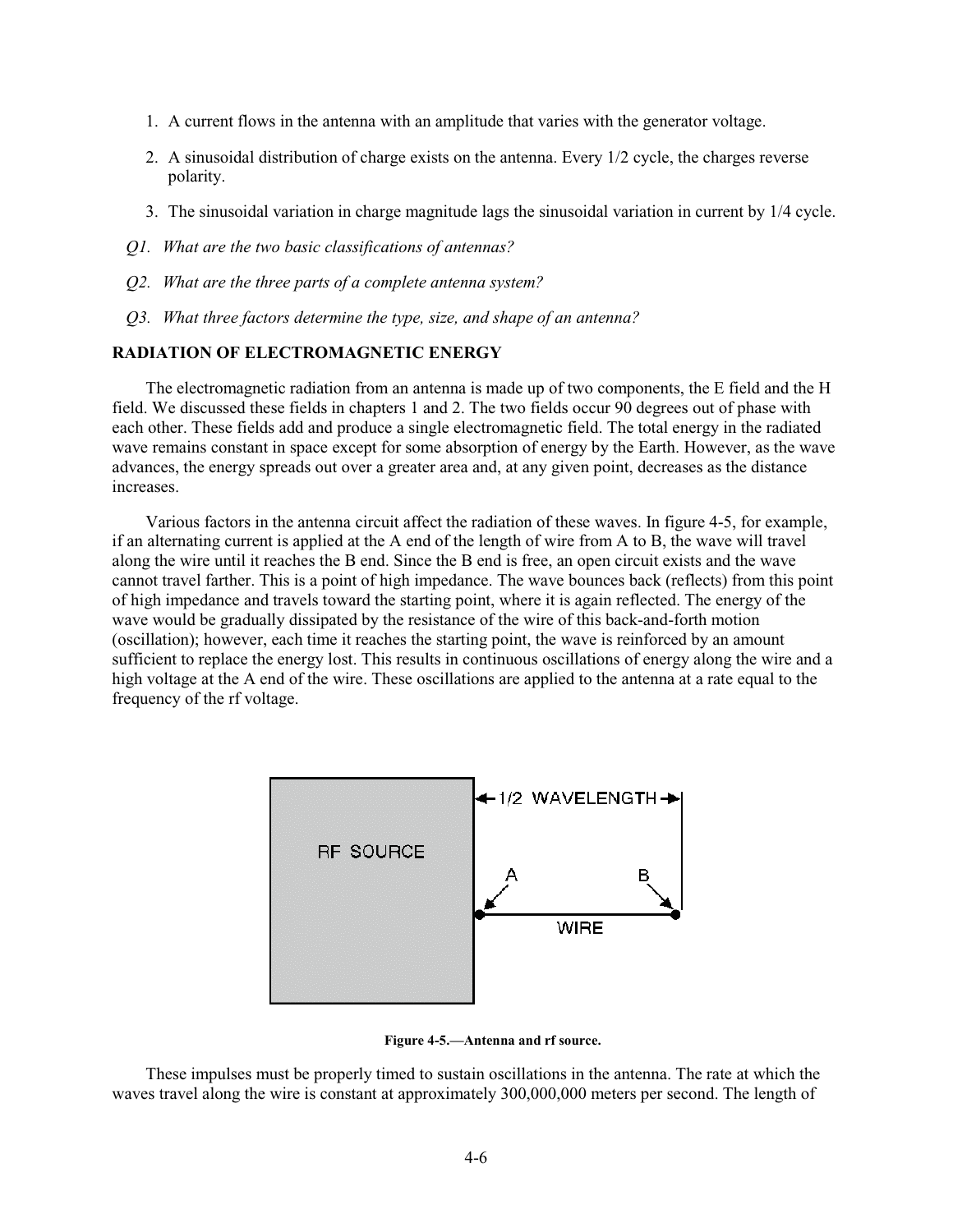1. A current flows in the antenna with an amplitude that varies with the generator voltage.
2. A sinusoidal distribution of charge exists on the antenna. Every 1/2 cycle, the charges reverse polarity.
3. The sinusoidal variation in charge magnitude lags the sinusoidal variation in current by 1/4 cycle.

*Q1. What are the two basic classifications of antennas?*

*Q2. What are the three parts of a complete antenna system?*

*Q3. What three factors determine the type, size, and shape of an antenna?*

## RADIATION OF ELECTROMAGNETIC ENERGY

The electromagnetic radiation from an antenna is made up of two components, the E field and the H field. We discussed these fields in chapters 1 and 2. The two fields occur 90 degrees out of phase with each other. These fields add and produce a single electromagnetic field. The total energy in the radiated wave remains constant in space except for some absorption of energy by the Earth. However, as the wave advances, the energy spreads out over a greater area and, at any given point, decreases as the distance increases.

Various factors in the antenna circuit affect the radiation of these waves. In figure 4-5, for example, if an alternating current is applied at the A end of the length of wire from A to B, the wave will travel along the wire until it reaches the B end. Since the B end is free, an open circuit exists and the wave cannot travel farther. This is a point of high impedance. The wave bounces back (reflects) from this point of high impedance and travels toward the starting point, where it is again reflected. The energy of the wave would be gradually dissipated by the resistance of the wire of this back-and-forth motion (oscillation); however, each time it reaches the starting point, the wave is reinforced by an amount sufficient to replace the energy lost. This results in continuous oscillations of energy along the wire and a high voltage at the A end of the wire. These oscillations are applied to the antenna at a rate equal to the frequency of the rf voltage.

RF SOURCE

1/2 WAVELENGTH

A

B

WIRE

**Figure 4-5.—Antenna and rf source.**

These impulses must be properly timed to sustain oscillations in the antenna. The rate at which the waves travel along the wire is constant at approximately 300,000,000 meters per second. The length of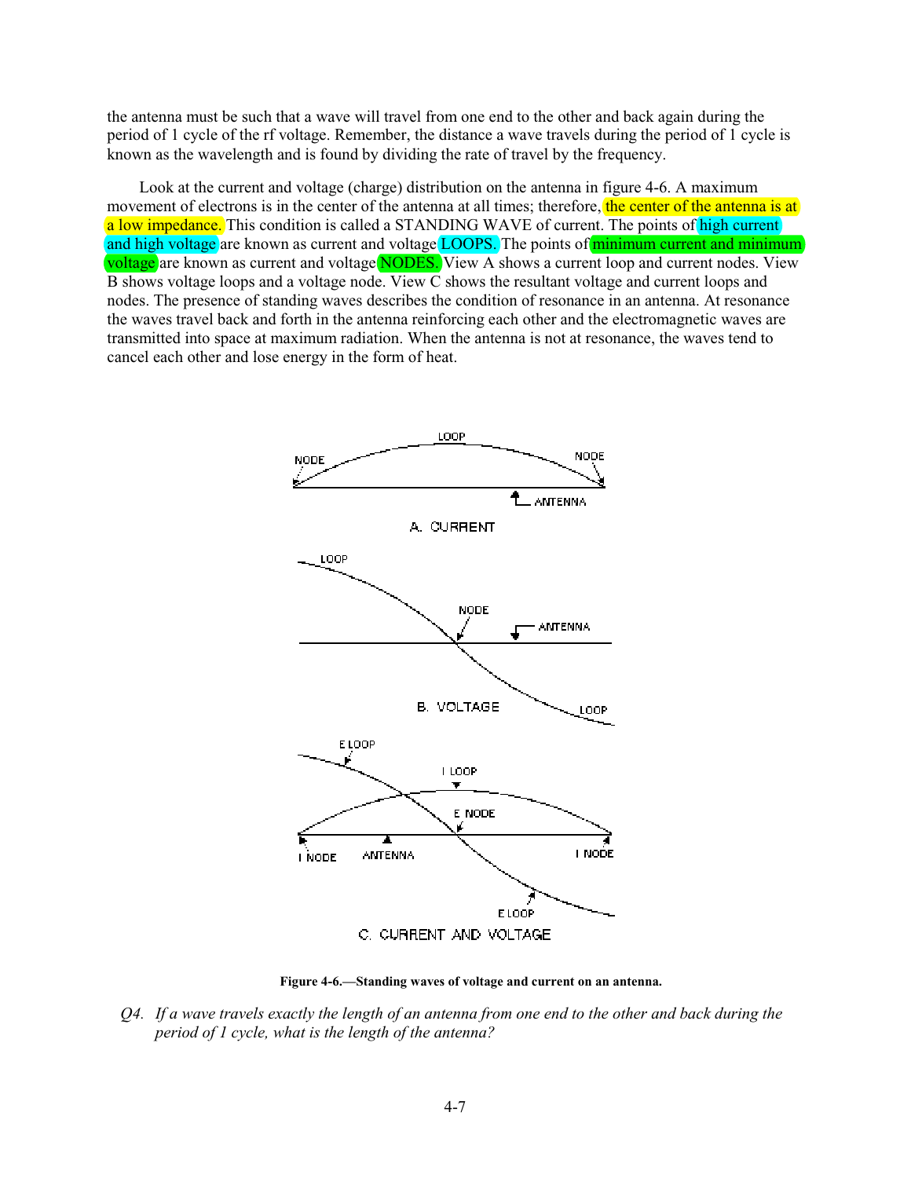the antenna must be such that a wave will travel from one end to the other and back again during the period of 1 cycle of the rf voltage. Remember, the distance a wave travels during the period of 1 cycle is known as the wavelength and is found by dividing the rate of travel by the frequency.

Look at the current and voltage (charge) distribution on the antenna in figure 4-6. A maximum movement of electrons is in the center of the antenna at all times; therefore, the center of the antenna is at a low impedance. This condition is called a STANDING WAVE of current. The points of high current and high voltage are known as current and voltage LOOPS. The points of minimum current and minimum voltage are known as current and voltage NODES. View A shows a current loop and current nodes. View B shows voltage loops and a voltage node. View C shows the resultant voltage and current loops and nodes. The presence of standing waves describes the condition of resonance in an antenna. At resonance the waves travel back and forth in the antenna reinforcing each other and the electromagnetic waves are transmitted into space at maximum radiation. When the antenna is not at resonance, the waves tend to cancel each other and lose energy in the form of heat.

NODE
LOOP
NODE
ANTENNA
A. CURRENT

LOOP
NODE
ANTENNA
LOOP
B. VOLTAGE

E LOOP
I LOOP
E NODE
I NODE
ANTENNA
I NODE
E LOOP
C. CURRENT AND VOLTAGE

**Figure 4-6.—Standing waves of voltage and current on an antenna.**

*Q4. If a wave travels exactly the length of an antenna from one end to the other and back during the period of 1 cycle, what is the length of the antenna?*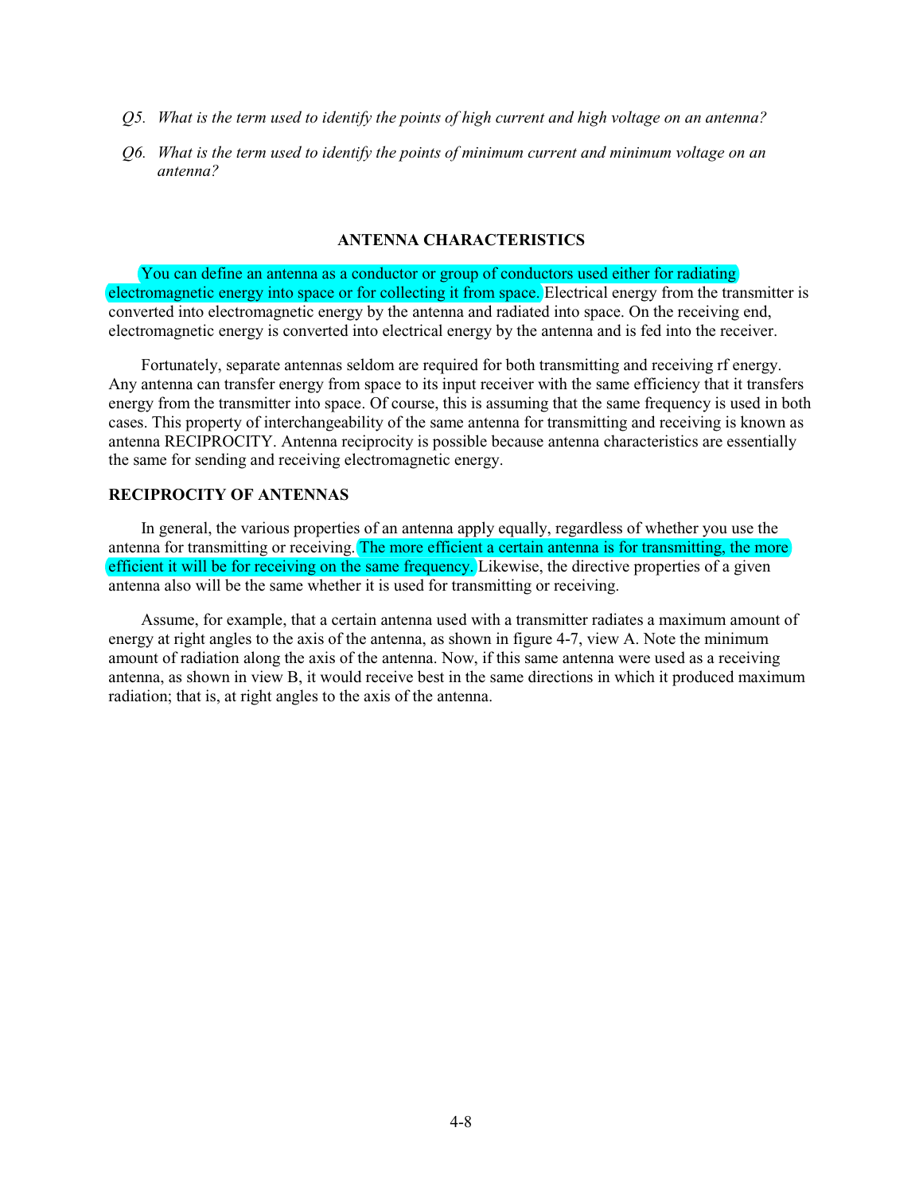*Q5. What is the term used to identify the points of high current and high voltage on an antenna?*

*Q6. What is the term used to identify the points of minimum current and minimum voltage on an antenna?*

## ANTENNA CHARACTERISTICS

You can define an antenna as a conductor or group of conductors used either for radiating electromagnetic energy into space or for collecting it from space. Electrical energy from the transmitter is converted into electromagnetic energy by the antenna and radiated into space. On the receiving end, electromagnetic energy is converted into electrical energy by the antenna and is fed into the receiver.

Fortunately, separate antennas seldom are required for both transmitting and receiving rf energy. Any antenna can transfer energy from space to its input receiver with the same efficiency that it transfers energy from the transmitter into space. Of course, this is assuming that the same frequency is used in both cases. This property of interchangeability of the same antenna for transmitting and receiving is known as antenna RECIPROCITY. Antenna reciprocity is possible because antenna characteristics are essentially the same for sending and receiving electromagnetic energy.

### RECIPROCITY OF ANTENNAS

In general, the various properties of an antenna apply equally, regardless of whether you use the antenna for transmitting or receiving. The more efficient a certain antenna is for transmitting, the more efficient it will be for receiving on the same frequency. Likewise, the directive properties of a given antenna also will be the same whether it is used for transmitting or receiving.

Assume, for example, that a certain antenna used with a transmitter radiates a maximum amount of energy at right angles to the axis of the antenna, as shown in figure 4-7, view A. Note the minimum amount of radiation along the axis of the antenna. Now, if this same antenna were used as a receiving antenna, as shown in view B, it would receive best in the same directions in which it produced maximum radiation; that is, at right angles to the axis of the antenna.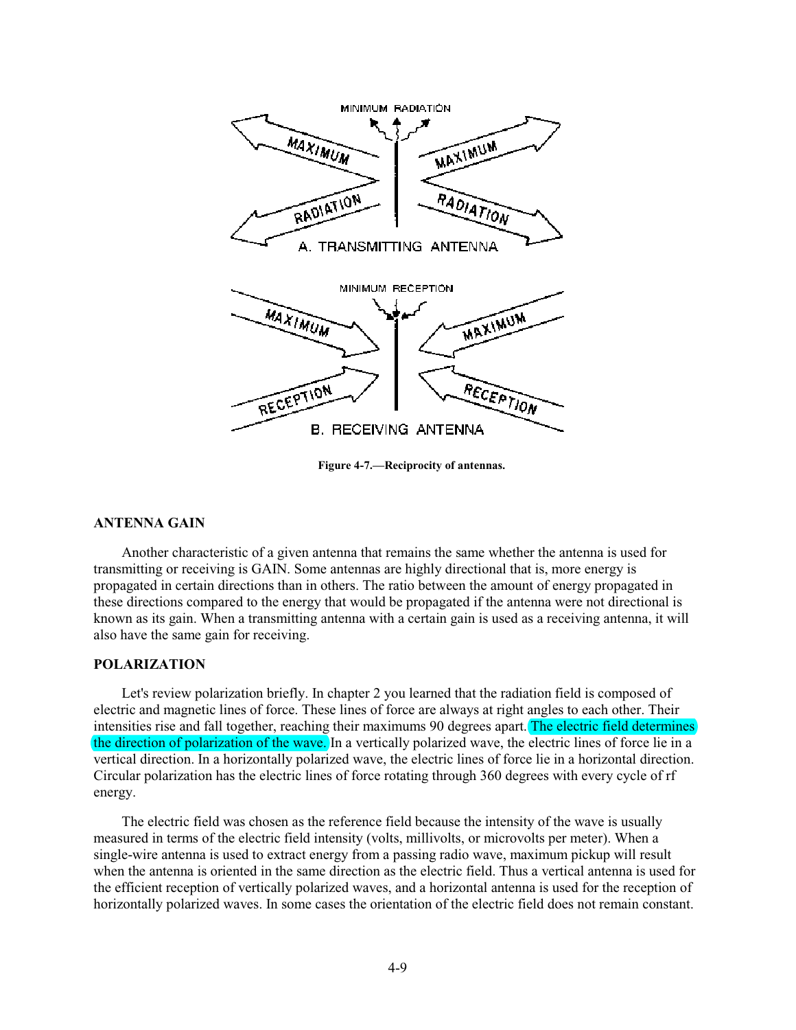Figure 4-7.—Reciprocity of antennas.

## ANTENNA GAIN

Another characteristic of a given antenna that remains the same whether the antenna is used for transmitting or receiving is GAIN. Some antennas are highly directional that is, more energy is propagated in certain directions than in others. The ratio between the amount of energy propagated in these directions compared to the energy that would be propagated if the antenna were not directional is known as its gain. When a transmitting antenna with a certain gain is used as a receiving antenna, it will also have the same gain for receiving.

## POLARIZATION

Let's review polarization briefly. In chapter 2 you learned that the radiation field is composed of electric and magnetic lines of force. These lines of force are always at right angles to each other. Their intensities rise and fall together, reaching their maximums 90 degrees apart. The electric field determines the direction of polarization of the wave. In a vertically polarized wave, the electric lines of force lie in a vertical direction. In a horizontally polarized wave, the electric lines of force lie in a horizontal direction. Circular polarization has the electric lines of force rotating through 360 degrees with every cycle of rf energy.

The electric field was chosen as the reference field because the intensity of the wave is usually measured in terms of the electric field intensity (volts, millivolts, or microvolts per meter). When a single-wire antenna is used to extract energy from a passing radio wave, maximum pickup will result when the antenna is oriented in the same direction as the electric field. Thus a vertical antenna is used for the efficient reception of vertically polarized waves, and a horizontal antenna is used for the reception of horizontally polarized waves. In some cases the orientation of the electric field does not remain constant.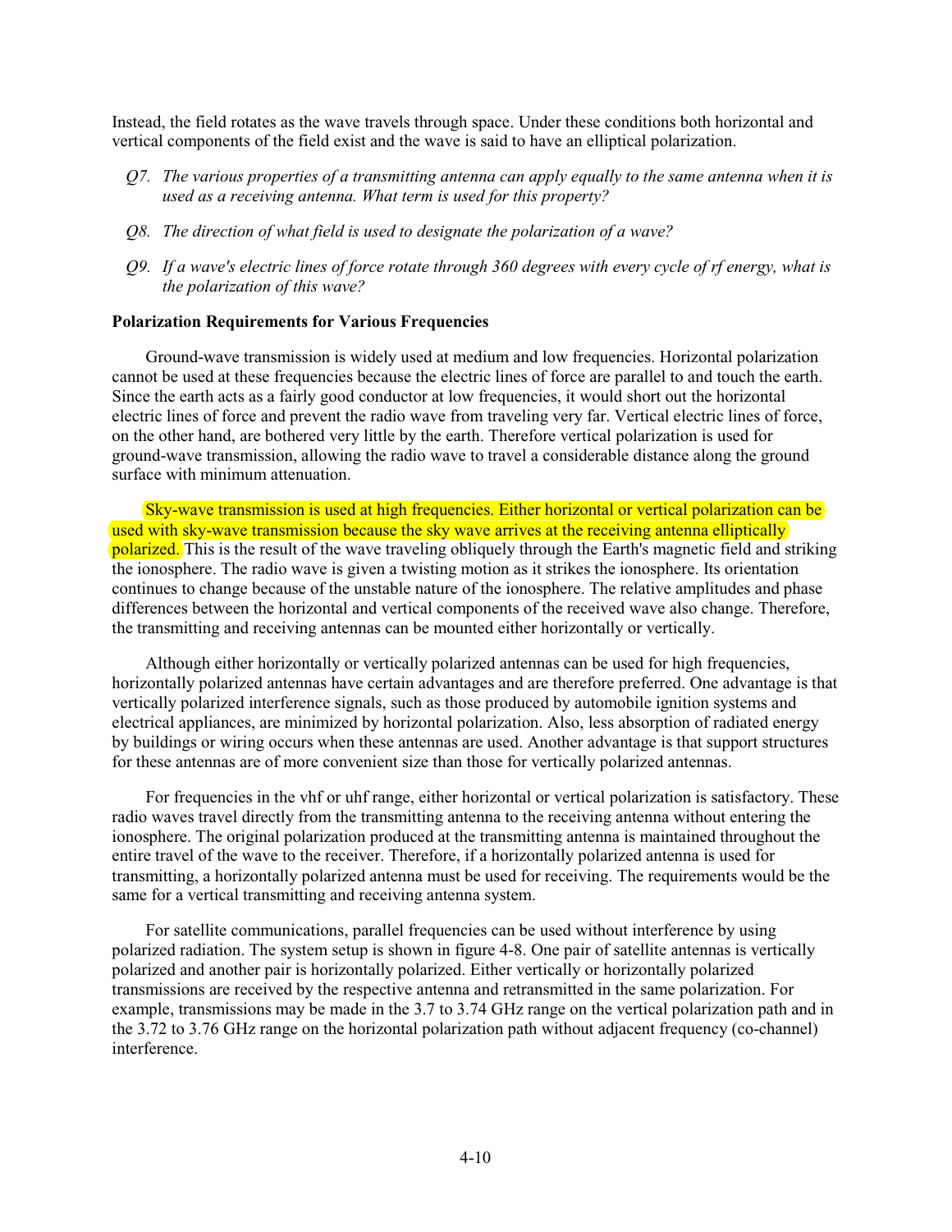Instead, the field rotates as the wave travels through space. Under these conditions both horizontal and vertical components of the field exist and the wave is said to have an elliptical polarization.

*Q7. The various properties of a transmitting antenna can apply equally to the same antenna when it is used as a receiving antenna. What term is used for this property?*

*Q8. The direction of what field is used to designate the polarization of a wave?*

*Q9. If a wave's electric lines of force rotate through 360 degrees with every cycle of rf energy, what is the polarization of this wave?*

**Polarization Requirements for Various Frequencies**

Ground-wave transmission is widely used at medium and low frequencies. Horizontal polarization cannot be used at these frequencies because the electric lines of force are parallel to and touch the earth. Since the earth acts as a fairly good conductor at low frequencies, it would short out the horizontal electric lines of force and prevent the radio wave from traveling very far. Vertical electric lines of force, on the other hand, are bothered very little by the earth. Therefore vertical polarization is used for ground-wave transmission, allowing the radio wave to travel a considerable distance along the ground surface with minimum attenuation.

Sky-wave transmission is used at high frequencies. Either horizontal or vertical polarization can be used with sky-wave transmission because the sky wave arrives at the receiving antenna elliptically polarized. This is the result of the wave traveling obliquely through the Earth's magnetic field and striking the ionosphere. The radio wave is given a twisting motion as it strikes the ionosphere. Its orientation continues to change because of the unstable nature of the ionosphere. The relative amplitudes and phase differences between the horizontal and vertical components of the received wave also change. Therefore, the transmitting and receiving antennas can be mounted either horizontally or vertically.

Although either horizontally or vertically polarized antennas can be used for high frequencies, horizontally polarized antennas have certain advantages and are therefore preferred. One advantage is that vertically polarized interference signals, such as those produced by automobile ignition systems and electrical appliances, are minimized by horizontal polarization. Also, less absorption of radiated energy by buildings or wiring occurs when these antennas are used. Another advantage is that support structures for these antennas are of more convenient size than those for vertically polarized antennas.

For frequencies in the vhf or uhf range, either horizontal or vertical polarization is satisfactory. These radio waves travel directly from the transmitting antenna to the receiving antenna without entering the ionosphere. The original polarization produced at the transmitting antenna is maintained throughout the entire travel of the wave to the receiver. Therefore, if a horizontally polarized antenna is used for transmitting, a horizontally polarized antenna must be used for receiving. The requirements would be the same for a vertical transmitting and receiving antenna system.

For satellite communications, parallel frequencies can be used without interference by using polarized radiation. The system setup is shown in figure 4-8. One pair of satellite antennas is vertically polarized and another pair is horizontally polarized. Either vertically or horizontally polarized transmissions are received by the respective antenna and retransmitted in the same polarization. For example, transmissions may be made in the 3.7 to 3.74 GHz range on the vertical polarization path and in the 3.72 to 3.76 GHz range on the horizontal polarization path without adjacent frequency (co-channel) interference.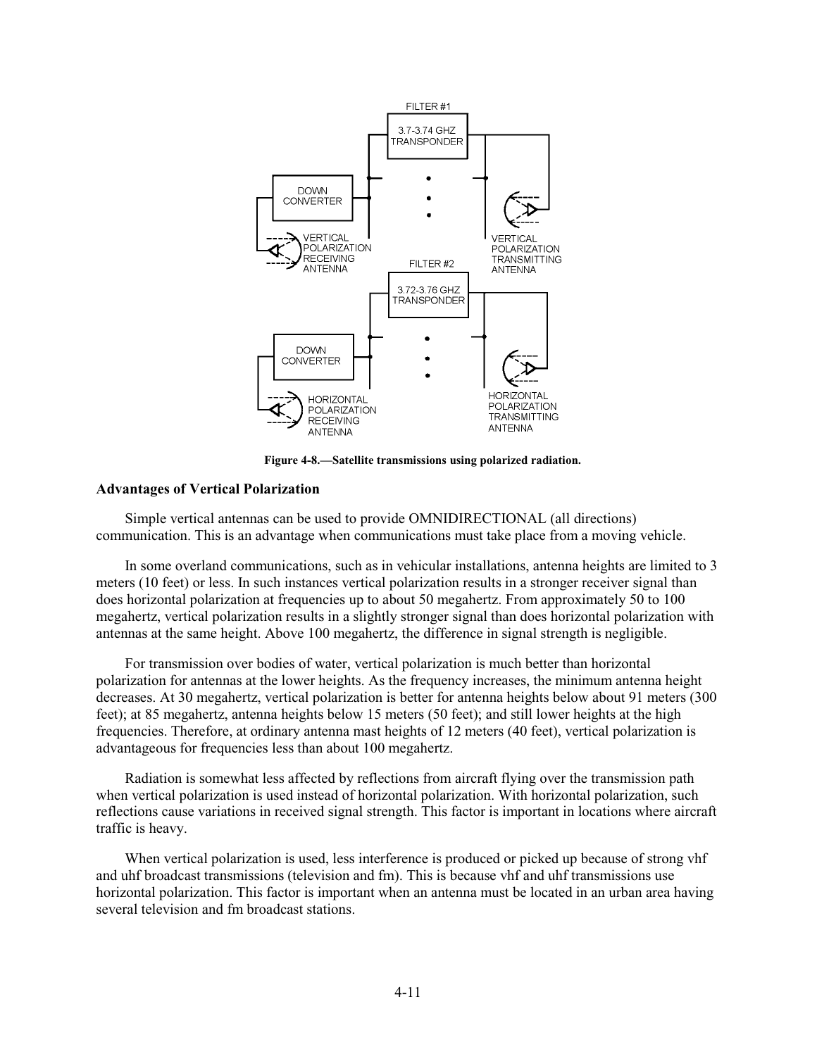FILTER #1

3.7-3.74 GHZ TRANSPONDER

DOWN CONVERTER

VERTICAL POLARIZATION RECEIVING ANTENNA

VERTICAL POLARIZATION TRANSMITTING ANTENNA

FILTER #2

3.72-3.76 GHZ TRANSPONDER

DOWN CONVERTER

HORIZONTAL POLARIZATION RECEIVING ANTENNA

HORIZONTAL POLARIZATION TRANSMITTING ANTENNA

**Figure 4-8.—Satellite transmissions using polarized radiation.**

### Advantages of Vertical Polarization

Simple vertical antennas can be used to provide OMNIDIRECTIONAL (all directions) communication. This is an advantage when communications must take place from a moving vehicle.

In some overland communications, such as in vehicular installations, antenna heights are limited to 3 meters (10 feet) or less. In such instances vertical polarization results in a stronger receiver signal than does horizontal polarization at frequencies up to about 50 megahertz. From approximately 50 to 100 megahertz, vertical polarization results in a slightly stronger signal than does horizontal polarization with antennas at the same height. Above 100 megahertz, the difference in signal strength is negligible.

For transmission over bodies of water, vertical polarization is much better than horizontal polarization for antennas at the lower heights. As the frequency increases, the minimum antenna height decreases. At 30 megahertz, vertical polarization is better for antenna heights below about 91 meters (300 feet); at 85 megahertz, antenna heights below 15 meters (50 feet); and still lower heights at the high frequencies. Therefore, at ordinary antenna mast heights of 12 meters (40 feet), vertical polarization is advantageous for frequencies less than about 100 megahertz.

Radiation is somewhat less affected by reflections from aircraft flying over the transmission path when vertical polarization is used instead of horizontal polarization. With horizontal polarization, such reflections cause variations in received signal strength. This factor is important in locations where aircraft traffic is heavy.

When vertical polarization is used, less interference is produced or picked up because of strong vhf and uhf broadcast transmissions (television and fm). This is because vhf and uhf transmissions use horizontal polarization. This factor is important when an antenna must be located in an urban area having several television and fm broadcast stations.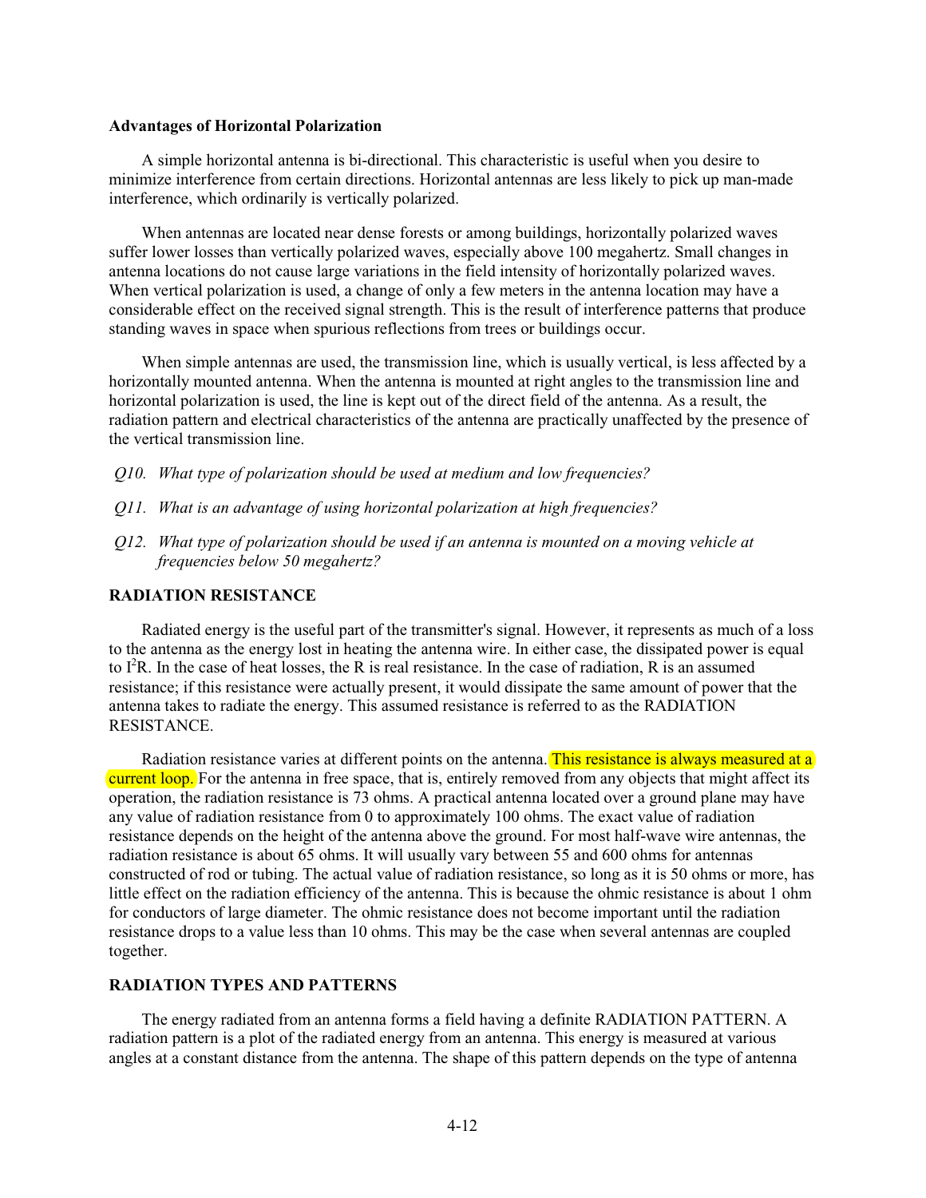**Advantages of Horizontal Polarization**

A simple horizontal antenna is bi-directional. This characteristic is useful when you desire to minimize interference from certain directions. Horizontal antennas are less likely to pick up man-made interference, which ordinarily is vertically polarized.

When antennas are located near dense forests or among buildings, horizontally polarized waves suffer lower losses than vertically polarized waves, especially above 100 megahertz. Small changes in antenna locations do not cause large variations in the field intensity of horizontally polarized waves. When vertical polarization is used, a change of only a few meters in the antenna location may have a considerable effect on the received signal strength. This is the result of interference patterns that produce standing waves in space when spurious reflections from trees or buildings occur.

When simple antennas are used, the transmission line, which is usually vertical, is less affected by a horizontally mounted antenna. When the antenna is mounted at right angles to the transmission line and horizontal polarization is used, the line is kept out of the direct field of the antenna. As a result, the radiation pattern and electrical characteristics of the antenna are practically unaffected by the presence of the vertical transmission line.

*Q10. What type of polarization should be used at medium and low frequencies?*

*Q11. What is an advantage of using horizontal polarization at high frequencies?*

*Q12. What type of polarization should be used if an antenna is mounted on a moving vehicle at frequencies below 50 megahertz?*

## RADIATION RESISTANCE

Radiated energy is the useful part of the transmitter's signal. However, it represents as much of a loss to the antenna as the energy lost in heating the antenna wire. In either case, the dissipated power is equal to $I^2R$. In the case of heat losses, the R is real resistance. In the case of radiation, R is an assumed resistance; if this resistance were actually present, it would dissipate the same amount of power that the antenna takes to radiate the energy. This assumed resistance is referred to as the RADIATION RESISTANCE.

Radiation resistance varies at different points on the antenna. This resistance is always measured at a current loop. For the antenna in free space, that is, entirely removed from any objects that might affect its operation, the radiation resistance is 73 ohms. A practical antenna located over a ground plane may have any value of radiation resistance from 0 to approximately 100 ohms. The exact value of radiation resistance depends on the height of the antenna above the ground. For most half-wave wire antennas, the radiation resistance is about 65 ohms. It will usually vary between 55 and 600 ohms for antennas constructed of rod or tubing. The actual value of radiation resistance, so long as it is 50 ohms or more, has little effect on the radiation efficiency of the antenna. This is because the ohmic resistance is about 1 ohm for conductors of large diameter. The ohmic resistance does not become important until the radiation resistance drops to a value less than 10 ohms. This may be the case when several antennas are coupled together.

## RADIATION TYPES AND PATTERNS

The energy radiated from an antenna forms a field having a definite RADIATION PATTERN. A radiation pattern is a plot of the radiated energy from an antenna. This energy is measured at various angles at a constant distance from the antenna. The shape of this pattern depends on the type of antenna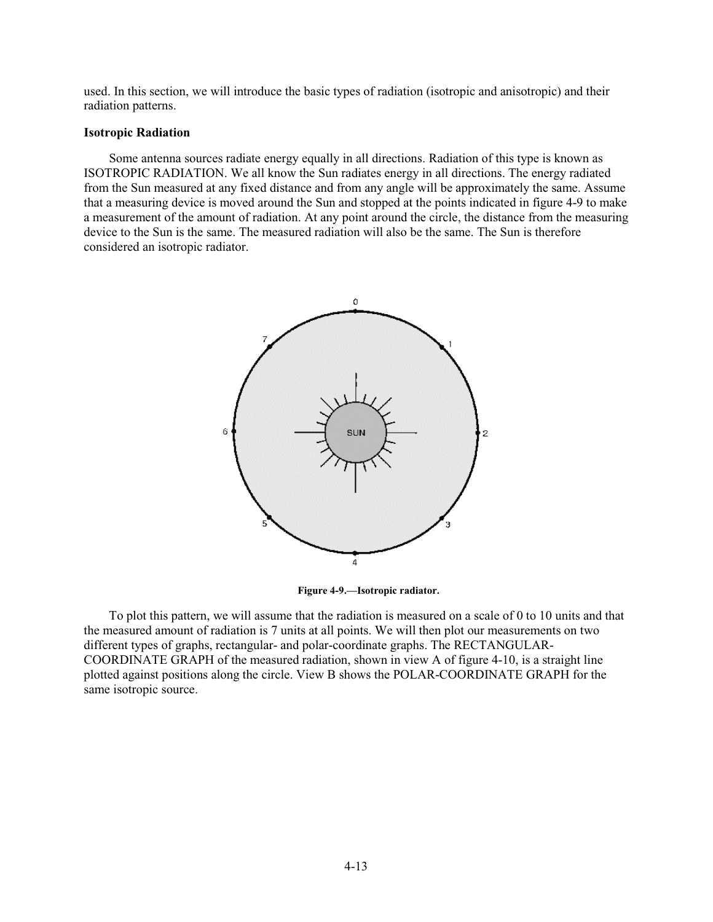used. In this section, we will introduce the basic types of radiation (isotropic and anisotropic) and their radiation patterns.

**Isotropic Radiation**

Some antenna sources radiate energy equally in all directions. Radiation of this type is known as ISOTROPIC RADIATION. We all know the Sun radiates energy in all directions. The energy radiated from the Sun measured at any fixed distance and from any angle will be approximately the same. Assume that a measuring device is moved around the Sun and stopped at the points indicated in figure 4-9 to make a measurement of the amount of radiation. At any point around the circle, the distance from the measuring device to the Sun is the same. The measured radiation will also be the same. The Sun is therefore considered an isotropic radiator.

**Figure 4-9.—Isotropic radiator.**

To plot this pattern, we will assume that the radiation is measured on a scale of 0 to 10 units and that the measured amount of radiation is 7 units at all points. We will then plot our measurements on two different types of graphs, rectangular- and polar-coordinate graphs. The RECTANGULAR-COORDINATE GRAPH of the measured radiation, shown in view A of figure 4-10, is a straight line plotted against positions along the circle. View B shows the POLAR-COORDINATE GRAPH for the same isotropic source.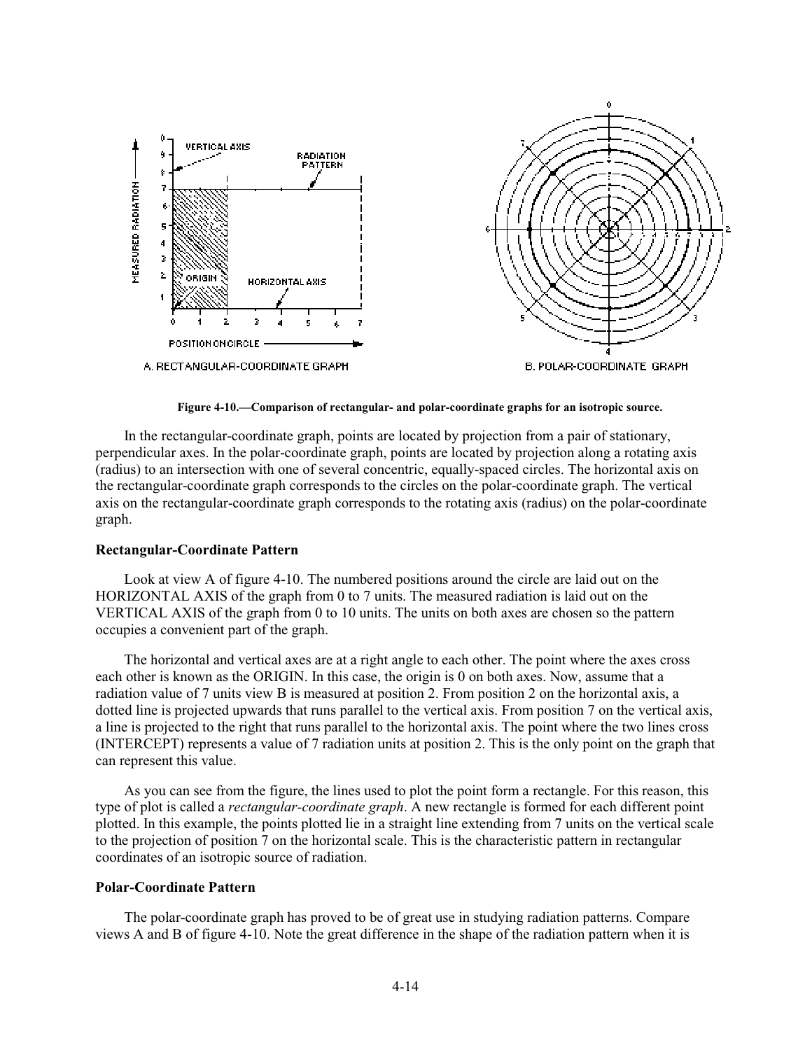A. RECTANGULAR-COORDINATE GRAPH

VERTICAL AXIS

RADIATION PATTERN

MEASURED RADIATION

ORIGIN

HORIZONTAL AXIS

POSITION ON CIRCLE

0 1 2 3 4 5 6 7

1 2 3 4 5 6 7 8 9 0

B. POLAR-COORDINATE GRAPH

0 1 2 3 4 5 6 7

**Figure 4-10.—Comparison of rectangular- and polar-coordinate graphs for an isotropic source.**

In the rectangular-coordinate graph, points are located by projection from a pair of stationary, perpendicular axes. In the polar-coordinate graph, points are located by projection along a rotating axis (radius) to an intersection with one of several concentric, equally-spaced circles. The horizontal axis on the rectangular-coordinate graph corresponds to the circles on the polar-coordinate graph. The vertical axis on the rectangular-coordinate graph corresponds to the rotating axis (radius) on the polar-coordinate graph.

### Rectangular-Coordinate Pattern

Look at view A of figure 4-10. The numbered positions around the circle are laid out on the HORIZONTAL AXIS of the graph from 0 to 7 units. The measured radiation is laid out on the VERTICAL AXIS of the graph from 0 to 10 units. The units on both axes are chosen so the pattern occupies a convenient part of the graph.

The horizontal and vertical axes are at a right angle to each other. The point where the axes cross each other is known as the ORIGIN. In this case, the origin is 0 on both axes. Now, assume that a radiation value of 7 units view B is measured at position 2. From position 2 on the horizontal axis, a dotted line is projected upwards that runs parallel to the vertical axis. From position 7 on the vertical axis, a line is projected to the right that runs parallel to the horizontal axis. The point where the two lines cross (INTERCEPT) represents a value of 7 radiation units at position 2. This is the only point on the graph that can represent this value.

As you can see from the figure, the lines used to plot the point form a rectangle. For this reason, this type of plot is called a *rectangular-coordinate graph*. A new rectangle is formed for each different point plotted. In this example, the points plotted lie in a straight line extending from 7 units on the vertical scale to the projection of position 7 on the horizontal scale. This is the characteristic pattern in rectangular coordinates of an isotropic source of radiation.

### Polar-Coordinate Pattern

The polar-coordinate graph has proved to be of great use in studying radiation patterns. Compare views A and B of figure 4-10. Note the great difference in the shape of the radiation pattern when it is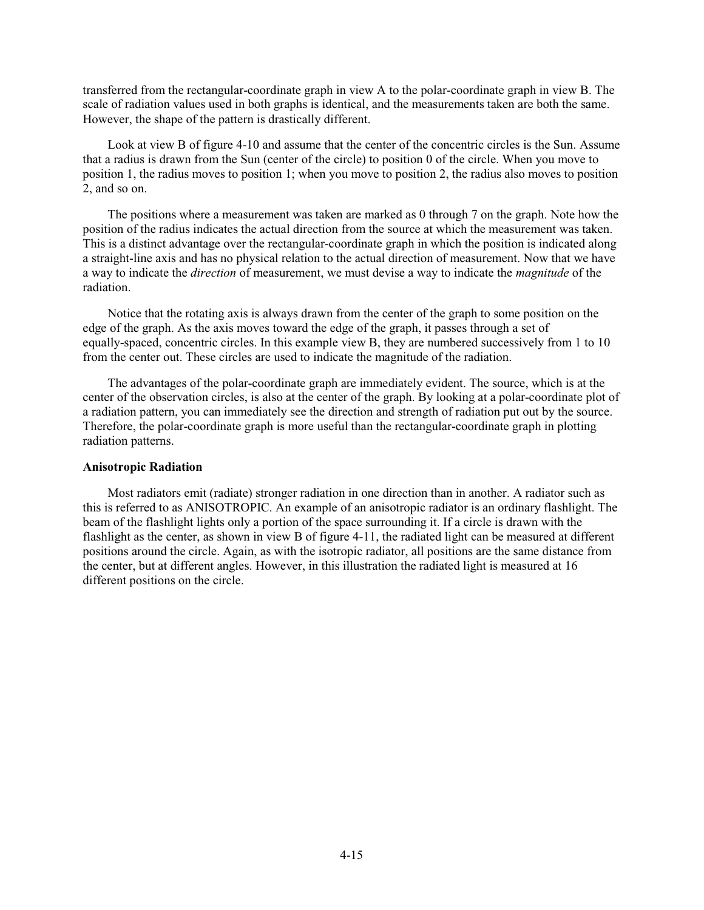transferred from the rectangular-coordinate graph in view A to the polar-coordinate graph in view B. The scale of radiation values used in both graphs is identical, and the measurements taken are both the same. However, the shape of the pattern is drastically different.

Look at view B of figure 4-10 and assume that the center of the concentric circles is the Sun. Assume that a radius is drawn from the Sun (center of the circle) to position 0 of the circle. When you move to position 1, the radius moves to position 1; when you move to position 2, the radius also moves to position 2, and so on.

The positions where a measurement was taken are marked as 0 through 7 on the graph. Note how the position of the radius indicates the actual direction from the source at which the measurement was taken. This is a distinct advantage over the rectangular-coordinate graph in which the position is indicated along a straight-line axis and has no physical relation to the actual direction of measurement. Now that we have a way to indicate the *direction* of measurement, we must devise a way to indicate the *magnitude* of the radiation.

Notice that the rotating axis is always drawn from the center of the graph to some position on the edge of the graph. As the axis moves toward the edge of the graph, it passes through a set of equally-spaced, concentric circles. In this example view B, they are numbered successively from 1 to 10 from the center out. These circles are used to indicate the magnitude of the radiation.

The advantages of the polar-coordinate graph are immediately evident. The source, which is at the center of the observation circles, is also at the center of the graph. By looking at a polar-coordinate plot of a radiation pattern, you can immediately see the direction and strength of radiation put out by the source. Therefore, the polar-coordinate graph is more useful than the rectangular-coordinate graph in plotting radiation patterns.

**Anisotropic Radiation**

Most radiators emit (radiate) stronger radiation in one direction than in another. A radiator such as this is referred to as ANISOTROPIC. An example of an anisotropic radiator is an ordinary flashlight. The beam of the flashlight lights only a portion of the space surrounding it. If a circle is drawn with the flashlight as the center, as shown in view B of figure 4-11, the radiated light can be measured at different positions around the circle. Again, as with the isotropic radiator, all positions are the same distance from the center, but at different angles. However, in this illustration the radiated light is measured at 16 different positions on the circle.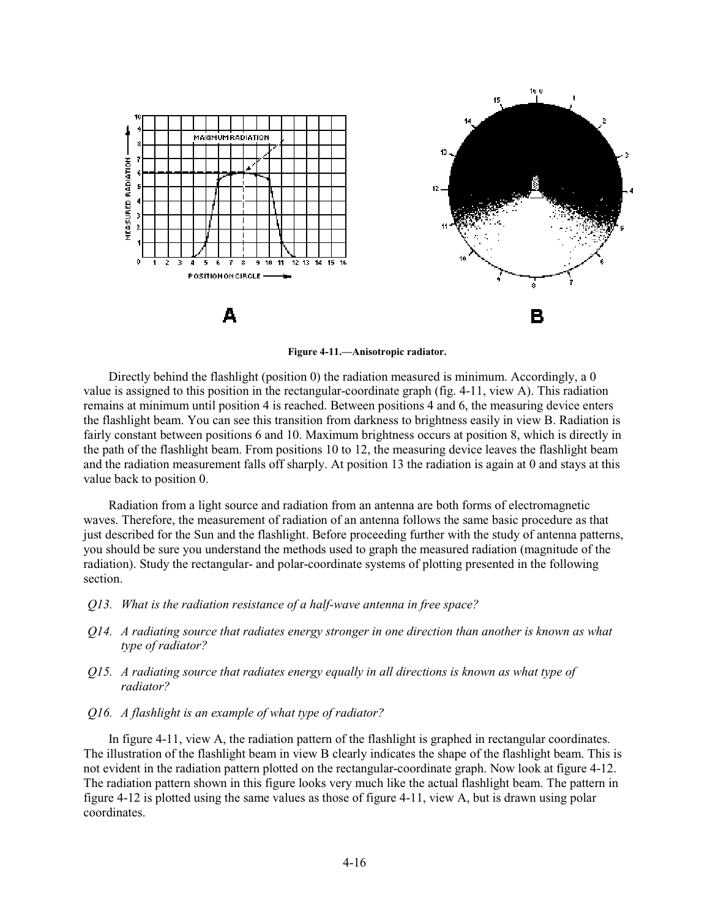MAXIMUM RADIATION

MEASURED RADIATION

POSITION ON CIRCLE

0 1 2 3 4 5 6 7 8 9 10 11 12 13 14 15 16

1 2 3 4 5 6 7 8 9 10

16 0 1 2 3 4 5 6 7 8 9 10 11 12 13 14 15

A

B

**Figure 4-11.—Anisotropic radiator.**

Directly behind the flashlight (position 0) the radiation measured is minimum. Accordingly, a 0 value is assigned to this position in the rectangular-coordinate graph (fig. 4-11, view A). This radiation remains at minimum until position 4 is reached. Between positions 4 and 6, the measuring device enters the flashlight beam. You can see this transition from darkness to brightness easily in view B. Radiation is fairly constant between positions 6 and 10. Maximum brightness occurs at position 8, which is directly in the path of the flashlight beam. From positions 10 to 12, the measuring device leaves the flashlight beam and the radiation measurement falls off sharply. At position 13 the radiation is again at 0 and stays at this value back to position 0.

Radiation from a light source and radiation from an antenna are both forms of electromagnetic waves. Therefore, the measurement of radiation of an antenna follows the same basic procedure as that just described for the Sun and the flashlight. Before proceeding further with the study of antenna patterns, you should be sure you understand the methods used to graph the measured radiation (magnitude of the radiation). Study the rectangular- and polar-coordinate systems of plotting presented in the following section.

*Q13. What is the radiation resistance of a half-wave antenna in free space?*

*Q14. A radiating source that radiates energy stronger in one direction than another is known as what type of radiator?*

*Q15. A radiating source that radiates energy equally in all directions is known as what type of radiator?*

*Q16. A flashlight is an example of what type of radiator?*

In figure 4-11, view A, the radiation pattern of the flashlight is graphed in rectangular coordinates. The illustration of the flashlight beam in view B clearly indicates the shape of the flashlight beam. This is not evident in the radiation pattern plotted on the rectangular-coordinate graph. Now look at figure 4-12. The radiation pattern shown in this figure looks very much like the actual flashlight beam. The pattern in figure 4-12 is plotted using the same values as those of figure 4-11, view A, but is drawn using polar coordinates.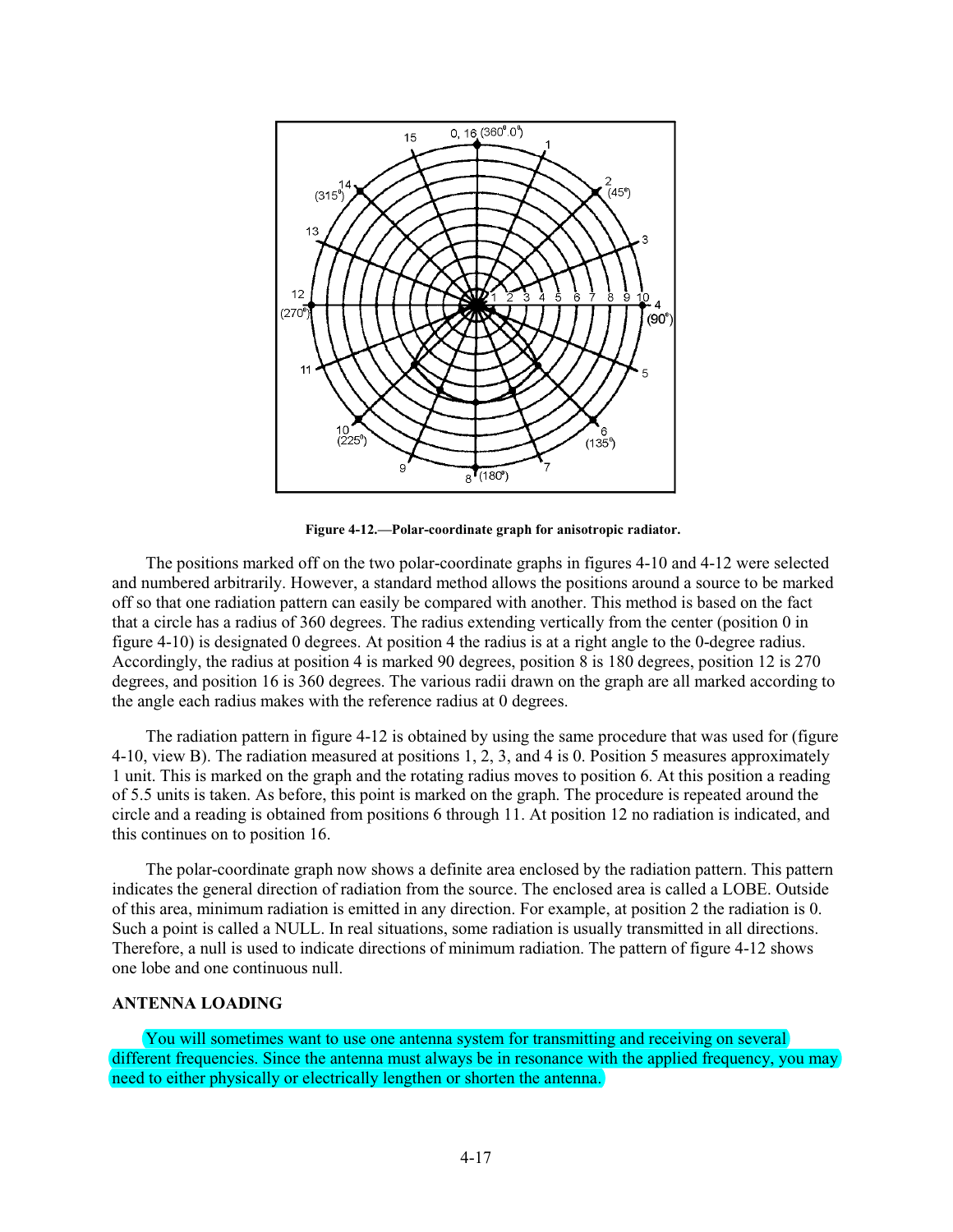15

0, 16 (360°.0°)

1

2 (45°)

14 (315°)

13

3

12 (270°)

1 2 3 4 5 6 7 8 9 10

4 (90°)

11

5

10 (225°)

6 (135°)

9

8 (180°)

7

**Figure 4-12.—Polar-coordinate graph for anisotropic radiator.**

The positions marked off on the two polar-coordinate graphs in figures 4-10 and 4-12 were selected and numbered arbitrarily. However, a standard method allows the positions around a source to be marked off so that one radiation pattern can easily be compared with another. This method is based on the fact that a circle has a radius of 360 degrees. The radius extending vertically from the center (position 0 in figure 4-10) is designated 0 degrees. At position 4 the radius is at a right angle to the 0-degree radius. Accordingly, the radius at position 4 is marked 90 degrees, position 8 is 180 degrees, position 12 is 270 degrees, and position 16 is 360 degrees. The various radii drawn on the graph are all marked according to the angle each radius makes with the reference radius at 0 degrees.

The radiation pattern in figure 4-12 is obtained by using the same procedure that was used for (figure 4-10, view B). The radiation measured at positions 1, 2, 3, and 4 is 0. Position 5 measures approximately 1 unit. This is marked on the graph and the rotating radius moves to position 6. At this position a reading of 5.5 units is taken. As before, this point is marked on the graph. The procedure is repeated around the circle and a reading is obtained from positions 6 through 11. At position 12 no radiation is indicated, and this continues on to position 16.

The polar-coordinate graph now shows a definite area enclosed by the radiation pattern. This pattern indicates the general direction of radiation from the source. The enclosed area is called a LOBE. Outside of this area, minimum radiation is emitted in any direction. For example, at position 2 the radiation is 0. Such a point is called a NULL. In real situations, some radiation is usually transmitted in all directions. Therefore, a null is used to indicate directions of minimum radiation. The pattern of figure 4-12 shows one lobe and one continuous null.

## ANTENNA LOADING

You will sometimes want to use one antenna system for transmitting and receiving on several different frequencies. Since the antenna must always be in resonance with the applied frequency, you may need to either physically or electrically lengthen or shorten the antenna.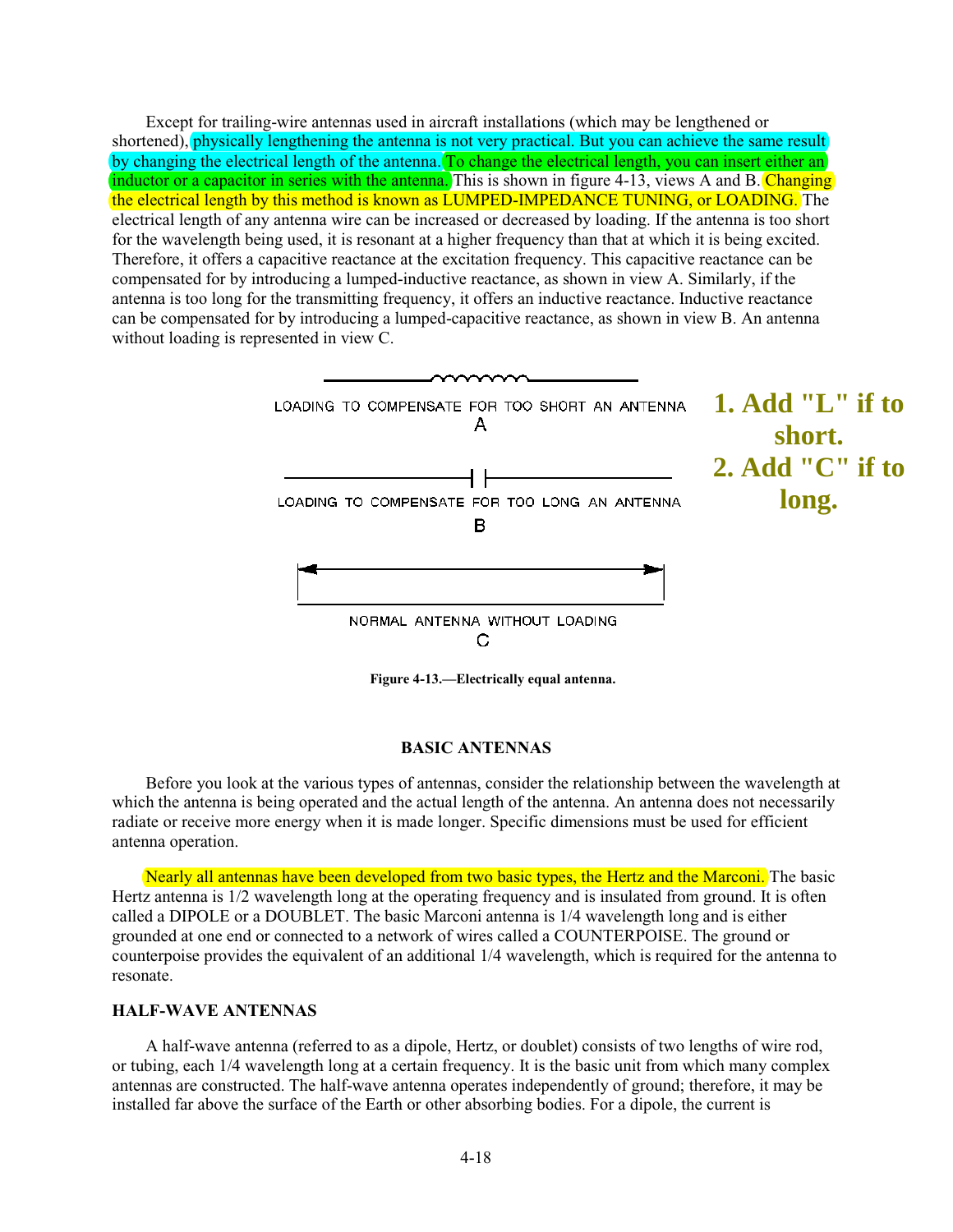Except for trailing-wire antennas used in aircraft installations (which may be lengthened or shortened), physically lengthening the antenna is not very practical. But you can achieve the same result by changing the electrical length of the antenna. To change the electrical length, you can insert either an inductor or a capacitor in series with the antenna. This is shown in figure 4-13, views A and B. Changing the electrical length by this method is known as LUMPED-IMPEDANCE TUNING, or LOADING. The electrical length of any antenna wire can be increased or decreased by loading. If the antenna is too short for the wavelength being used, it is resonant at a higher frequency than that at which it is being excited. Therefore, it offers a capacitive reactance at the excitation frequency. This capacitive reactance can be compensated for by introducing a lumped-inductive reactance, as shown in view A. Similarly, if the antenna is too long for the transmitting frequency, it offers an inductive reactance. Inductive reactance can be compensated for by introducing a lumped-capacitive reactance, as shown in view B. An antenna without loading is represented in view C.

LOADING TO COMPENSATE FOR TOO SHORT AN ANTENNA
A

LOADING TO COMPENSATE FOR TOO LONG AN ANTENNA
B

NORMAL ANTENNA WITHOUT LOADING
C

**1. Add "L" if to short.**
**2. Add "C" if to long.**

**Figure 4-13.—Electrically equal antenna.**

## BASIC ANTENNAS

Before you look at the various types of antennas, consider the relationship between the wavelength at which the antenna is being operated and the actual length of the antenna. An antenna does not necessarily radiate or receive more energy when it is made longer. Specific dimensions must be used for efficient antenna operation.

Nearly all antennas have been developed from two basic types, the Hertz and the Marconi. The basic Hertz antenna is 1/2 wavelength long at the operating frequency and is insulated from ground. It is often called a DIPOLE or a DOUBLET. The basic Marconi antenna is 1/4 wavelength long and is either grounded at one end or connected to a network of wires called a COUNTERPOISE. The ground or counterpoise provides the equivalent of an additional 1/4 wavelength, which is required for the antenna to resonate.

### HALF-WAVE ANTENNAS

A half-wave antenna (referred to as a dipole, Hertz, or doublet) consists of two lengths of wire rod, or tubing, each 1/4 wavelength long at a certain frequency. It is the basic unit from which many complex antennas are constructed. The half-wave antenna operates independently of ground; therefore, it may be installed far above the surface of the Earth or other absorbing bodies. For a dipole, the current is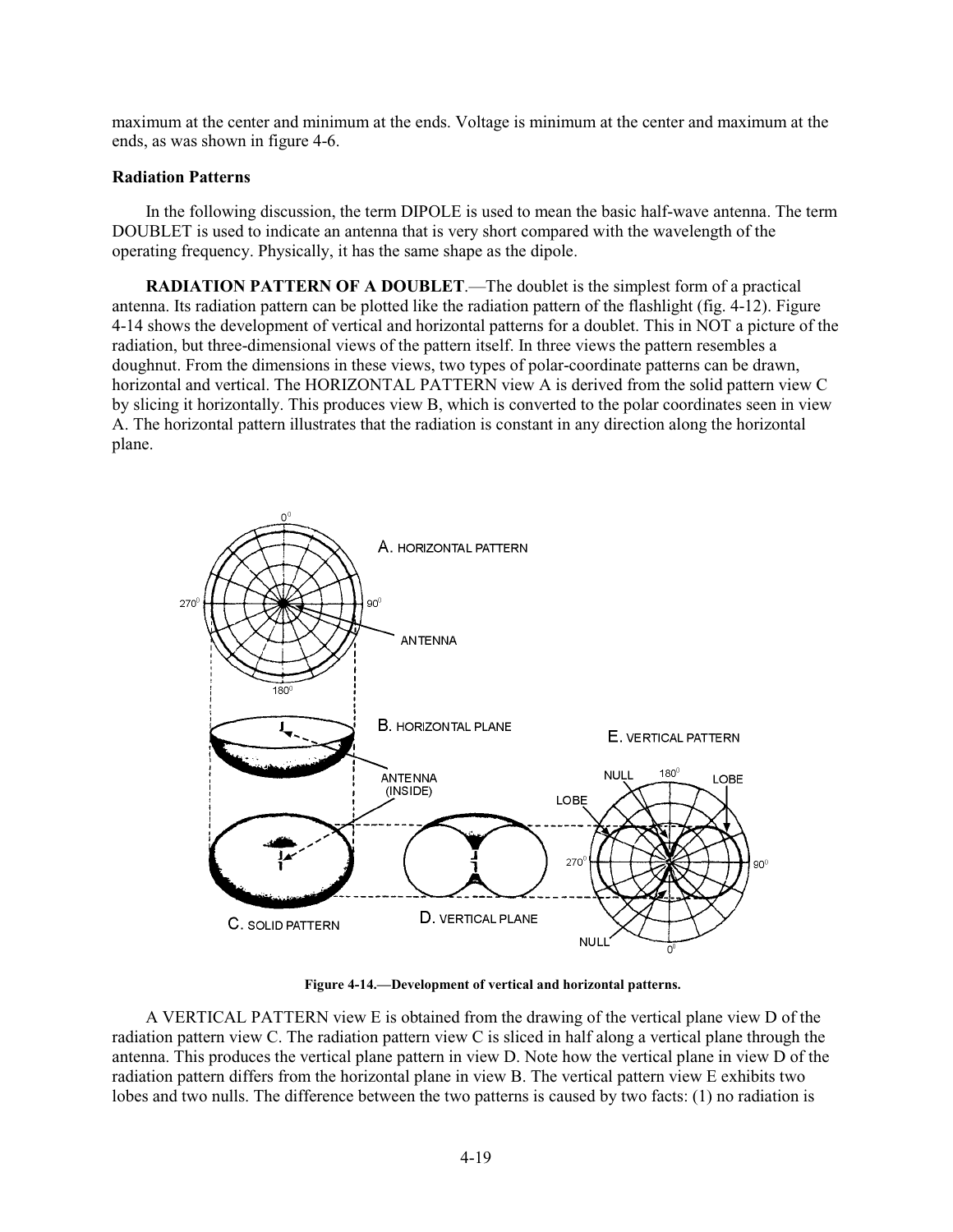maximum at the center and minimum at the ends. Voltage is minimum at the center and maximum at the ends, as was shown in figure 4-6.

### Radiation Patterns

In the following discussion, the term DIPOLE is used to mean the basic half-wave antenna. The term DOUBLET is used to indicate an antenna that is very short compared with the wavelength of the operating frequency. Physically, it has the same shape as the dipole.

**RADIATION PATTERN OF A DOUBLET**.—The doublet is the simplest form of a practical antenna. Its radiation pattern can be plotted like the radiation pattern of the flashlight (fig. 4-12). Figure 4-14 shows the development of vertical and horizontal patterns for a doublet. This in NOT a picture of the radiation, but three-dimensional views of the pattern itself. In three views the pattern resembles a doughnut. From the dimensions in these views, two types of polar-coordinate patterns can be drawn, horizontal and vertical. The HORIZONTAL PATTERN view A is derived from the solid pattern view C by slicing it horizontally. This produces view B, which is converted to the polar coordinates seen in view A. The horizontal pattern illustrates that the radiation is constant in any direction along the horizontal plane.

A. HORIZONTAL PATTERN
0°
90°
180°
270°
ANTENNA
B. HORIZONTAL PLANE
ANTENNA (INSIDE)
C. SOLID PATTERN
D. VERTICAL PLANE
E. VERTICAL PATTERN
NULL
180°
LOBE
LOBE
270°
90°
NULL
0°

**Figure 4-14.—Development of vertical and horizontal patterns.**

A VERTICAL PATTERN view E is obtained from the drawing of the vertical plane view D of the radiation pattern view C. The radiation pattern view C is sliced in half along a vertical plane through the antenna. This produces the vertical plane pattern in view D. Note how the vertical plane in view D of the radiation pattern differs from the horizontal plane in view B. The vertical pattern view E exhibits two lobes and two nulls. The difference between the two patterns is caused by two facts: (1) no radiation is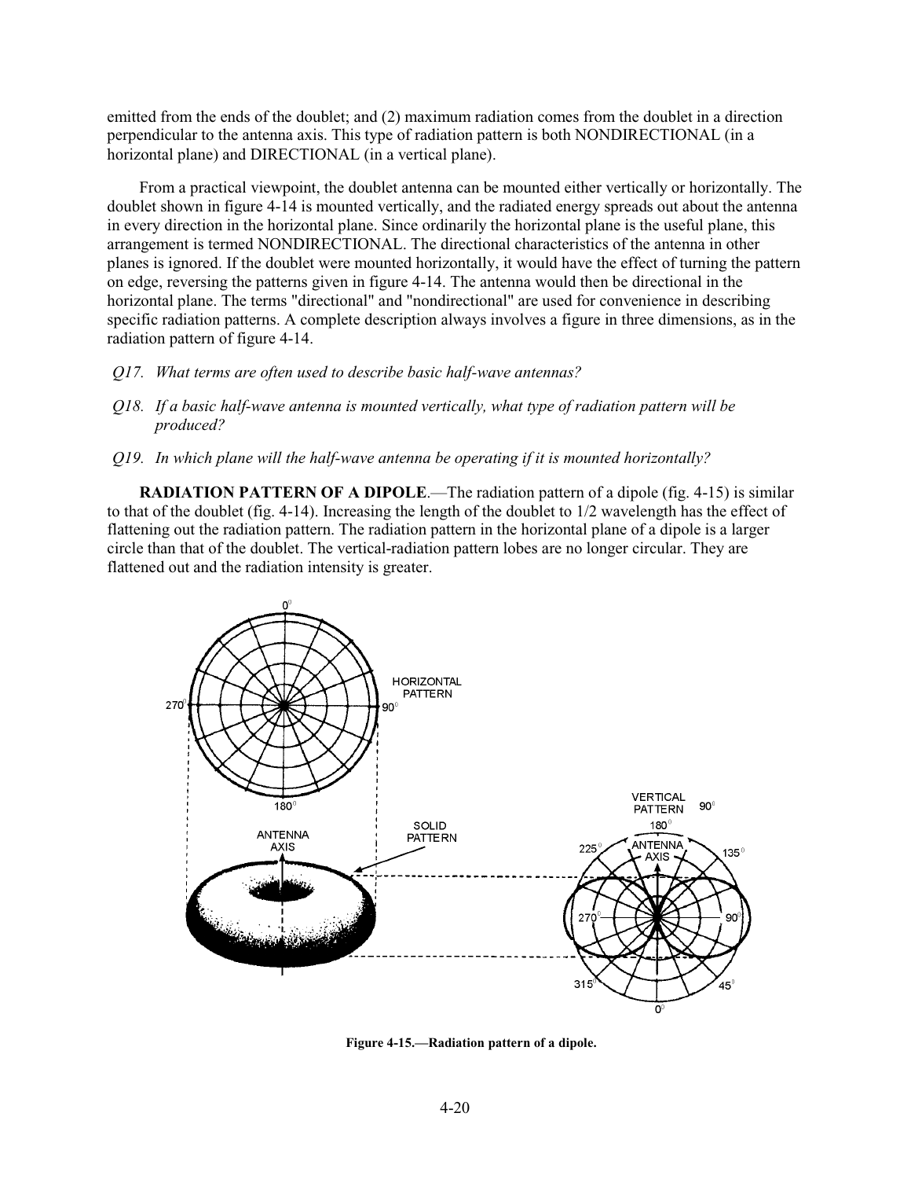emitted from the ends of the doublet; and (2) maximum radiation comes from the doublet in a direction perpendicular to the antenna axis. This type of radiation pattern is both NONDIRECTIONAL (in a horizontal plane) and DIRECTIONAL (in a vertical plane).

From a practical viewpoint, the doublet antenna can be mounted either vertically or horizontally. The doublet shown in figure 4-14 is mounted vertically, and the radiated energy spreads out about the antenna in every direction in the horizontal plane. Since ordinarily the horizontal plane is the useful plane, this arrangement is termed NONDIRECTIONAL. The directional characteristics of the antenna in other planes is ignored. If the doublet were mounted horizontally, it would have the effect of turning the pattern on edge, reversing the patterns given in figure 4-14. The antenna would then be directional in the horizontal plane. The terms "directional" and "nondirectional" are used for convenience in describing specific radiation patterns. A complete description always involves a figure in three dimensions, as in the radiation pattern of figure 4-14.

*Q17. What terms are often used to describe basic half-wave antennas?*

*Q18. If a basic half-wave antenna is mounted vertically, what type of radiation pattern will be produced?*

*Q19. In which plane will the half-wave antenna be operating if it is mounted horizontally?*

**RADIATION PATTERN OF A DIPOLE**.—The radiation pattern of a dipole (fig. 4-15) is similar to that of the doublet (fig. 4-14). Increasing the length of the doublet to 1/2 wavelength has the effect of flattening out the radiation pattern. The radiation pattern in the horizontal plane of a dipole is a larger circle than that of the doublet. The vertical-radiation pattern lobes are no longer circular. They are flattened out and the radiation intensity is greater.

0°
270°
90°
180°
HORIZONTAL PATTERN
ANTENNA AXIS
SOLID PATTERN
VERTICAL PATTERN 90°
180°
225°
ANTENNA AXIS
135°
270°
90°
315°
45°
0°

**Figure 4-15.—Radiation pattern of a dipole.**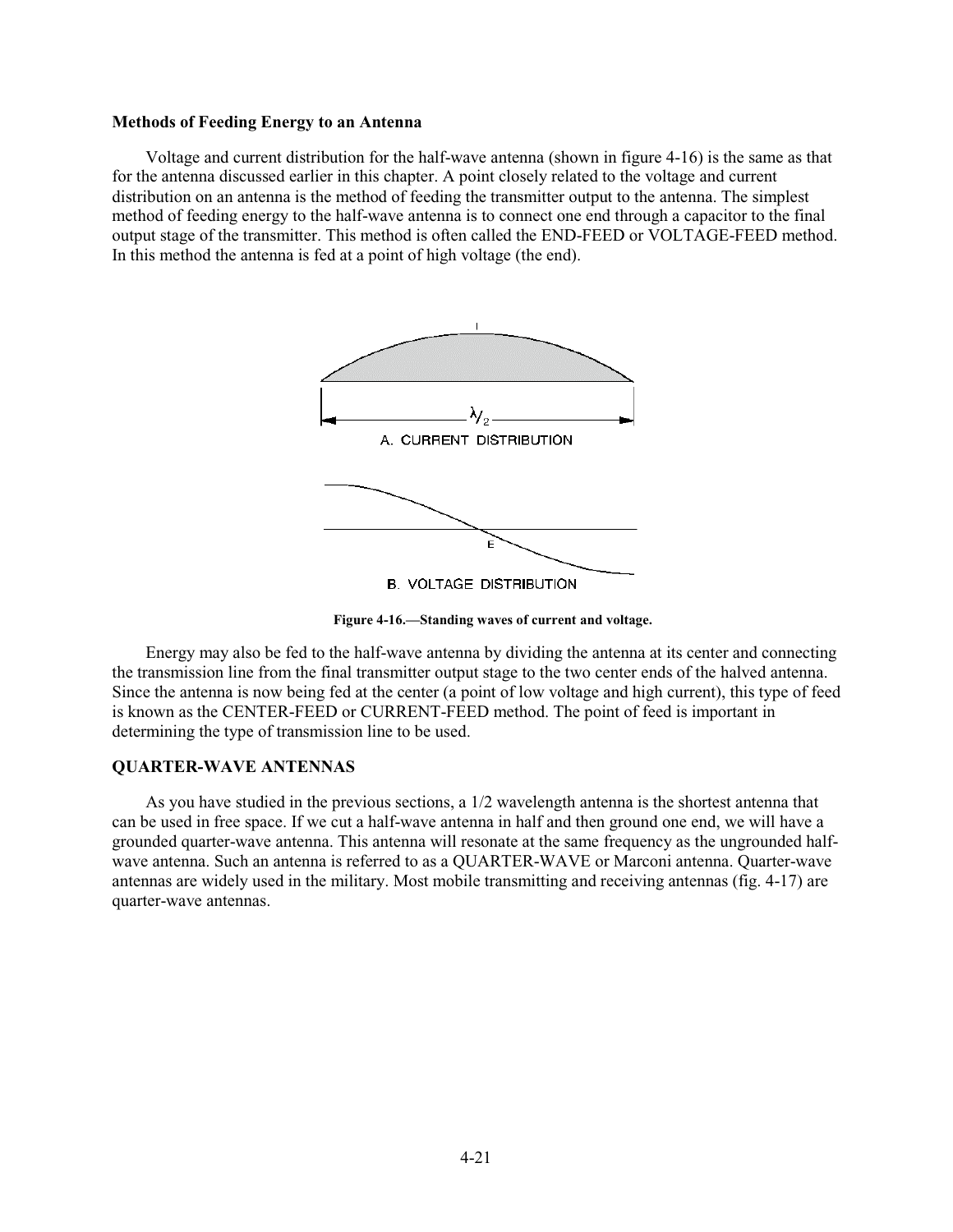### Methods of Feeding Energy to an Antenna

Voltage and current distribution for the half-wave antenna (shown in figure 4-16) is the same as that for the antenna discussed earlier in this chapter. A point closely related to the voltage and current distribution on an antenna is the method of feeding the transmitter output to the antenna. The simplest method of feeding energy to the half-wave antenna is to connect one end through a capacitor to the final output stage of the transmitter. This method is often called the END-FEED or VOLTAGE-FEED method. In this method the antenna is fed at a point of high voltage (the end).

I

$\lambda/2$

A. CURRENT DISTRIBUTION

E

B. VOLTAGE DISTRIBUTION

**Figure 4-16.—Standing waves of current and voltage.**

Energy may also be fed to the half-wave antenna by dividing the antenna at its center and connecting the transmission line from the final transmitter output stage to the two center ends of the halved antenna. Since the antenna is now being fed at the center (a point of low voltage and high current), this type of feed is known as the CENTER-FEED or CURRENT-FEED method. The point of feed is important in determining the type of transmission line to be used.

## QUARTER-WAVE ANTENNAS

As you have studied in the previous sections, a 1/2 wavelength antenna is the shortest antenna that can be used in free space. If we cut a half-wave antenna in half and then ground one end, we will have a grounded quarter-wave antenna. This antenna will resonate at the same frequency as the ungrounded half-wave antenna. Such an antenna is referred to as a QUARTER-WAVE or Marconi antenna. Quarter-wave antennas are widely used in the military. Most mobile transmitting and receiving antennas (fig. 4-17) are quarter-wave antennas.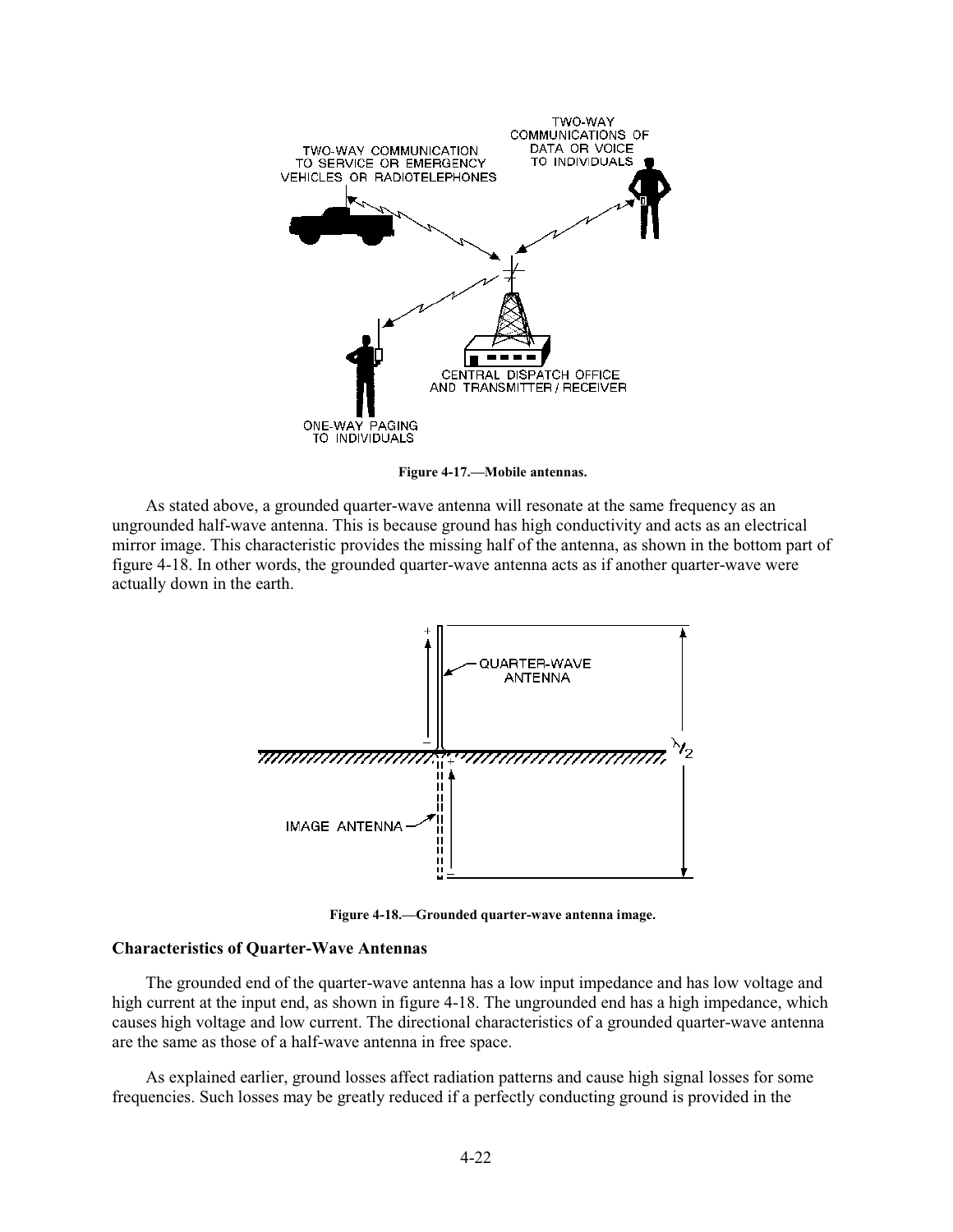TWO-WAY COMMUNICATION TO SERVICE OR EMERGENCY VEHICLES OR RADIOTELEPHONES

TWO-WAY COMMUNICATIONS OF DATA OR VOICE TO INDIVIDUALS

ONE-WAY PAGING TO INDIVIDUALS

CENTRAL DISPATCH OFFICE AND TRANSMITTER / RECEIVER

**Figure 4-17.—Mobile antennas.**

As stated above, a grounded quarter-wave antenna will resonate at the same frequency as an ungrounded half-wave antenna. This is because ground has high conductivity and acts as an electrical mirror image. This characteristic provides the missing half of the antenna, as shown in the bottom part of figure 4-18. In other words, the grounded quarter-wave antenna acts as if another quarter-wave were actually down in the earth.

QUARTER-WAVE ANTENNA

IMAGE ANTENNA

$\lambda/2$

**Figure 4-18.—Grounded quarter-wave antenna image.**

### Characteristics of Quarter-Wave Antennas

The grounded end of the quarter-wave antenna has a low input impedance and has low voltage and high current at the input end, as shown in figure 4-18. The ungrounded end has a high impedance, which causes high voltage and low current. The directional characteristics of a grounded quarter-wave antenna are the same as those of a half-wave antenna in free space.

As explained earlier, ground losses affect radiation patterns and cause high signal losses for some frequencies. Such losses may be greatly reduced if a perfectly conducting ground is provided in the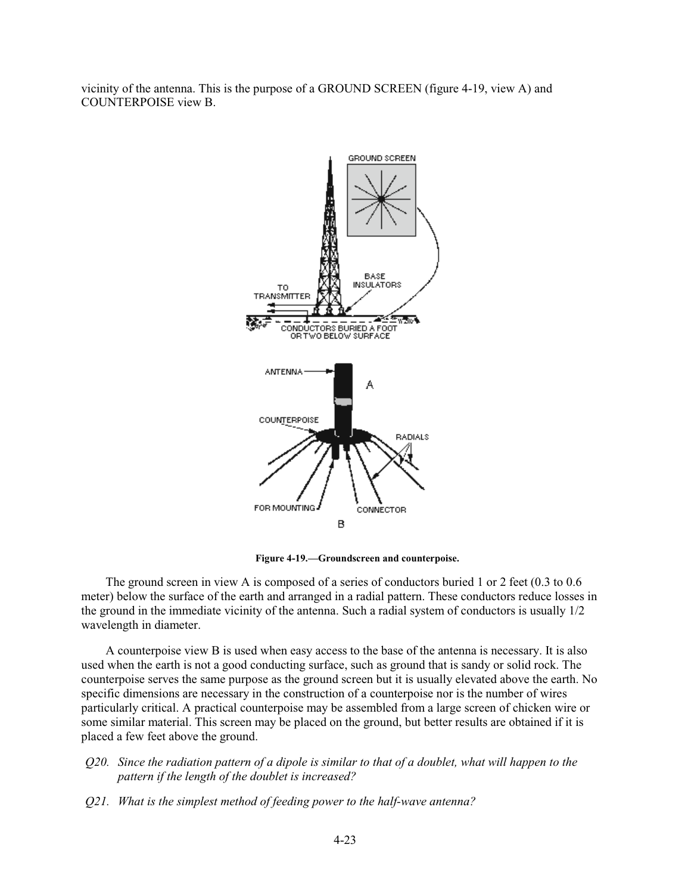vicinity of the antenna. This is the purpose of a GROUND SCREEN (figure 4-19, view A) and COUNTERPOISE view B.

GROUND SCREEN

TO TRANSMITTER

BASE INSULATORS

CONDUCTORS BURIED A FOOT OR TWO BELOW SURFACE

ANTENNA

A

COUNTERPOISE

RADIALS

FOR MOUNTING

CONNECTOR

B

**Figure 4-19.—Groundscreen and counterpoise.**

The ground screen in view A is composed of a series of conductors buried 1 or 2 feet (0.3 to 0.6 meter) below the surface of the earth and arranged in a radial pattern. These conductors reduce losses in the ground in the immediate vicinity of the antenna. Such a radial system of conductors is usually 1/2 wavelength in diameter.

A counterpoise view B is used when easy access to the base of the antenna is necessary. It is also used when the earth is not a good conducting surface, such as ground that is sandy or solid rock. The counterpoise serves the same purpose as the ground screen but it is usually elevated above the earth. No specific dimensions are necessary in the construction of a counterpoise nor is the number of wires particularly critical. A practical counterpoise may be assembled from a large screen of chicken wire or some similar material. This screen may be placed on the ground, but better results are obtained if it is placed a few feet above the ground.

*Q20. Since the radiation pattern of a dipole is similar to that of a doublet, what will happen to the pattern if the length of the doublet is increased?*

*Q21. What is the simplest method of feeding power to the half-wave antenna?*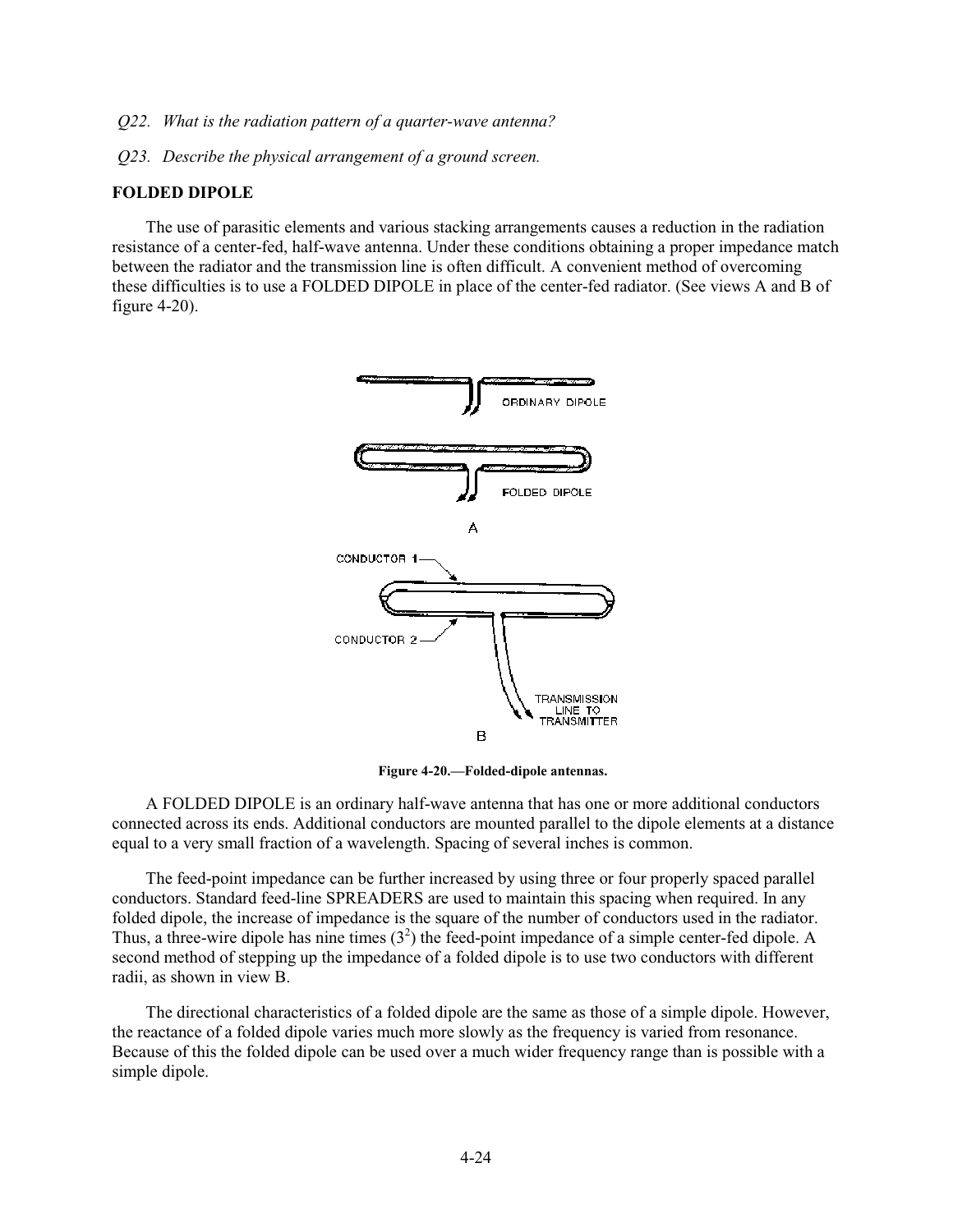*Q22. What is the radiation pattern of a quarter-wave antenna?*

*Q23. Describe the physical arrangement of a ground screen.*

**FOLDED DIPOLE**

The use of parasitic elements and various stacking arrangements causes a reduction in the radiation resistance of a center-fed, half-wave antenna. Under these conditions obtaining a proper impedance match between the radiator and the transmission line is often difficult. A convenient method of overcoming these difficulties is to use a FOLDED DIPOLE in place of the center-fed radiator. (See views A and B of figure 4-20).

ORDINARY DIPOLE

FOLDED DIPOLE

A

CONDUCTOR 1

CONDUCTOR 2

TRANSMISSION LINE TO TRANSMITTER

B

**Figure 4-20.—Folded-dipole antennas.**

A FOLDED DIPOLE is an ordinary half-wave antenna that has one or more additional conductors connected across its ends. Additional conductors are mounted parallel to the dipole elements at a distance equal to a very small fraction of a wavelength. Spacing of several inches is common.

The feed-point impedance can be further increased by using three or four properly spaced parallel conductors. Standard feed-line SPREADERS are used to maintain this spacing when required. In any folded dipole, the increase of impedance is the square of the number of conductors used in the radiator. Thus, a three-wire dipole has nine times ($3^2$) the feed-point impedance of a simple center-fed dipole. A second method of stepping up the impedance of a folded dipole is to use two conductors with different radii, as shown in view B.

The directional characteristics of a folded dipole are the same as those of a simple dipole. However, the reactance of a folded dipole varies much more slowly as the frequency is varied from resonance. Because of this the folded dipole can be used over a much wider frequency range than is possible with a simple dipole.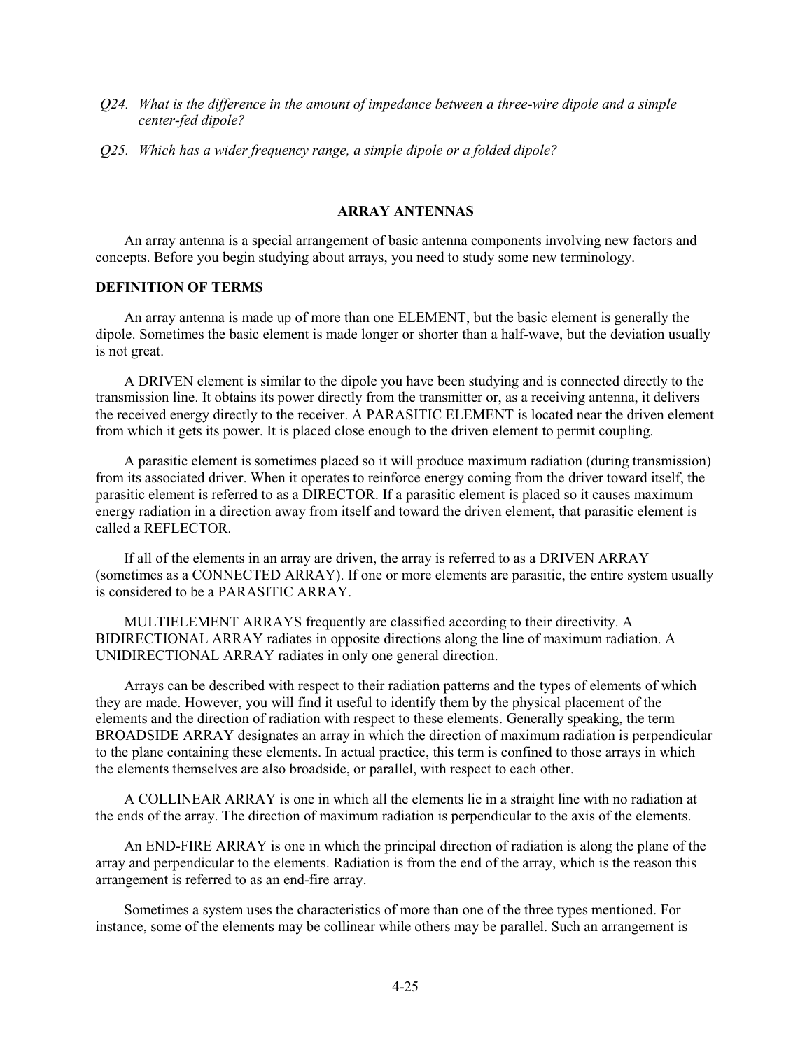*Q24. What is the difference in the amount of impedance between a three-wire dipole and a simple center-fed dipole?*

*Q25. Which has a wider frequency range, a simple dipole or a folded dipole?*

## ARRAY ANTENNAS

An array antenna is a special arrangement of basic antenna components involving new factors and concepts. Before you begin studying about arrays, you need to study some new terminology.

### DEFINITION OF TERMS

An array antenna is made up of more than one ELEMENT, but the basic element is generally the dipole. Sometimes the basic element is made longer or shorter than a half-wave, but the deviation usually is not great.

A DRIVEN element is similar to the dipole you have been studying and is connected directly to the transmission line. It obtains its power directly from the transmitter or, as a receiving antenna, it delivers the received energy directly to the receiver. A PARASITIC ELEMENT is located near the driven element from which it gets its power. It is placed close enough to the driven element to permit coupling.

A parasitic element is sometimes placed so it will produce maximum radiation (during transmission) from its associated driver. When it operates to reinforce energy coming from the driver toward itself, the parasitic element is referred to as a DIRECTOR. If a parasitic element is placed so it causes maximum energy radiation in a direction away from itself and toward the driven element, that parasitic element is called a REFLECTOR.

If all of the elements in an array are driven, the array is referred to as a DRIVEN ARRAY (sometimes as a CONNECTED ARRAY). If one or more elements are parasitic, the entire system usually is considered to be a PARASITIC ARRAY.

MULTIELEMENT ARRAYS frequently are classified according to their directivity. A BIDIRECTIONAL ARRAY radiates in opposite directions along the line of maximum radiation. A UNIDIRECTIONAL ARRAY radiates in only one general direction.

Arrays can be described with respect to their radiation patterns and the types of elements of which they are made. However, you will find it useful to identify them by the physical placement of the elements and the direction of radiation with respect to these elements. Generally speaking, the term BROADSIDE ARRAY designates an array in which the direction of maximum radiation is perpendicular to the plane containing these elements. In actual practice, this term is confined to those arrays in which the elements themselves are also broadside, or parallel, with respect to each other.

A COLLINEAR ARRAY is one in which all the elements lie in a straight line with no radiation at the ends of the array. The direction of maximum radiation is perpendicular to the axis of the elements.

An END-FIRE ARRAY is one in which the principal direction of radiation is along the plane of the array and perpendicular to the elements. Radiation is from the end of the array, which is the reason this arrangement is referred to as an end-fire array.

Sometimes a system uses the characteristics of more than one of the three types mentioned. For instance, some of the elements may be collinear while others may be parallel. Such an arrangement is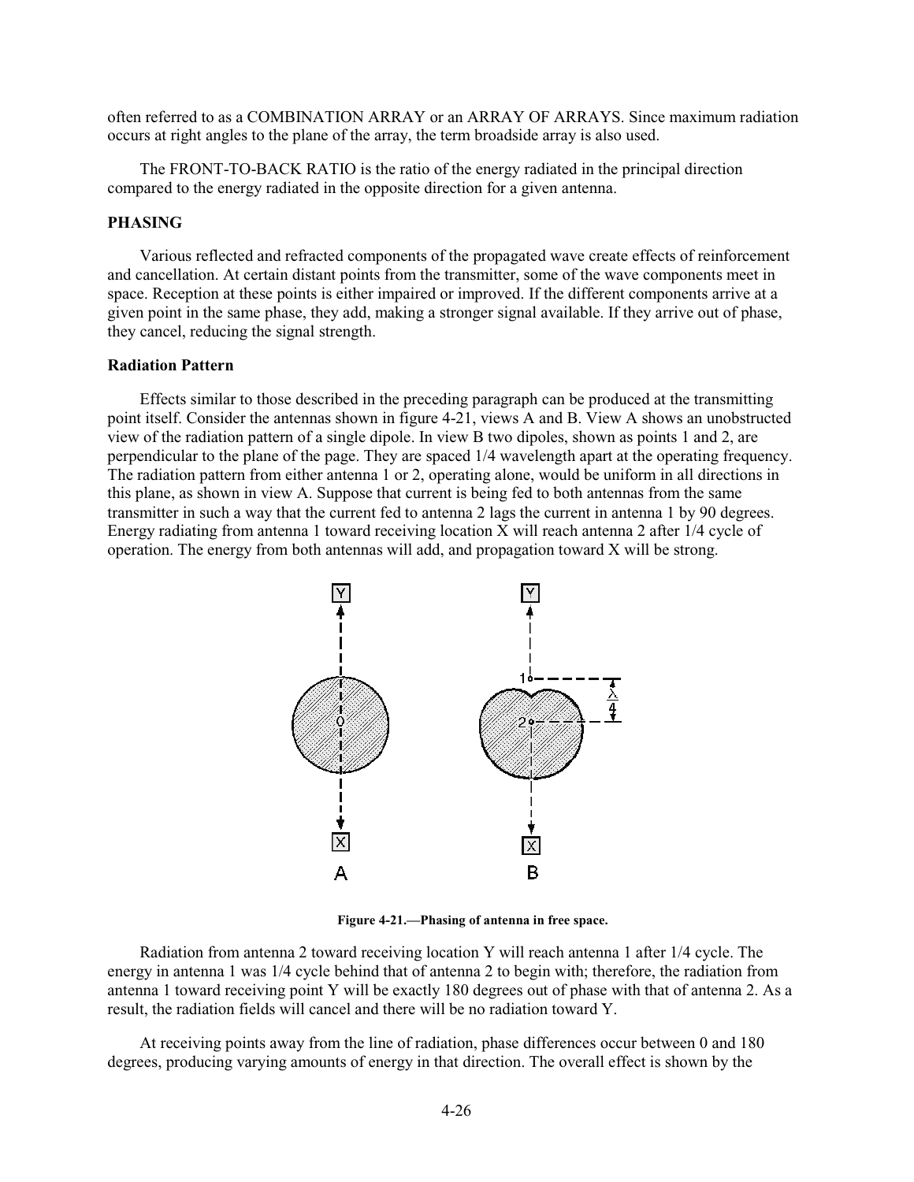often referred to as a COMBINATION ARRAY or an ARRAY OF ARRAYS. Since maximum radiation occurs at right angles to the plane of the array, the term broadside array is also used.

The FRONT-TO-BACK RATIO is the ratio of the energy radiated in the principal direction compared to the energy radiated in the opposite direction for a given antenna.

### PHASING

Various reflected and refracted components of the propagated wave create effects of reinforcement and cancellation. At certain distant points from the transmitter, some of the wave components meet in space. Reception at these points is either impaired or improved. If the different components arrive at a given point in the same phase, they add, making a stronger signal available. If they arrive out of phase, they cancel, reducing the signal strength.

#### Radiation Pattern

Effects similar to those described in the preceding paragraph can be produced at the transmitting point itself. Consider the antennas shown in figure 4-21, views A and B. View A shows an unobstructed view of the radiation pattern of a single dipole. In view B two dipoles, shown as points 1 and 2, are perpendicular to the plane of the page. They are spaced 1/4 wavelength apart at the operating frequency. The radiation pattern from either antenna 1 or 2, operating alone, would be uniform in all directions in this plane, as shown in view A. Suppose that current is being fed to both antennas from the same transmitter in such a way that the current fed to antenna 2 lags the current in antenna 1 by 90 degrees. Energy radiating from antenna 1 toward receiving location X will reach antenna 2 after 1/4 cycle of operation. The energy from both antennas will add, and propagation toward X will be strong.

Y
0
X
A

Y
1
2
$\frac{\lambda}{4}$
X
B

**Figure 4-21.—Phasing of antenna in free space.**

Radiation from antenna 2 toward receiving location Y will reach antenna 1 after 1/4 cycle. The energy in antenna 1 was 1/4 cycle behind that of antenna 2 to begin with; therefore, the radiation from antenna 1 toward receiving point Y will be exactly 180 degrees out of phase with that of antenna 2. As a result, the radiation fields will cancel and there will be no radiation toward Y.

At receiving points away from the line of radiation, phase differences occur between 0 and 180 degrees, producing varying amounts of energy in that direction. The overall effect is shown by the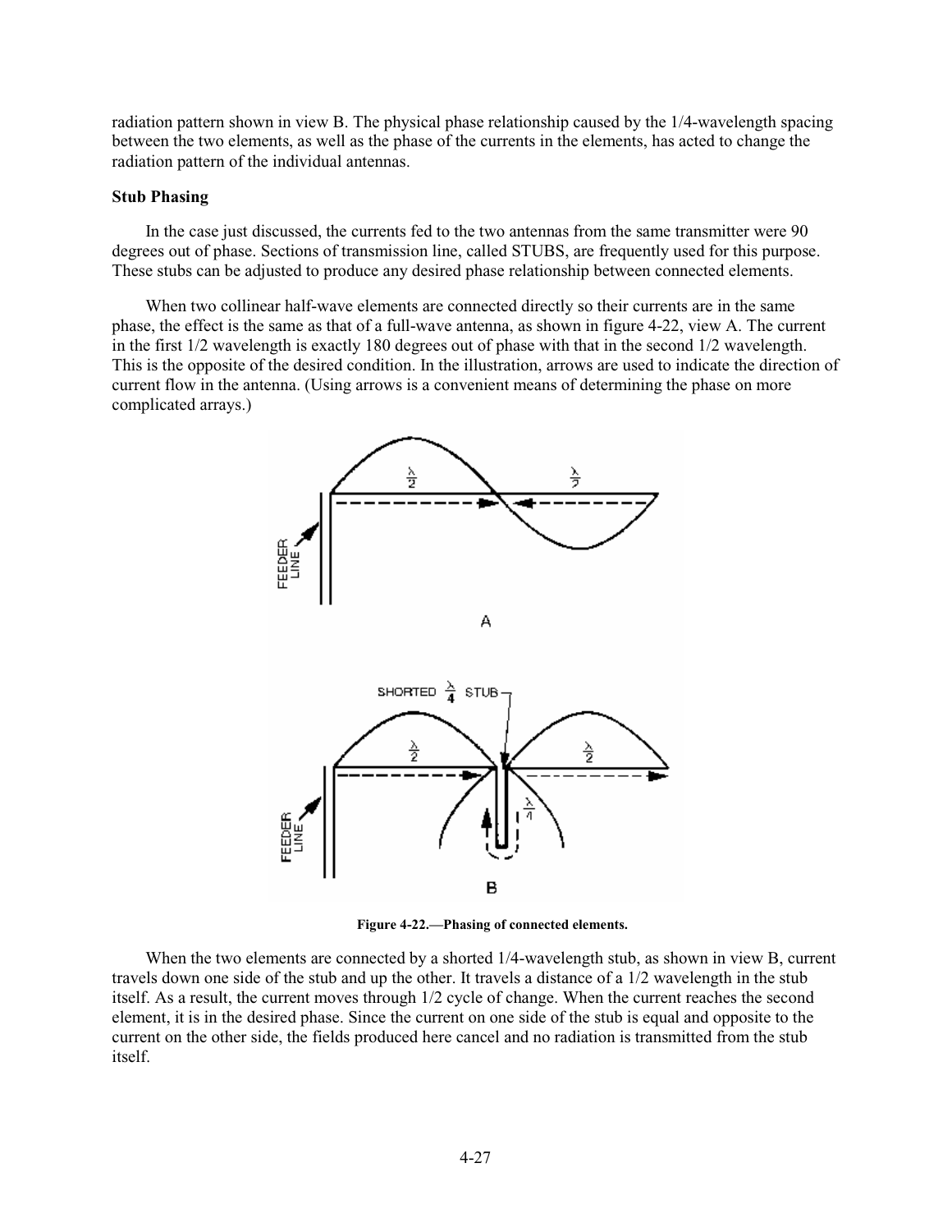radiation pattern shown in view B. The physical phase relationship caused by the 1/4-wavelength spacing between the two elements, as well as the phase of the currents in the elements, has acted to change the radiation pattern of the individual antennas.

**Stub Phasing**

In the case just discussed, the currents fed to the two antennas from the same transmitter were 90 degrees out of phase. Sections of transmission line, called STUBS, are frequently used for this purpose. These stubs can be adjusted to produce any desired phase relationship between connected elements.

When two collinear half-wave elements are connected directly so their currents are in the same phase, the effect is the same as that of a full-wave antenna, as shown in figure 4-22, view A. The current in the first 1/2 wavelength is exactly 180 degrees out of phase with that in the second 1/2 wavelength. This is the opposite of the desired condition. In the illustration, arrows are used to indicate the direction of current flow in the antenna. (Using arrows is a convenient means of determining the phase on more complicated arrays.)

FEEDER LINE

$\frac{\lambda}{2}$

$\frac{\lambda}{2}$

A

SHORTED $\frac{\lambda}{4}$ STUB

FEEDER LINE

$\frac{\lambda}{2}$

$\frac{\lambda}{2}$

$\frac{\lambda}{4}$

B

**Figure 4-22.—Phasing of connected elements.**

When the two elements are connected by a shorted 1/4-wavelength stub, as shown in view B, current travels down one side of the stub and up the other. It travels a distance of a 1/2 wavelength in the stub itself. As a result, the current moves through 1/2 cycle of change. When the current reaches the second element, it is in the desired phase. Since the current on one side of the stub is equal and opposite to the current on the other side, the fields produced here cancel and no radiation is transmitted from the stub itself.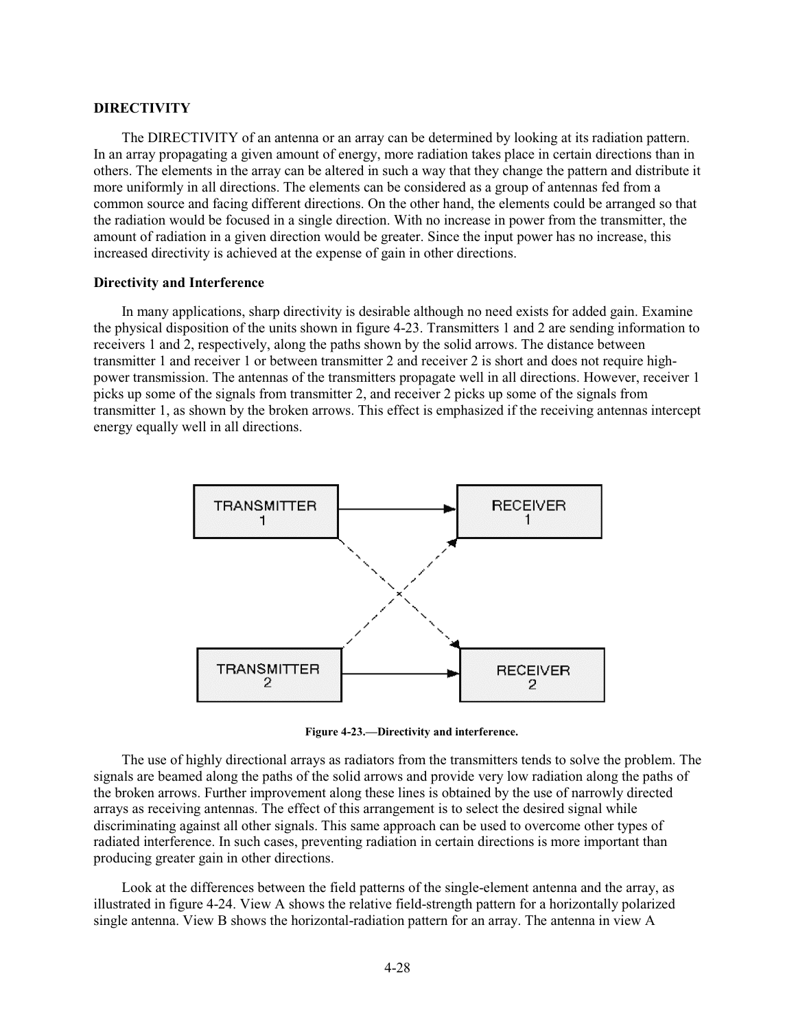## DIRECTIVITY

The DIRECTIVITY of an antenna or an array can be determined by looking at its radiation pattern. In an array propagating a given amount of energy, more radiation takes place in certain directions than in others. The elements in the array can be altered in such a way that they change the pattern and distribute it more uniformly in all directions. The elements can be considered as a group of antennas fed from a common source and facing different directions. On the other hand, the elements could be arranged so that the radiation would be focused in a single direction. With no increase in power from the transmitter, the amount of radiation in a given direction would be greater. Since the input power has no increase, this increased directivity is achieved at the expense of gain in other directions.

### Directivity and Interference

In many applications, sharp directivity is desirable although no need exists for added gain. Examine the physical disposition of the units shown in figure 4-23. Transmitters 1 and 2 are sending information to receivers 1 and 2, respectively, along the paths shown by the solid arrows. The distance between transmitter 1 and receiver 1 or between transmitter 2 and receiver 2 is short and does not require high-power transmission. The antennas of the transmitters propagate well in all directions. However, receiver 1 picks up some of the signals from transmitter 2, and receiver 2 picks up some of the signals from transmitter 1, as shown by the broken arrows. This effect is emphasized if the receiving antennas intercept energy equally well in all directions.

**Figure 4-23.—Directivity and interference.**

The use of highly directional arrays as radiators from the transmitters tends to solve the problem. The signals are beamed along the paths of the solid arrows and provide very low radiation along the paths of the broken arrows. Further improvement along these lines is obtained by the use of narrowly directed arrays as receiving antennas. The effect of this arrangement is to select the desired signal while discriminating against all other signals. This same approach can be used to overcome other types of radiated interference. In such cases, preventing radiation in certain directions is more important than producing greater gain in other directions.

Look at the differences between the field patterns of the single-element antenna and the array, as illustrated in figure 4-24. View A shows the relative field-strength pattern for a horizontally polarized single antenna. View B shows the horizontal-radiation pattern for an array. The antenna in view A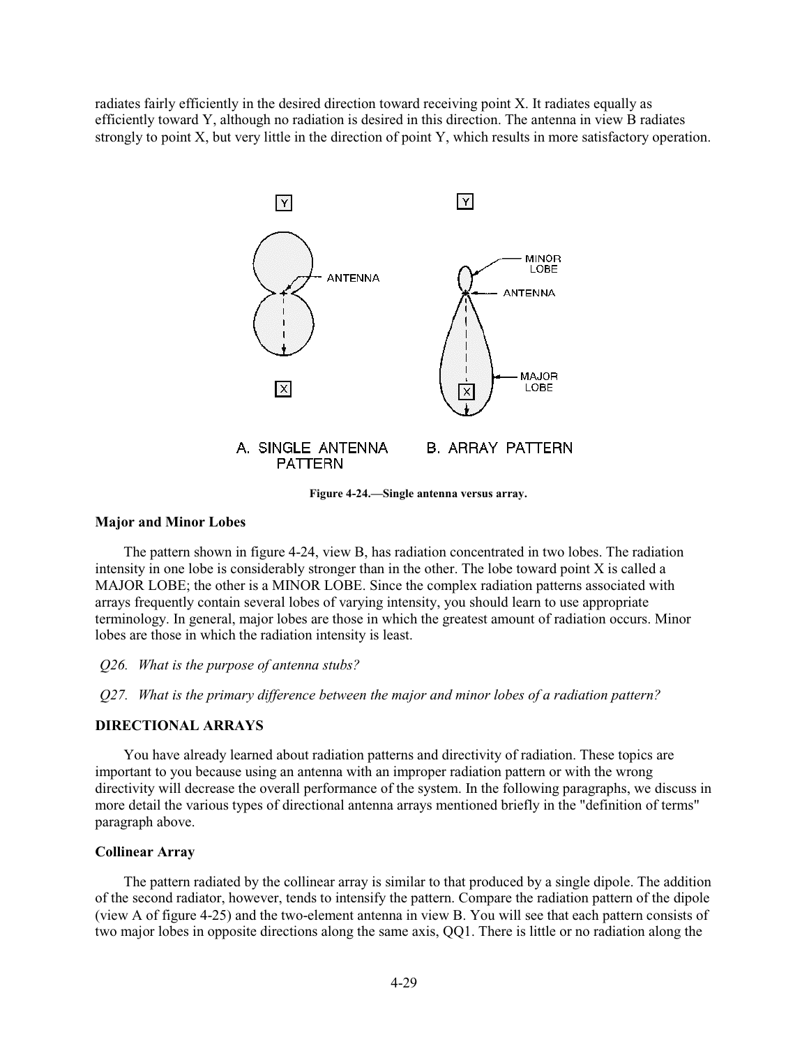radiates fairly efficiently in the desired direction toward receiving point X. It radiates equally as efficiently toward Y, although no radiation is desired in this direction. The antenna in view B radiates strongly to point X, but very little in the direction of point Y, which results in more satisfactory operation.

Y

ANTENNA

X

A. SINGLE ANTENNA PATTERN

Y

MINOR LOBE

ANTENNA

MAJOR LOBE

X

B. ARRAY PATTERN

**Figure 4-24.—Single antenna versus array.**

### Major and Minor Lobes

The pattern shown in figure 4-24, view B, has radiation concentrated in two lobes. The radiation intensity in one lobe is considerably stronger than in the other. The lobe toward point X is called a MAJOR LOBE; the other is a MINOR LOBE. Since the complex radiation patterns associated with arrays frequently contain several lobes of varying intensity, you should learn to use appropriate terminology. In general, major lobes are those in which the greatest amount of radiation occurs. Minor lobes are those in which the radiation intensity is least.

*Q26. What is the purpose of antenna stubs?*

*Q27. What is the primary difference between the major and minor lobes of a radiation pattern?*

## DIRECTIONAL ARRAYS

You have already learned about radiation patterns and directivity of radiation. These topics are important to you because using an antenna with an improper radiation pattern or with the wrong directivity will decrease the overall performance of the system. In the following paragraphs, we discuss in more detail the various types of directional antenna arrays mentioned briefly in the "definition of terms" paragraph above.

### Collinear Array

The pattern radiated by the collinear array is similar to that produced by a single dipole. The addition of the second radiator, however, tends to intensify the pattern. Compare the radiation pattern of the dipole (view A of figure 4-25) and the two-element antenna in view B. You will see that each pattern consists of two major lobes in opposite directions along the same axis, QQ1. There is little or no radiation along the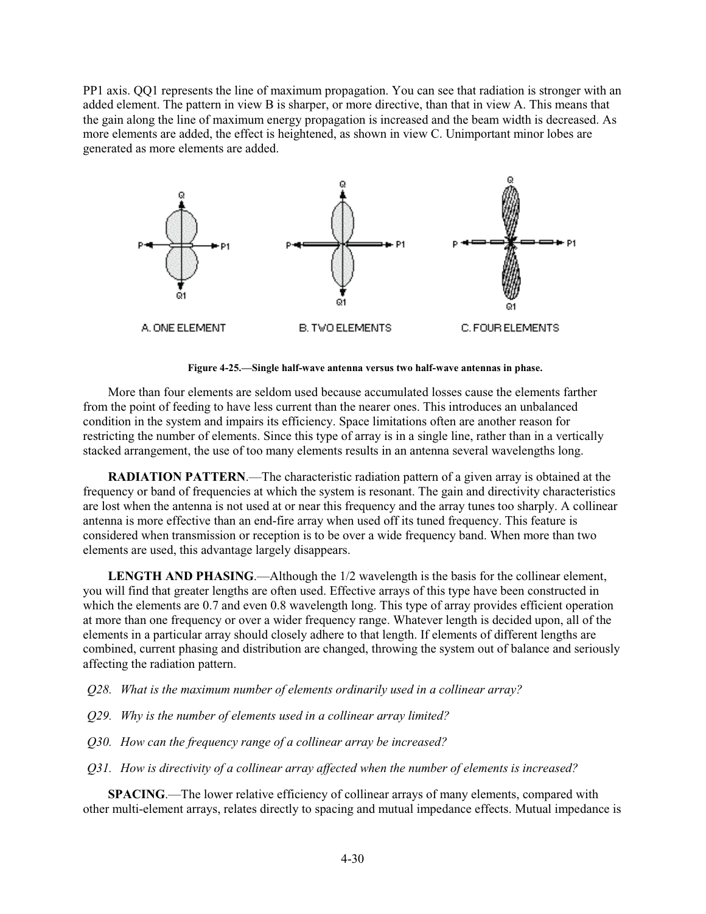PP1 axis. QQ1 represents the line of maximum propagation. You can see that radiation is stronger with an added element. The pattern in view B is sharper, or more directive, than that in view A. This means that the gain along the line of maximum energy propagation is increased and the beam width is decreased. As more elements are added, the effect is heightened, as shown in view C. Unimportant minor lobes are generated as more elements are added.

Q
P
P1
Q1
A. ONE ELEMENT

Q
P
P1
Q1
B. TWO ELEMENTS

Q
P
P1
Q1
C. FOUR ELEMENTS

**Figure 4-25.—Single half-wave antenna versus two half-wave antennas in phase.**

More than four elements are seldom used because accumulated losses cause the elements farther from the point of feeding to have less current than the nearer ones. This introduces an unbalanced condition in the system and impairs its efficiency. Space limitations often are another reason for restricting the number of elements. Since this type of array is in a single line, rather than in a vertically stacked arrangement, the use of too many elements results in an antenna several wavelengths long.

**RADIATION PATTERN**.—The characteristic radiation pattern of a given array is obtained at the frequency or band of frequencies at which the system is resonant. The gain and directivity characteristics are lost when the antenna is not used at or near this frequency and the array tunes too sharply. A collinear antenna is more effective than an end-fire array when used off its tuned frequency. This feature is considered when transmission or reception is to be over a wide frequency band. When more than two elements are used, this advantage largely disappears.

**LENGTH AND PHASING**.—Although the 1/2 wavelength is the basis for the collinear element, you will find that greater lengths are often used. Effective arrays of this type have been constructed in which the elements are 0.7 and even 0.8 wavelength long. This type of array provides efficient operation at more than one frequency or over a wider frequency range. Whatever length is decided upon, all of the elements in a particular array should closely adhere to that length. If elements of different lengths are combined, current phasing and distribution are changed, throwing the system out of balance and seriously affecting the radiation pattern.

*Q28. What is the maximum number of elements ordinarily used in a collinear array?*

*Q29. Why is the number of elements used in a collinear array limited?*

*Q30. How can the frequency range of a collinear array be increased?*

*Q31. How is directivity of a collinear array affected when the number of elements is increased?*

**SPACING**.—The lower relative efficiency of collinear arrays of many elements, compared with other multi-element arrays, relates directly to spacing and mutual impedance effects. Mutual impedance is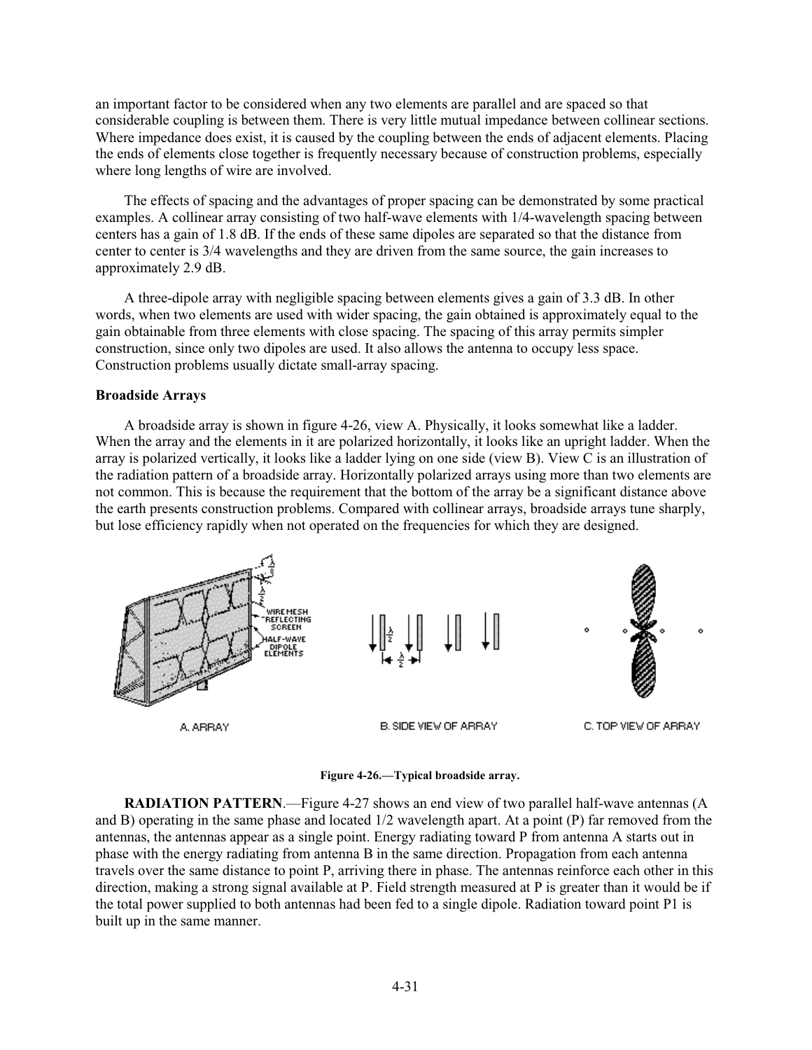an important factor to be considered when any two elements are parallel and are spaced so that considerable coupling is between them. There is very little mutual impedance between collinear sections. Where impedance does exist, it is caused by the coupling between the ends of adjacent elements. Placing the ends of elements close together is frequently necessary because of construction problems, especially where long lengths of wire are involved.

The effects of spacing and the advantages of proper spacing can be demonstrated by some practical examples. A collinear array consisting of two half-wave elements with 1/4-wavelength spacing between centers has a gain of 1.8 dB. If the ends of these same dipoles are separated so that the distance from center to center is 3/4 wavelengths and they are driven from the same source, the gain increases to approximately 2.9 dB.

A three-dipole array with negligible spacing between elements gives a gain of 3.3 dB. In other words, when two elements are used with wider spacing, the gain obtained is approximately equal to the gain obtainable from three elements with close spacing. The spacing of this array permits simpler construction, since only two dipoles are used. It also allows the antenna to occupy less space. Construction problems usually dictate small-array spacing.

### Broadside Arrays

A broadside array is shown in figure 4-26, view A. Physically, it looks somewhat like a ladder. When the array and the elements in it are polarized horizontally, it looks like an upright ladder. When the array is polarized vertically, it looks like a ladder lying on one side (view B). View C is an illustration of the radiation pattern of a broadside array. Horizontally polarized arrays using more than two elements are not common. This is because the requirement that the bottom of the array be a significant distance above the earth presents construction problems. Compared with collinear arrays, broadside arrays tune sharply, but lose efficiency rapidly when not operated on the frequencies for which they are designed.

WIRE MESH REFLECTING SCREEN

HALF-WAVE DIPOLE ELEMENTS

A. ARRAY

B. SIDE VIEW OF ARRAY

C. TOP VIEW OF ARRAY

**Figure 4-26.—Typical broadside array.**

**RADIATION PATTERN**.—Figure 4-27 shows an end view of two parallel half-wave antennas (A and B) operating in the same phase and located 1/2 wavelength apart. At a point (P) far removed from the antennas, the antennas appear as a single point. Energy radiating toward P from antenna A starts out in phase with the energy radiating from antenna B in the same direction. Propagation from each antenna travels over the same distance to point P, arriving there in phase. The antennas reinforce each other in this direction, making a strong signal available at P. Field strength measured at P is greater than it would be if the total power supplied to both antennas had been fed to a single dipole. Radiation toward point P1 is built up in the same manner.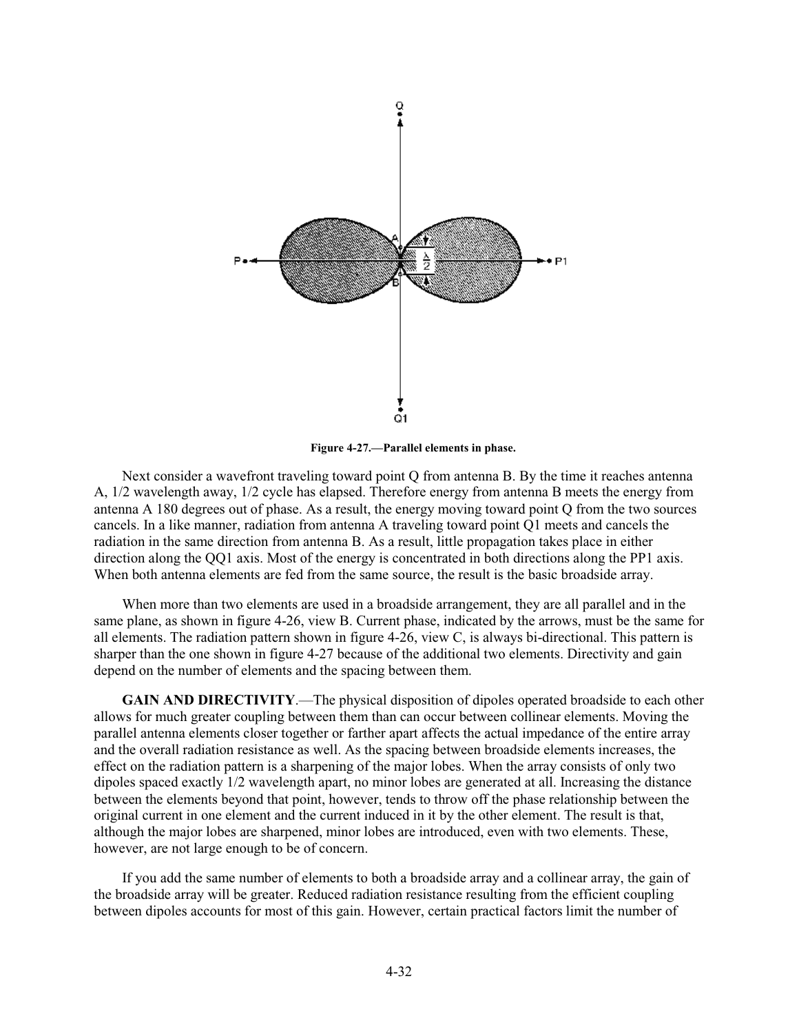Q

A

P

$\frac{\lambda}{2}$

P1

B

Q1

**Figure 4-27.—Parallel elements in phase.**

Next consider a wavefront traveling toward point Q from antenna B. By the time it reaches antenna A, 1/2 wavelength away, 1/2 cycle has elapsed. Therefore energy from antenna B meets the energy from antenna A 180 degrees out of phase. As a result, the energy moving toward point Q from the two sources cancels. In a like manner, radiation from antenna A traveling toward point Q1 meets and cancels the radiation in the same direction from antenna B. As a result, little propagation takes place in either direction along the QQ1 axis. Most of the energy is concentrated in both directions along the PP1 axis. When both antenna elements are fed from the same source, the result is the basic broadside array.

When more than two elements are used in a broadside arrangement, they are all parallel and in the same plane, as shown in figure 4-26, view B. Current phase, indicated by the arrows, must be the same for all elements. The radiation pattern shown in figure 4-26, view C, is always bi-directional. This pattern is sharper than the one shown in figure 4-27 because of the additional two elements. Directivity and gain depend on the number of elements and the spacing between them.

**GAIN AND DIRECTIVITY**.—The physical disposition of dipoles operated broadside to each other allows for much greater coupling between them than can occur between collinear elements. Moving the parallel antenna elements closer together or farther apart affects the actual impedance of the entire array and the overall radiation resistance as well. As the spacing between broadside elements increases, the effect on the radiation pattern is a sharpening of the major lobes. When the array consists of only two dipoles spaced exactly 1/2 wavelength apart, no minor lobes are generated at all. Increasing the distance between the elements beyond that point, however, tends to throw off the phase relationship between the original current in one element and the current induced in it by the other element. The result is that, although the major lobes are sharpened, minor lobes are introduced, even with two elements. These, however, are not large enough to be of concern.

If you add the same number of elements to both a broadside array and a collinear array, the gain of the broadside array will be greater. Reduced radiation resistance resulting from the efficient coupling between dipoles accounts for most of this gain. However, certain practical factors limit the number of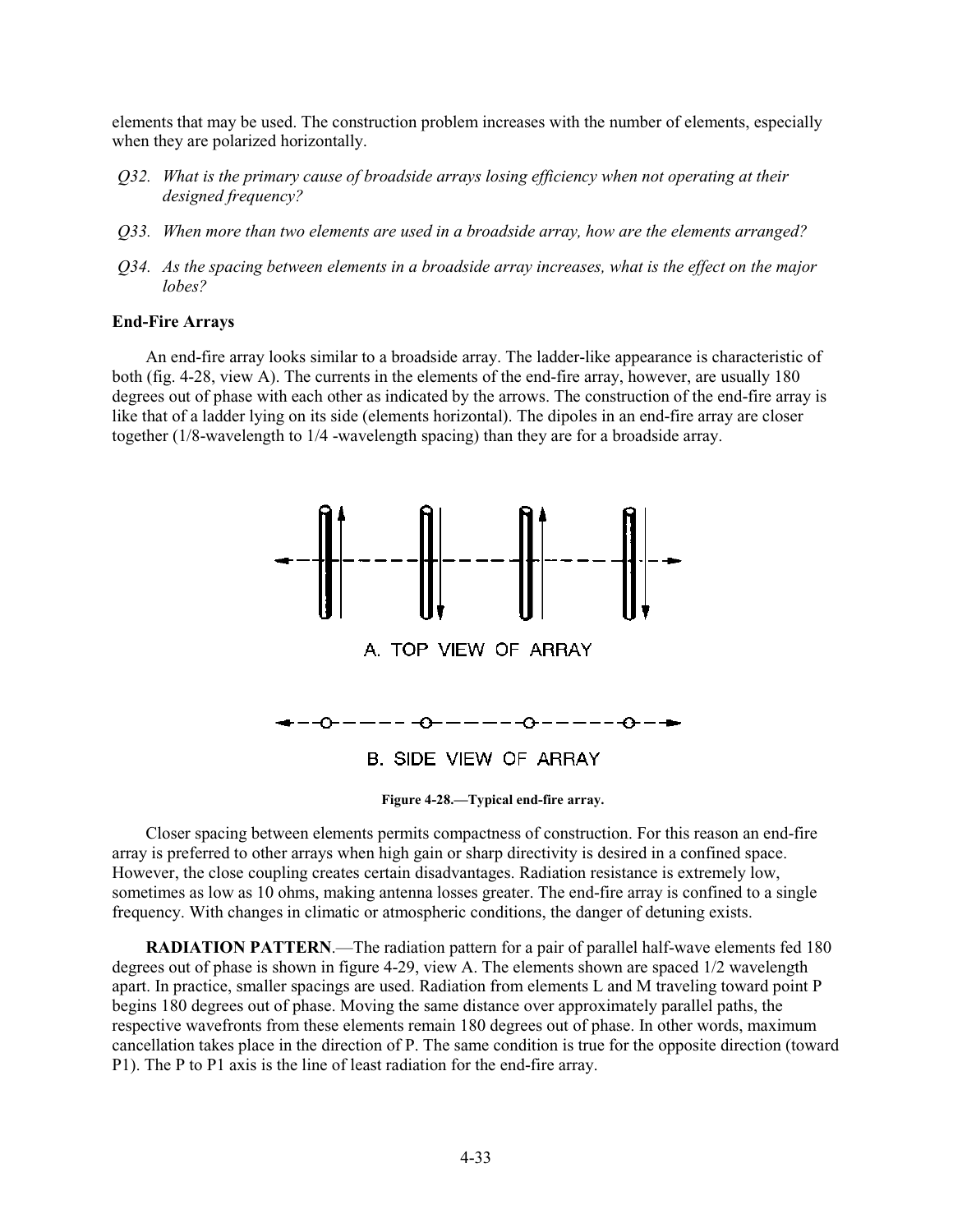elements that may be used. The construction problem increases with the number of elements, especially when they are polarized horizontally.

*Q32. What is the primary cause of broadside arrays losing efficiency when not operating at their designed frequency?*

*Q33. When more than two elements are used in a broadside array, how are the elements arranged?*

*Q34. As the spacing between elements in a broadside array increases, what is the effect on the major lobes?*

### End-Fire Arrays

An end-fire array looks similar to a broadside array. The ladder-like appearance is characteristic of both (fig. 4-28, view A). The currents in the elements of the end-fire array, however, are usually 180 degrees out of phase with each other as indicated by the arrows. The construction of the end-fire array is like that of a ladder lying on its side (elements horizontal). The dipoles in an end-fire array are closer together (1/8-wavelength to 1/4 -wavelength spacing) than they are for a broadside array.

A. TOP VIEW OF ARRAY

B. SIDE VIEW OF ARRAY

**Figure 4-28.—Typical end-fire array.**

Closer spacing between elements permits compactness of construction. For this reason an end-fire array is preferred to other arrays when high gain or sharp directivity is desired in a confined space. However, the close coupling creates certain disadvantages. Radiation resistance is extremely low, sometimes as low as 10 ohms, making antenna losses greater. The end-fire array is confined to a single frequency. With changes in climatic or atmospheric conditions, the danger of detuning exists.

**RADIATION PATTERN**.—The radiation pattern for a pair of parallel half-wave elements fed 180 degrees out of phase is shown in figure 4-29, view A. The elements shown are spaced 1/2 wavelength apart. In practice, smaller spacings are used. Radiation from elements L and M traveling toward point P begins 180 degrees out of phase. Moving the same distance over approximately parallel paths, the respective wavefronts from these elements remain 180 degrees out of phase. In other words, maximum cancellation takes place in the direction of P. The same condition is true for the opposite direction (toward P1). The P to P1 axis is the line of least radiation for the end-fire array.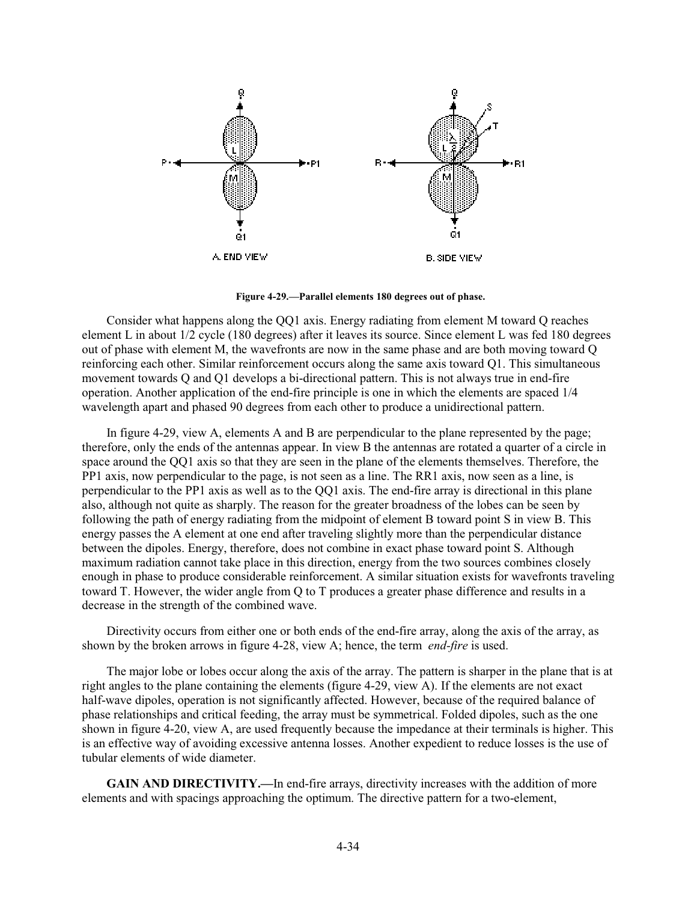Q

P

P1

L

M

Q1

A. END VIEW

Q

S

T

R

R1

L

$\frac{\lambda}{2}$

M

Q1

B. SIDE VIEW

**Figure 4-29.—Parallel elements 180 degrees out of phase.**

Consider what happens along the QQ1 axis. Energy radiating from element M toward Q reaches element L in about 1/2 cycle (180 degrees) after it leaves its source. Since element L was fed 180 degrees out of phase with element M, the wavefronts are now in the same phase and are both moving toward Q reinforcing each other. Similar reinforcement occurs along the same axis toward Q1. This simultaneous movement towards Q and Q1 develops a bi-directional pattern. This is not always true in end-fire operation. Another application of the end-fire principle is one in which the elements are spaced 1/4 wavelength apart and phased 90 degrees from each other to produce a unidirectional pattern.

In figure 4-29, view A, elements A and B are perpendicular to the plane represented by the page; therefore, only the ends of the antennas appear. In view B the antennas are rotated a quarter of a circle in space around the QQ1 axis so that they are seen in the plane of the elements themselves. Therefore, the PP1 axis, now perpendicular to the page, is not seen as a line. The RR1 axis, now seen as a line, is perpendicular to the PP1 axis as well as to the QQ1 axis. The end-fire array is directional in this plane also, although not quite as sharply. The reason for the greater broadness of the lobes can be seen by following the path of energy radiating from the midpoint of element B toward point S in view B. This energy passes the A element at one end after traveling slightly more than the perpendicular distance between the dipoles. Energy, therefore, does not combine in exact phase toward point S. Although maximum radiation cannot take place in this direction, energy from the two sources combines closely enough in phase to produce considerable reinforcement. A similar situation exists for wavefronts traveling toward T. However, the wider angle from Q to T produces a greater phase difference and results in a decrease in the strength of the combined wave.

Directivity occurs from either one or both ends of the end-fire array, along the axis of the array, as shown by the broken arrows in figure 4-28, view A; hence, the term *end-fire* is used.

The major lobe or lobes occur along the axis of the array. The pattern is sharper in the plane that is at right angles to the plane containing the elements (figure 4-29, view A). If the elements are not exact half-wave dipoles, operation is not significantly affected. However, because of the required balance of phase relationships and critical feeding, the array must be symmetrical. Folded dipoles, such as the one shown in figure 4-20, view A, are used frequently because the impedance at their terminals is higher. This is an effective way of avoiding excessive antenna losses. Another expedient to reduce losses is the use of tubular elements of wide diameter.

**GAIN AND DIRECTIVITY.—**In end-fire arrays, directivity increases with the addition of more elements and with spacings approaching the optimum. The directive pattern for a two-element,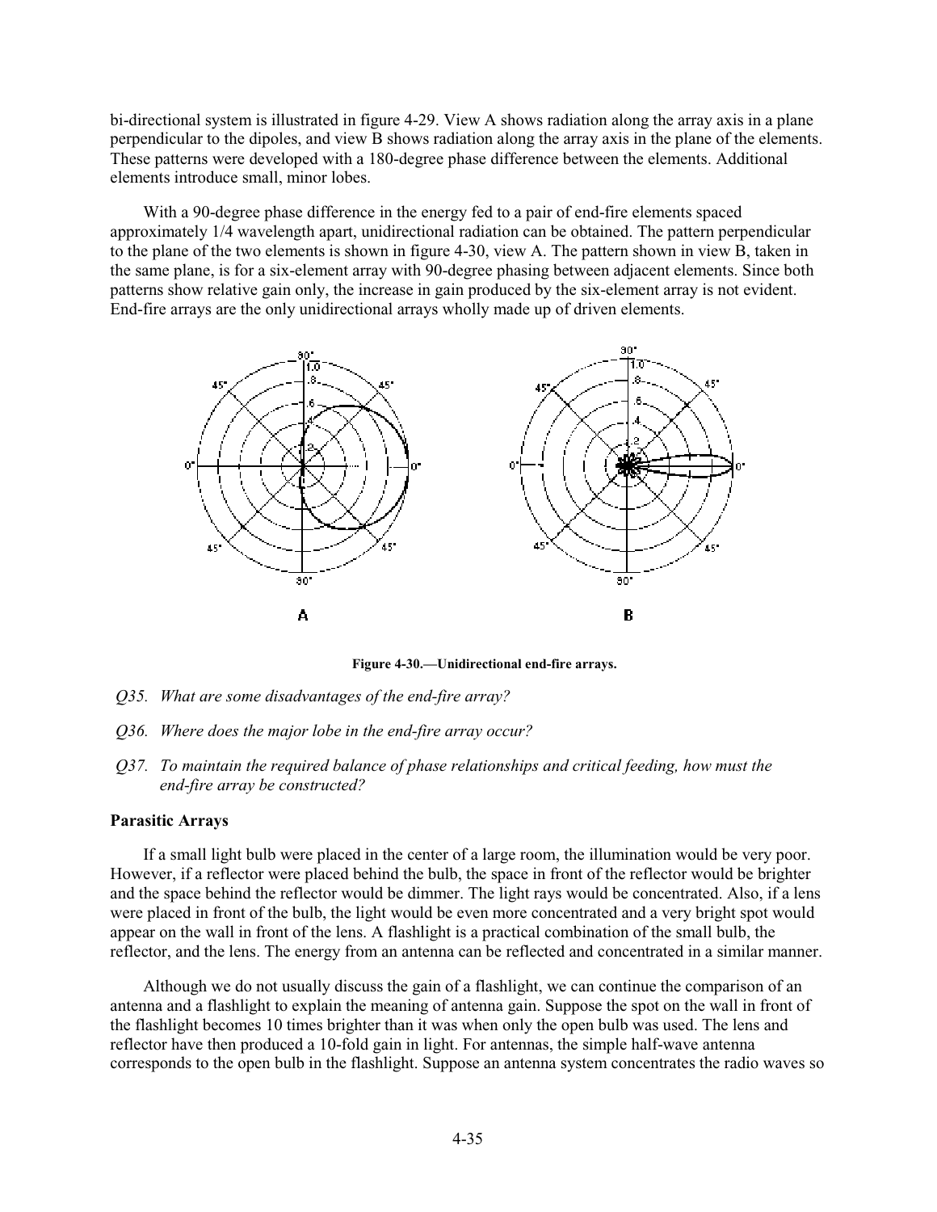bi-directional system is illustrated in figure 4-29. View A shows radiation along the array axis in a plane perpendicular to the dipoles, and view B shows radiation along the array axis in the plane of the elements. These patterns were developed with a 180-degree phase difference between the elements. Additional elements introduce small, minor lobes.

With a 90-degree phase difference in the energy fed to a pair of end-fire elements spaced approximately 1/4 wavelength apart, unidirectional radiation can be obtained. The pattern perpendicular to the plane of the two elements is shown in figure 4-30, view A. The pattern shown in view B, taken in the same plane, is for a six-element array with 90-degree phasing between adjacent elements. Since both patterns show relative gain only, the increase in gain produced by the six-element array is not evident. End-fire arrays are the only unidirectional arrays wholly made up of driven elements.

A

B

**Figure 4-30.—Unidirectional end-fire arrays.**

*Q35. What are some disadvantages of the end-fire array?*

*Q36. Where does the major lobe in the end-fire array occur?*

*Q37. To maintain the required balance of phase relationships and critical feeding, how must the end-fire array be constructed?*

### Parasitic Arrays

If a small light bulb were placed in the center of a large room, the illumination would be very poor. However, if a reflector were placed behind the bulb, the space in front of the reflector would be brighter and the space behind the reflector would be dimmer. The light rays would be concentrated. Also, if a lens were placed in front of the bulb, the light would be even more concentrated and a very bright spot would appear on the wall in front of the lens. A flashlight is a practical combination of the small bulb, the reflector, and the lens. The energy from an antenna can be reflected and concentrated in a similar manner.

Although we do not usually discuss the gain of a flashlight, we can continue the comparison of an antenna and a flashlight to explain the meaning of antenna gain. Suppose the spot on the wall in front of the flashlight becomes 10 times brighter than it was when only the open bulb was used. The lens and reflector have then produced a 10-fold gain in light. For antennas, the simple half-wave antenna corresponds to the open bulb in the flashlight. Suppose an antenna system concentrates the radio waves so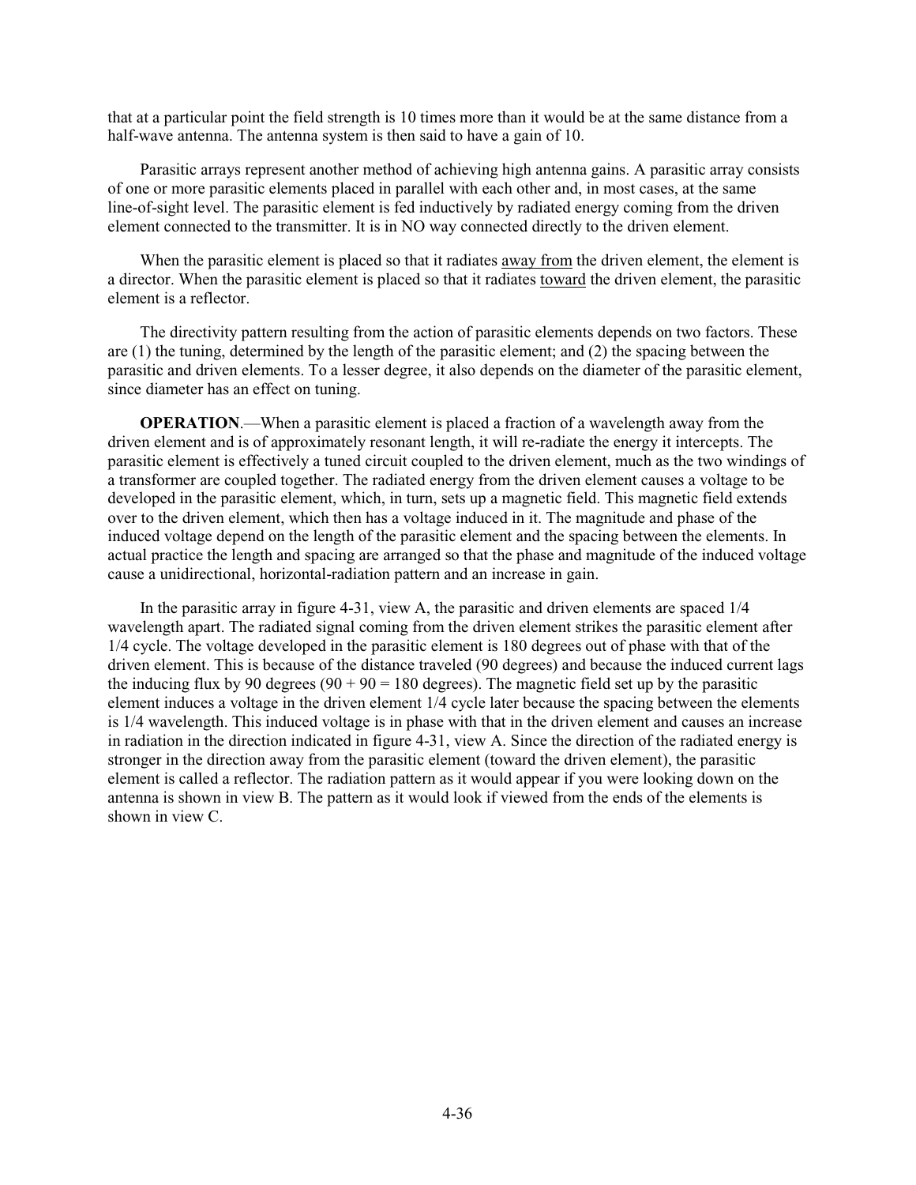that at a particular point the field strength is 10 times more than it would be at the same distance from a half-wave antenna. The antenna system is then said to have a gain of 10.

Parasitic arrays represent another method of achieving high antenna gains. A parasitic array consists of one or more parasitic elements placed in parallel with each other and, in most cases, at the same line-of-sight level. The parasitic element is fed inductively by radiated energy coming from the driven element connected to the transmitter. It is in NO way connected directly to the driven element.

When the parasitic element is placed so that it radiates <u>away from</u> the driven element, the element is a director. When the parasitic element is placed so that it radiates <u>toward</u> the driven element, the parasitic element is a reflector.

The directivity pattern resulting from the action of parasitic elements depends on two factors. These are (1) the tuning, determined by the length of the parasitic element; and (2) the spacing between the parasitic and driven elements. To a lesser degree, it also depends on the diameter of the parasitic element, since diameter has an effect on tuning.

**OPERATION**.—When a parasitic element is placed a fraction of a wavelength away from the driven element and is of approximately resonant length, it will re-radiate the energy it intercepts. The parasitic element is effectively a tuned circuit coupled to the driven element, much as the two windings of a transformer are coupled together. The radiated energy from the driven element causes a voltage to be developed in the parasitic element, which, in turn, sets up a magnetic field. This magnetic field extends over to the driven element, which then has a voltage induced in it. The magnitude and phase of the induced voltage depend on the length of the parasitic element and the spacing between the elements. In actual practice the length and spacing are arranged so that the phase and magnitude of the induced voltage cause a unidirectional, horizontal-radiation pattern and an increase in gain.

In the parasitic array in figure 4-31, view A, the parasitic and driven elements are spaced 1/4 wavelength apart. The radiated signal coming from the driven element strikes the parasitic element after 1/4 cycle. The voltage developed in the parasitic element is 180 degrees out of phase with that of the driven element. This is because of the distance traveled (90 degrees) and because the induced current lags the inducing flux by 90 degrees (90 + 90 = 180 degrees). The magnetic field set up by the parasitic element induces a voltage in the driven element 1/4 cycle later because the spacing between the elements is 1/4 wavelength. This induced voltage is in phase with that in the driven element and causes an increase in radiation in the direction indicated in figure 4-31, view A. Since the direction of the radiated energy is stronger in the direction away from the parasitic element (toward the driven element), the parasitic element is called a reflector. The radiation pattern as it would appear if you were looking down on the antenna is shown in view B. The pattern as it would look if viewed from the ends of the elements is shown in view C.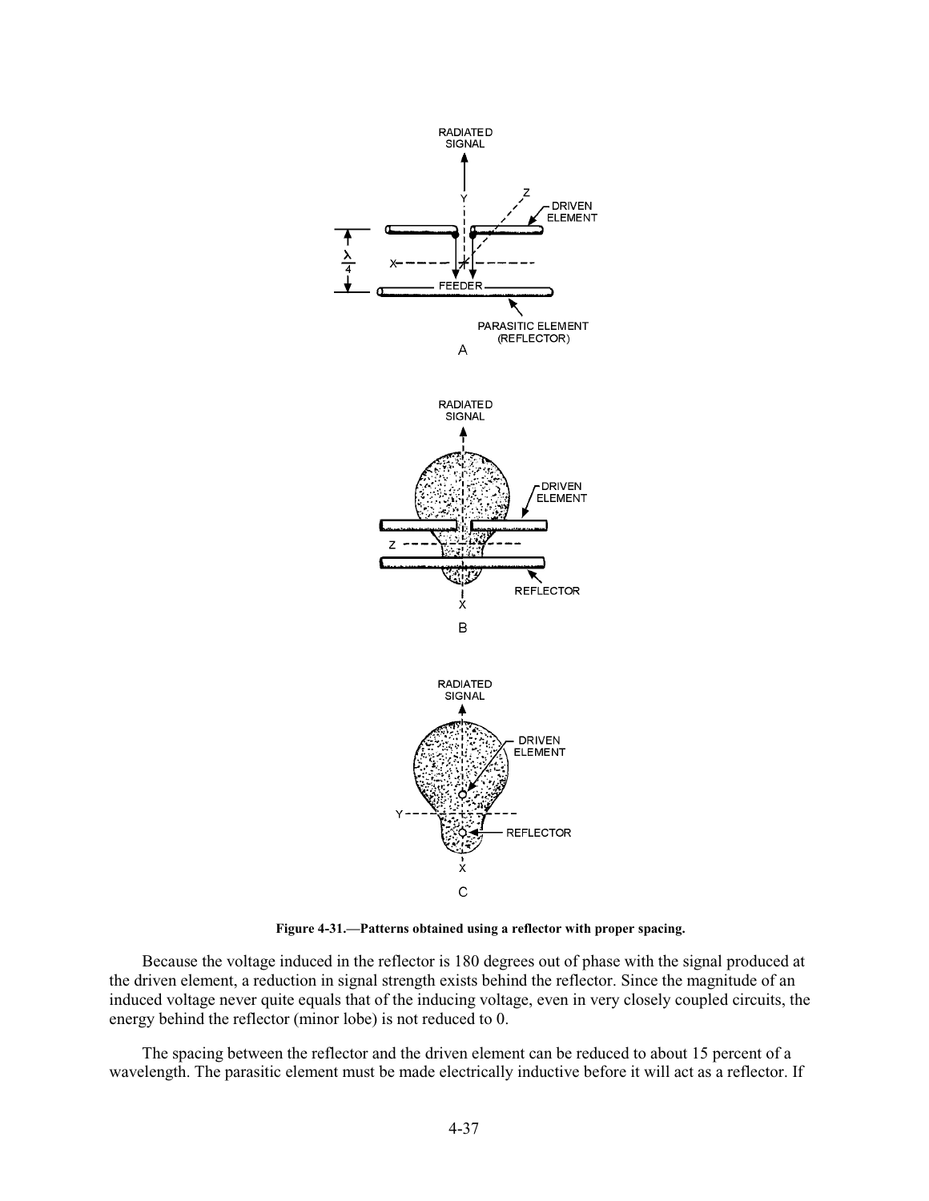RADIATED SIGNAL

Y

Z

DRIVEN ELEMENT

$\frac{\lambda}{4}$

X

FEEDER

PARASITIC ELEMENT (REFLECTOR)

A

RADIATED SIGNAL

DRIVEN ELEMENT

Z

REFLECTOR

X

B

RADIATED SIGNAL

DRIVEN ELEMENT

Y

REFLECTOR

X

C

**Figure 4-31.—Patterns obtained using a reflector with proper spacing.**

Because the voltage induced in the reflector is 180 degrees out of phase with the signal produced at the driven element, a reduction in signal strength exists behind the reflector. Since the magnitude of an induced voltage never quite equals that of the inducing voltage, even in very closely coupled circuits, the energy behind the reflector (minor lobe) is not reduced to 0.

The spacing between the reflector and the driven element can be reduced to about 15 percent of a wavelength. The parasitic element must be made electrically inductive before it will act as a reflector. If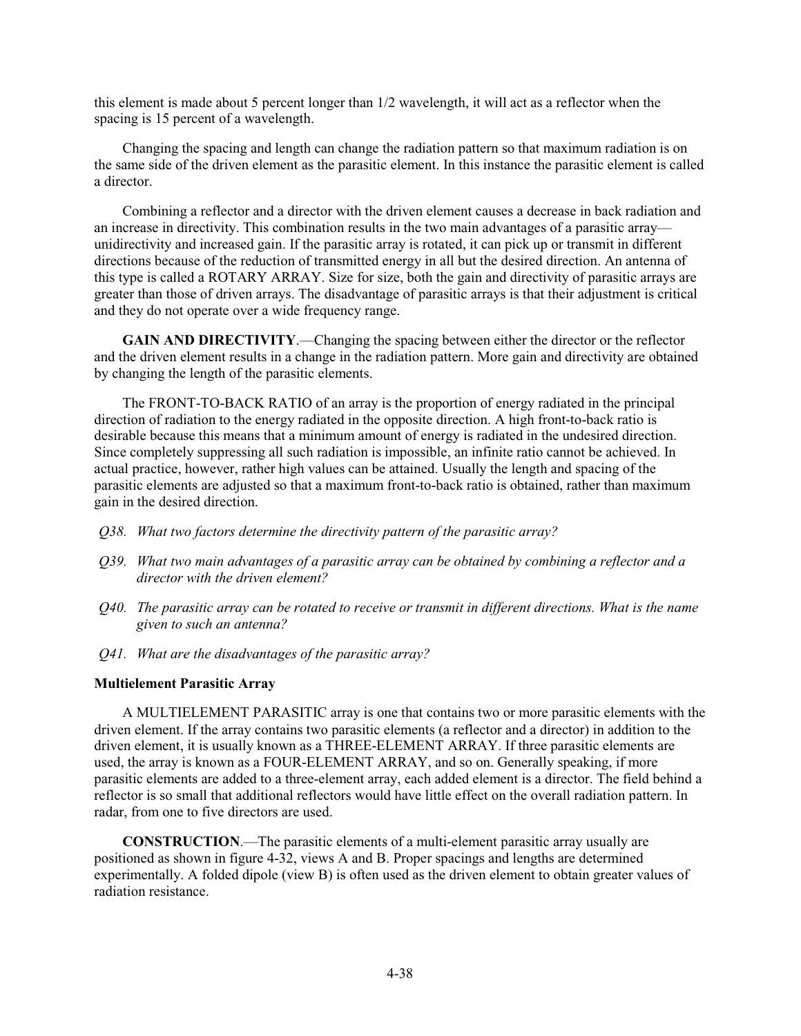this element is made about 5 percent longer than 1/2 wavelength, it will act as a reflector when the spacing is 15 percent of a wavelength.

Changing the spacing and length can change the radiation pattern so that maximum radiation is on the same side of the driven element as the parasitic element. In this instance the parasitic element is called a director.

Combining a reflector and a director with the driven element causes a decrease in back radiation and an increase in directivity. This combination results in the two main advantages of a parasitic array—unidirectivity and increased gain. If the parasitic array is rotated, it can pick up or transmit in different directions because of the reduction of transmitted energy in all but the desired direction. An antenna of this type is called a ROTARY ARRAY. Size for size, both the gain and directivity of parasitic arrays are greater than those of driven arrays. The disadvantage of parasitic arrays is that their adjustment is critical and they do not operate over a wide frequency range.

**GAIN AND DIRECTIVITY**.—Changing the spacing between either the director or the reflector and the driven element results in a change in the radiation pattern. More gain and directivity are obtained by changing the length of the parasitic elements.

The FRONT-TO-BACK RATIO of an array is the proportion of energy radiated in the principal direction of radiation to the energy radiated in the opposite direction. A high front-to-back ratio is desirable because this means that a minimum amount of energy is radiated in the undesired direction. Since completely suppressing all such radiation is impossible, an infinite ratio cannot be achieved. In actual practice, however, rather high values can be attained. Usually the length and spacing of the parasitic elements are adjusted so that a maximum front-to-back ratio is obtained, rather than maximum gain in the desired direction.

*Q38. What two factors determine the directivity pattern of the parasitic array?*

*Q39. What two main advantages of a parasitic array can be obtained by combining a reflector and a director with the driven element?*

*Q40. The parasitic array can be rotated to receive or transmit in different directions. What is the name given to such an antenna?*

*Q41. What are the disadvantages of the parasitic array?*

### Multielement Parasitic Array

A MULTIELEMENT PARASITIC array is one that contains two or more parasitic elements with the driven element. If the array contains two parasitic elements (a reflector and a director) in addition to the driven element, it is usually known as a THREE-ELEMENT ARRAY. If three parasitic elements are used, the array is known as a FOUR-ELEMENT ARRAY, and so on. Generally speaking, if more parasitic elements are added to a three-element array, each added element is a director. The field behind a reflector is so small that additional reflectors would have little effect on the overall radiation pattern. In radar, from one to five directors are used.

**CONSTRUCTION**.—The parasitic elements of a multi-element parasitic array usually are positioned as shown in figure 4-32, views A and B. Proper spacings and lengths are determined experimentally. A folded dipole (view B) is often used as the driven element to obtain greater values of radiation resistance.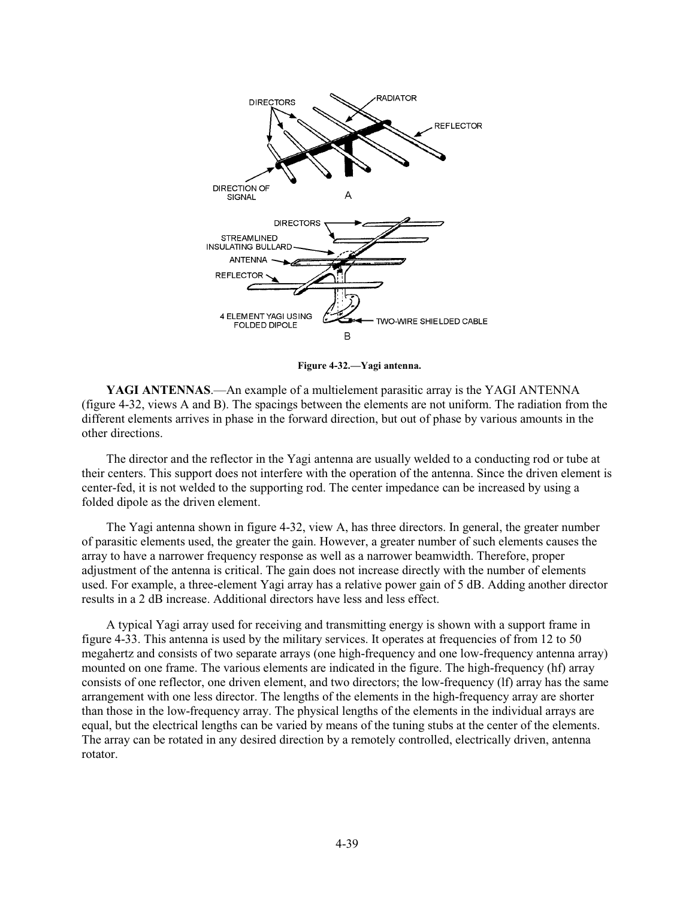DIRECTORS

RADIATOR

REFLECTOR

DIRECTION OF SIGNAL

A

DIRECTORS

STREAMLINED INSULATING BULLARD

ANTENNA

REFLECTOR

4 ELEMENT YAGI USING FOLDED DIPOLE

TWO-WIRE SHIELDED CABLE

B

**Figure 4-32.—Yagi antenna.**

**YAGI ANTENNAS**.—An example of a multielement parasitic array is the YAGI ANTENNA (figure 4-32, views A and B). The spacings between the elements are not uniform. The radiation from the different elements arrives in phase in the forward direction, but out of phase by various amounts in the other directions.

The director and the reflector in the Yagi antenna are usually welded to a conducting rod or tube at their centers. This support does not interfere with the operation of the antenna. Since the driven element is center-fed, it is not welded to the supporting rod. The center impedance can be increased by using a folded dipole as the driven element.

The Yagi antenna shown in figure 4-32, view A, has three directors. In general, the greater number of parasitic elements used, the greater the gain. However, a greater number of such elements causes the array to have a narrower frequency response as well as a narrower beamwidth. Therefore, proper adjustment of the antenna is critical. The gain does not increase directly with the number of elements used. For example, a three-element Yagi array has a relative power gain of 5 dB. Adding another director results in a 2 dB increase. Additional directors have less and less effect.

A typical Yagi array used for receiving and transmitting energy is shown with a support frame in figure 4-33. This antenna is used by the military services. It operates at frequencies of from 12 to 50 megahertz and consists of two separate arrays (one high-frequency and one low-frequency antenna array) mounted on one frame. The various elements are indicated in the figure. The high-frequency (hf) array consists of one reflector, one driven element, and two directors; the low-frequency (lf) array has the same arrangement with one less director. The lengths of the elements in the high-frequency array are shorter than those in the low-frequency array. The physical lengths of the elements in the individual arrays are equal, but the electrical lengths can be varied by means of the tuning stubs at the center of the elements. The array can be rotated in any desired direction by a remotely controlled, electrically driven, antenna rotator.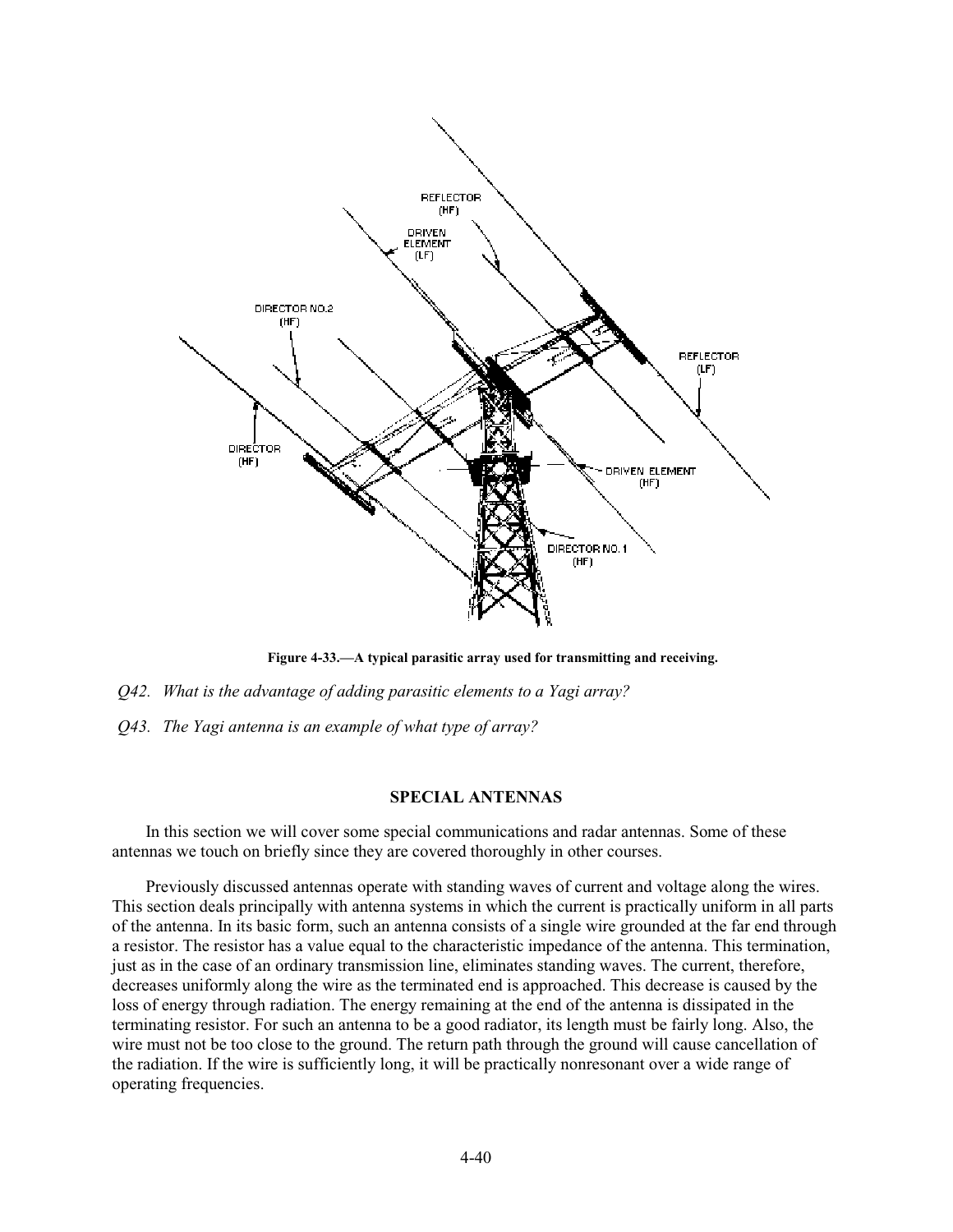REFLECTOR (HF)

DRIVEN ELEMENT (LF)

DIRECTOR NO.2 (HF)

REFLECTOR (LF)

DIRECTOR (HF)

DRIVEN ELEMENT (HF)

DIRECTOR NO.1 (HF)

**Figure 4-33.—A typical parasitic array used for transmitting and receiving.**

*Q42. What is the advantage of adding parasitic elements to a Yagi array?*

*Q43. The Yagi antenna is an example of what type of array?*

## SPECIAL ANTENNAS

In this section we will cover some special communications and radar antennas. Some of these antennas we touch on briefly since they are covered thoroughly in other courses.

Previously discussed antennas operate with standing waves of current and voltage along the wires. This section deals principally with antenna systems in which the current is practically uniform in all parts of the antenna. In its basic form, such an antenna consists of a single wire grounded at the far end through a resistor. The resistor has a value equal to the characteristic impedance of the antenna. This termination, just as in the case of an ordinary transmission line, eliminates standing waves. The current, therefore, decreases uniformly along the wire as the terminated end is approached. This decrease is caused by the loss of energy through radiation. The energy remaining at the end of the antenna is dissipated in the terminating resistor. For such an antenna to be a good radiator, its length must be fairly long. Also, the wire must not be too close to the ground. The return path through the ground will cause cancellation of the radiation. If the wire is sufficiently long, it will be practically nonresonant over a wide range of operating frequencies.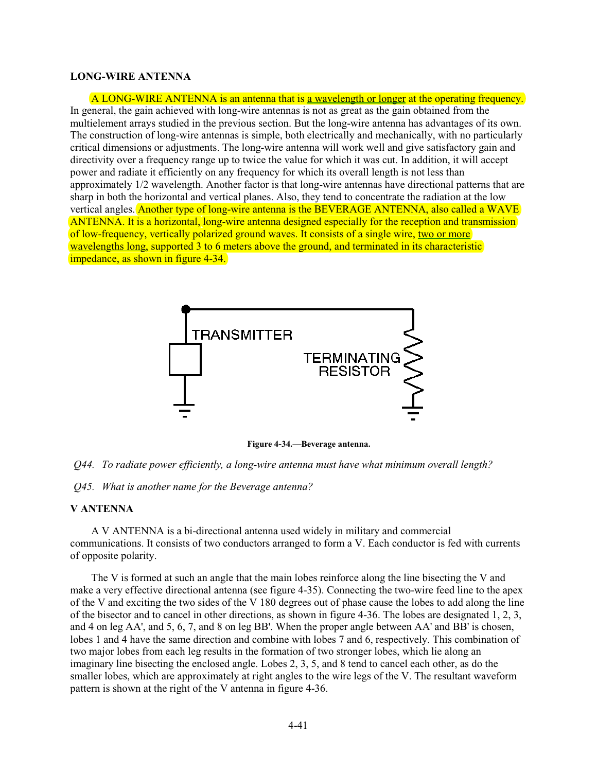### LONG-WIRE ANTENNA

A LONG-WIRE ANTENNA is an antenna that is a wavelength or longer at the operating frequency. In general, the gain achieved with long-wire antennas is not as great as the gain obtained from the multielement arrays studied in the previous section. But the long-wire antenna has advantages of its own. The construction of long-wire antennas is simple, both electrically and mechanically, with no particularly critical dimensions or adjustments. The long-wire antenna will work well and give satisfactory gain and directivity over a frequency range up to twice the value for which it was cut. In addition, it will accept power and radiate it efficiently on any frequency for which its overall length is not less than approximately 1/2 wavelength. Another factor is that long-wire antennas have directional patterns that are sharp in both the horizontal and vertical planes. Also, they tend to concentrate the radiation at the low vertical angles. Another type of long-wire antenna is the BEVERAGE ANTENNA, also called a WAVE ANTENNA. It is a horizontal, long-wire antenna designed especially for the reception and transmission of low-frequency, vertically polarized ground waves. It consists of a single wire, two or more wavelengths long, supported 3 to 6 meters above the ground, and terminated in its characteristic impedance, as shown in figure 4-34.

TRANSMITTER

TERMINATING RESISTOR

**Figure 4-34.—Beverage antenna.**

*Q44. To radiate power efficiently, a long-wire antenna must have what minimum overall length?*

*Q45. What is another name for the Beverage antenna?*

### V ANTENNA

A V ANTENNA is a bi-directional antenna used widely in military and commercial communications. It consists of two conductors arranged to form a V. Each conductor is fed with currents of opposite polarity.

The V is formed at such an angle that the main lobes reinforce along the line bisecting the V and make a very effective directional antenna (see figure 4-35). Connecting the two-wire feed line to the apex of the V and exciting the two sides of the V 180 degrees out of phase cause the lobes to add along the line of the bisector and to cancel in other directions, as shown in figure 4-36. The lobes are designated 1, 2, 3, and 4 on leg AA', and 5, 6, 7, and 8 on leg BB'. When the proper angle between AA' and BB' is chosen, lobes 1 and 4 have the same direction and combine with lobes 7 and 6, respectively. This combination of two major lobes from each leg results in the formation of two stronger lobes, which lie along an imaginary line bisecting the enclosed angle. Lobes 2, 3, 5, and 8 tend to cancel each other, as do the smaller lobes, which are approximately at right angles to the wire legs of the V. The resultant waveform pattern is shown at the right of the V antenna in figure 4-36.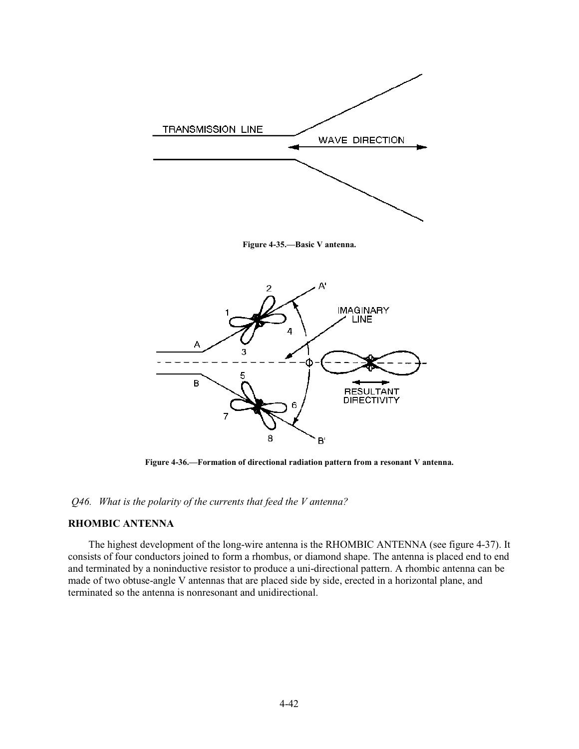TRANSMISSION LINE

WAVE DIRECTION

Figure 4-35.—Basic V antenna.

A'

IMAGINARY LINE

A

B

B'

RESULTANT DIRECTIVITY

Figure 4-36.—Formation of directional radiation pattern from a resonant V antenna.

*Q46. What is the polarity of the currents that feed the V antenna?*

## RHOMBIC ANTENNA

The highest development of the long-wire antenna is the RHOMBIC ANTENNA (see figure 4-37). It consists of four conductors joined to form a rhombus, or diamond shape. The antenna is placed end to end and terminated by a noninductive resistor to produce a uni-directional pattern. A rhombic antenna can be made of two obtuse-angle V antennas that are placed side by side, erected in a horizontal plane, and terminated so the antenna is nonresonant and unidirectional.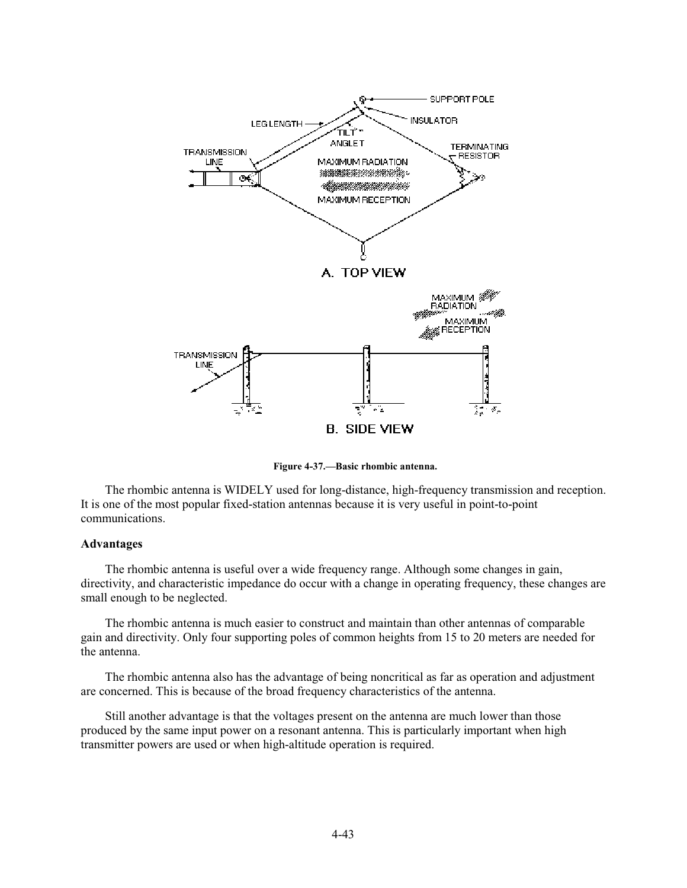SUPPORT POLE
LEG LENGTH
INSULATOR
TILT ANGLE
TRANSMISSION LINE
TERMINATING RESISTOR
MAXIMUM RADIATION
MAXIMUM RECEPTION
A. TOP VIEW

MAXIMUM RADIATION
MAXIMUM RECEPTION
TRANSMISSION LINE
B. SIDE VIEW

**Figure 4-37.—Basic rhombic antenna.**

The rhombic antenna is WIDELY used for long-distance, high-frequency transmission and reception. It is one of the most popular fixed-station antennas because it is very useful in point-to-point communications.

### Advantages

The rhombic antenna is useful over a wide frequency range. Although some changes in gain, directivity, and characteristic impedance do occur with a change in operating frequency, these changes are small enough to be neglected.

The rhombic antenna is much easier to construct and maintain than other antennas of comparable gain and directivity. Only four supporting poles of common heights from 15 to 20 meters are needed for the antenna.

The rhombic antenna also has the advantage of being noncritical as far as operation and adjustment are concerned. This is because of the broad frequency characteristics of the antenna.

Still another advantage is that the voltages present on the antenna are much lower than those produced by the same input power on a resonant antenna. This is particularly important when high transmitter powers are used or when high-altitude operation is required.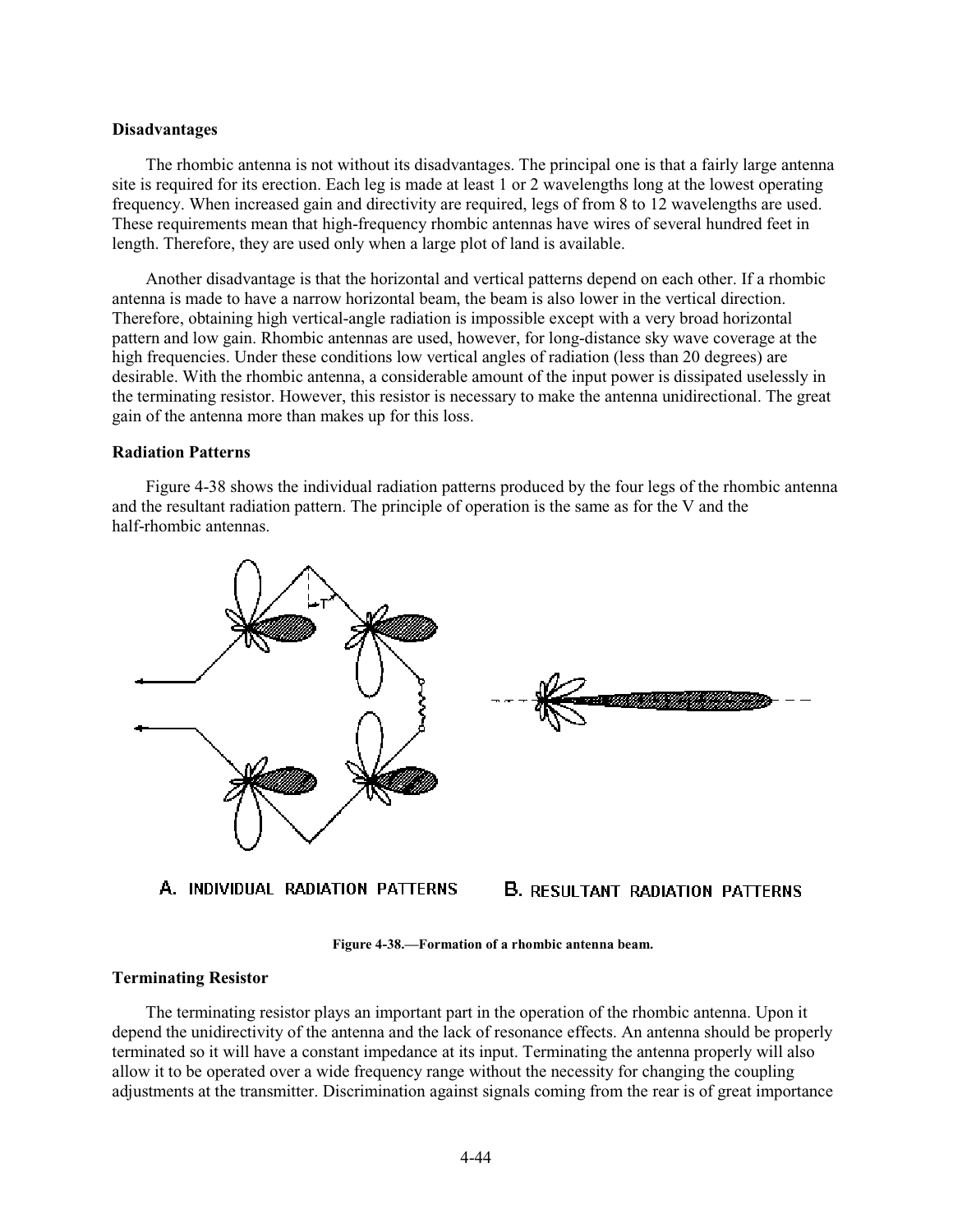### Disadvantages

The rhombic antenna is not without its disadvantages. The principal one is that a fairly large antenna site is required for its erection. Each leg is made at least 1 or 2 wavelengths long at the lowest operating frequency. When increased gain and directivity are required, legs of from 8 to 12 wavelengths are used. These requirements mean that high-frequency rhombic antennas have wires of several hundred feet in length. Therefore, they are used only when a large plot of land is available.

Another disadvantage is that the horizontal and vertical patterns depend on each other. If a rhombic antenna is made to have a narrow horizontal beam, the beam is also lower in the vertical direction. Therefore, obtaining high vertical-angle radiation is impossible except with a very broad horizontal pattern and low gain. Rhombic antennas are used, however, for long-distance sky wave coverage at the high frequencies. Under these conditions low vertical angles of radiation (less than 20 degrees) are desirable. With the rhombic antenna, a considerable amount of the input power is dissipated uselessly in the terminating resistor. However, this resistor is necessary to make the antenna unidirectional. The great gain of the antenna more than makes up for this loss.

### Radiation Patterns

Figure 4-38 shows the individual radiation patterns produced by the four legs of the rhombic antenna and the resultant radiation pattern. The principle of operation is the same as for the V and the half-rhombic antennas.

T

A. INDIVIDUAL RADIATION PATTERNS

B. RESULTANT RADIATION PATTERNS

**Figure 4-38.—Formation of a rhombic antenna beam.**

### Terminating Resistor

The terminating resistor plays an important part in the operation of the rhombic antenna. Upon it depend the unidirectivity of the antenna and the lack of resonance effects. An antenna should be properly terminated so it will have a constant impedance at its input. Terminating the antenna properly will also allow it to be operated over a wide frequency range without the necessity for changing the coupling adjustments at the transmitter. Discrimination against signals coming from the rear is of great importance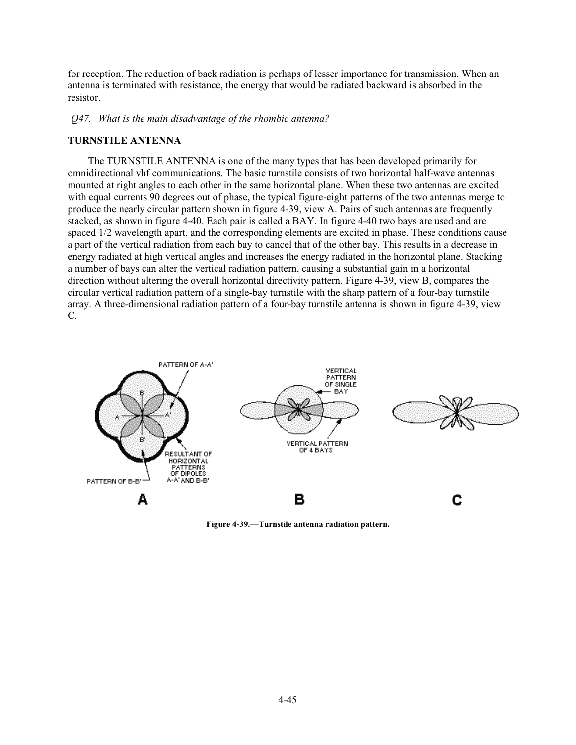for reception. The reduction of back radiation is perhaps of lesser importance for transmission. When an antenna is terminated with resistance, the energy that would be radiated backward is absorbed in the resistor.

*Q47. What is the main disadvantage of the rhombic antenna?*

**TURNSTILE ANTENNA**

The TURNSTILE ANTENNA is one of the many types that has been developed primarily for omnidirectional vhf communications. The basic turnstile consists of two horizontal half-wave antennas mounted at right angles to each other in the same horizontal plane. When these two antennas are excited with equal currents 90 degrees out of phase, the typical figure-eight patterns of the two antennas merge to produce the nearly circular pattern shown in figure 4-39, view A. Pairs of such antennas are frequently stacked, as shown in figure 4-40. Each pair is called a BAY. In figure 4-40 two bays are used and are spaced 1/2 wavelength apart, and the corresponding elements are excited in phase. These conditions cause a part of the vertical radiation from each bay to cancel that of the other bay. This results in a decrease in energy radiated at high vertical angles and increases the energy radiated in the horizontal plane. Stacking a number of bays can alter the vertical radiation pattern, causing a substantial gain in a horizontal direction without altering the overall horizontal directivity pattern. Figure 4-39, view B, compares the circular vertical radiation pattern of a single-bay turnstile with the sharp pattern of a four-bay turnstile array. A three-dimensional radiation pattern of a four-bay turnstile antenna is shown in figure 4-39, view C.

PATTERN OF A-A'

RESULTANT OF HORIZONTAL PATTERNS OF DIPOLES A-A' AND B-B'

PATTERN OF B-B'

VERTICAL PATTERN OF SINGLE BAY

VERTICAL PATTERN OF 4 BAYS

A

B

C

**Figure 4-39.—Turnstile antenna radiation pattern.**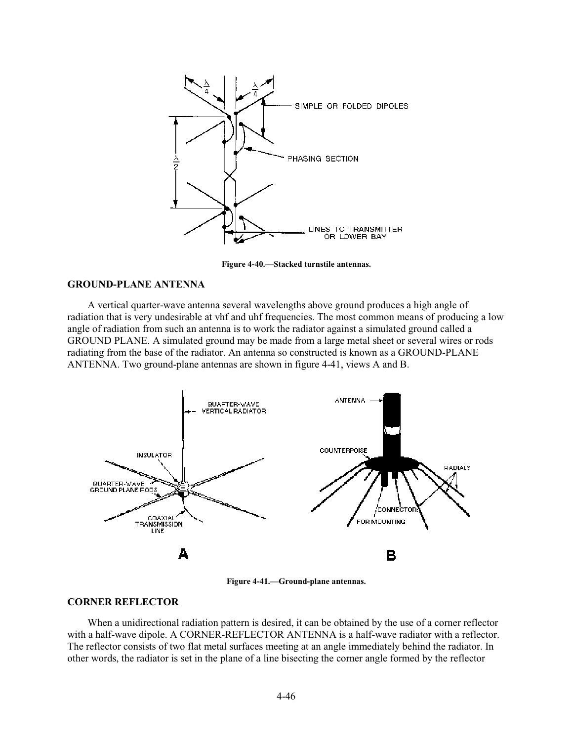Figure 4-40.—Stacked turnstile antennas.

## GROUND-PLANE ANTENNA

A vertical quarter-wave antenna several wavelengths above ground produces a high angle of radiation that is very undesirable at vhf and uhf frequencies. The most common means of producing a low angle of radiation from such an antenna is to work the radiator against a simulated ground called a GROUND PLANE. A simulated ground may be made from a large metal sheet or several wires or rods radiating from the base of the radiator. An antenna so constructed is known as a GROUND-PLANE ANTENNA. Two ground-plane antennas are shown in figure 4-41, views A and B.

Figure 4-41.—Ground-plane antennas.

## CORNER REFLECTOR

When a unidirectional radiation pattern is desired, it can be obtained by the use of a corner reflector with a half-wave dipole. A CORNER-REFLECTOR ANTENNA is a half-wave radiator with a reflector. The reflector consists of two flat metal surfaces meeting at an angle immediately behind the radiator. In other words, the radiator is set in the plane of a line bisecting the corner angle formed by the reflector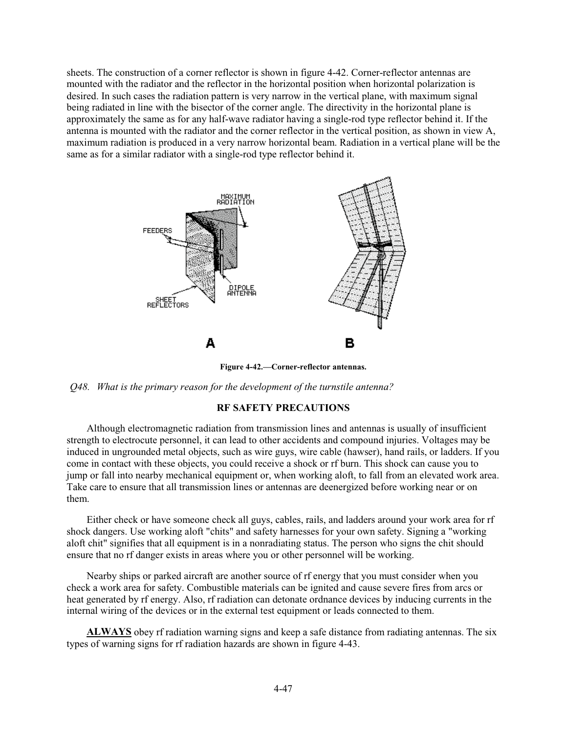sheets. The construction of a corner reflector is shown in figure 4-42. Corner-reflector antennas are mounted with the radiator and the reflector in the horizontal position when horizontal polarization is desired. In such cases the radiation pattern is very narrow in the vertical plane, with maximum signal being radiated in line with the bisector of the corner angle. The directivity in the horizontal plane is approximately the same as for any half-wave radiator having a single-rod type reflector behind it. If the antenna is mounted with the radiator and the corner reflector in the vertical position, as shown in view A, maximum radiation is produced in a very narrow horizontal beam. Radiation in a vertical plane will be the same as for a similar radiator with a single-rod type reflector behind it.

MAXIMUM RADIATION

FEEDERS

DIPOLE ANTENNA

SHEET REFLECTORS

A

B

**Figure 4-42.—Corner-reflector antennas.**

*Q48. What is the primary reason for the development of the turnstile antenna?*

## RF SAFETY PRECAUTIONS

Although electromagnetic radiation from transmission lines and antennas is usually of insufficient strength to electrocute personnel, it can lead to other accidents and compound injuries. Voltages may be induced in ungrounded metal objects, such as wire guys, wire cable (hawser), hand rails, or ladders. If you come in contact with these objects, you could receive a shock or rf burn. This shock can cause you to jump or fall into nearby mechanical equipment or, when working aloft, to fall from an elevated work area. Take care to ensure that all transmission lines or antennas are deenergized before working near or on them.

Either check or have someone check all guys, cables, rails, and ladders around your work area for rf shock dangers. Use working aloft "chits" and safety harnesses for your own safety. Signing a "working aloft chit" signifies that all equipment is in a nonradiating status. The person who signs the chit should ensure that no rf danger exists in areas where you or other personnel will be working.

Nearby ships or parked aircraft are another source of rf energy that you must consider when you check a work area for safety. Combustible materials can be ignited and cause severe fires from arcs or heat generated by rf energy. Also, rf radiation can detonate ordnance devices by inducing currents in the internal wiring of the devices or in the external test equipment or leads connected to them.

**ALWAYS** obey rf radiation warning signs and keep a safe distance from radiating antennas. The six types of warning signs for rf radiation hazards are shown in figure 4-43.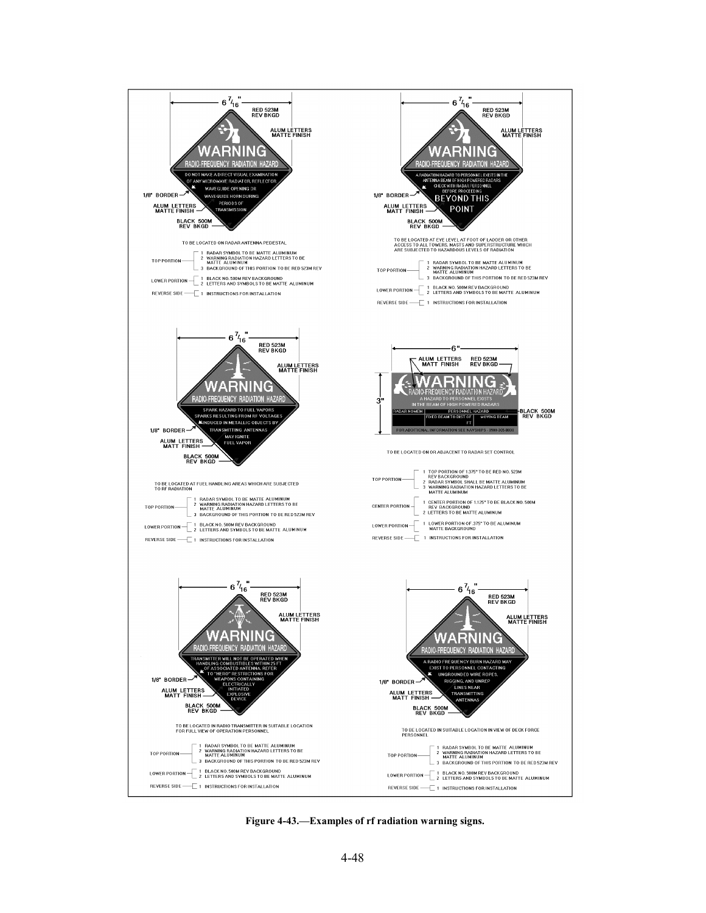6 7/16"

RED 523M REV BKGD

ALUM LETTERS MATTE FINISH

WARNING

RADIO-FREQUENCY RADIATION HAZARD

DO NOT MAKE A DIRECT VISUAL EXAMINATION OF ANY MICROWAVE RADIATOR, REFLECTOR WAVEGUIDE OPENING OR WAVEGUIDE HORN DURING PERIODS OF TRANSMISSION

1/8" BORDER

ALUM LETTERS MATTE FINISH

BLACK 500M REV BKGD

TO BE LOCATED ON RADAR ANTENNA PEDESTAL

TOP PORTION — 1 RADAR SYMBOL TO BE MATTE ALUMINUM; 2 WARNING RADIATION HAZARD LETTERS TO BE MATTE ALUMINUM; 3 BACKGROUND OF THIS PORTION TO BE RED 523M REV

LOWER PORTION — 1 BLACK NO. 500M REV BACKGROUND; 2 LETTERS AND SYMBOLS TO BE MATTE ALUMINUM

REVERSE SIDE — 1 INSTRUCTIONS FOR INSTALLATION

6 7/16"

RED 523M REV BKGD

ALUM LETTERS MATTE FINISH

WARNING

RADIO-FREQUENCY RADIATION HAZARD

A RADIATION HAZARD TO PERSONNEL EXISTS IN THE ANTENNA BEAM OF HIGH POWERED RADARS CHECK WITH RADAR PERSONNEL BEFORE PROCEEDING

BEYOND THIS POINT

1/8" BORDER

ALUM LETTERS MATT FINISH

BLACK 500M REV BKGD

TO BE LOCATED AT EYE LEVEL AT FOOT OF LADDER OR OTHER ACCESS TO ALL TOWERS, MASTS AND SUPERSTRUCTURE WHICH ARE SUBJECTED TO HAZARDOUS LEVELS OF RADIATION

TOP PORTION — 1 RADAR SYMBOL TO BE MATTE ALUMINUM; 2 WARNING RADIATION HAZARD LETTERS TO BE MATTE ALUMINUM; 3 BACKGROUND OF THIS PORTION TO BE RED 523M REV

LOWER PORTION — 1 BLACK NO. 500M REV BACKGROUND; 2 LETTERS AND SYMBOLS TO BE MATTE ALUMINUM

REVERSE SIDE — 1 INSTRUCTIONS FOR INSTALLATION

6 7/16"

RED 523M REV BKGD

ALUM LETTERS MATTE FINISH

WARNING

RADIO-FREQUENCY RADIATION HAZARD

SPARK HAZARD TO FUEL VAPORS SPARKS RESULTING FROM RF VOLTAGES INDUCED IN METALLIC OBJECTS BY TRANSMITTING ANTENNAS MAY IGNITE FUEL VAPOR

1/8" BORDER

ALUM LETTERS MATT FINISH

BLACK 500M REV BKGD

TO BE LOCATED AT FUEL HANDLING AREAS WHICH ARE SUBJECTED TO RF RADIATION

TOP PORTION — 1 RADAR SYMBOL TO BE MATTE ALUMINUM; 2 WARNING RADIATION HAZARD LETTERS TO BE MATTE ALUMINUM; 3 BACKGROUND OF THIS PORTION TO BE RED 523M REV

LOWER PORTION — 1 BLACK NO. 500M REV BACKGROUND; 2 LETTERS AND SYMBOLS TO BE MATTE ALUMINUM

REVERSE SIDE — 1 INSTRUCTIONS FOR INSTALLATION

6"

ALUM LETTERS MATT FINISH

RED 523M REV BKGD

3"

WARNING

RADIO-FREQUENCY RADIATION HAZARD

A HAZARD TO PERSONNEL EXISTS IN THE BEAM OF HIGH POWERED RADARS

RADAR NOMEN | PERSONNEL HAZARD | FIXED BEAM TO DIST OF FT | MOVING BEAM

FOR ADDITIONAL INFORMATION SEE NAVSHIPS - 0900-005-8000

BLACK 500M REV BKGD

TO BE LOCATED ON OR ADJACENT TO RADAR SET CONTROL

TOP PORTION — 1 TOP PORTION OF 1.375" TO BE RED NO. 523M REV BACKGROUND; 2 RADAR SYMBOL SHALL BE MATTE ALUMINUM; 3 WARNING RADIATION HAZARD LETTERS TO BE MATTE ALUMINUM

CENTER PORTION — 1 CENTER PORTION OF 1.125" TO BE BLACK NO. 500M REV BACKGROUND; 2 LETTERS TO BE MATTE ALUMINUM

LOWER PORTION — 1 LOWER PORTION OF .375" TO BE ALUMINUM MATTE BACKGROUND

REVERSE SIDE — 1 INSTRUCTIONS FOR INSTALLATION

6 7/16"

RED 523M REV BKGD

ALUM LETTERS MATTE FINISH

WARNING

RADIO-FREQUENCY RADIATION HAZARD

TRANSMITTER WILL NOT BE OPERATED WHEN HANDLING COMBUSTIBLES WITHIN 25 FT OF ASSOCIATED ANTENNA. REFER TO "HERO" RESTRICTIONS FOR WEAPONS CONTAINING ELECTRICALLY INITIATED EXPLOSIVE DEVICE

1/8" BORDER

ALUM LETTERS MATT FINISH

BLACK 500M REV BKGD

TO BE LOCATED IN RADIO TRANSMITTER IN SUITABLE LOCATION FOR FULL VIEW OF OPERATION PERSONNEL

TOP PORTION — 1 RADAR SYMBOL TO BE MATTE ALUMINUM; 2 WARNING RADIATION HAZARD LETTERS TO BE MATTE ALUMINUM; 3 BACKGROUND OF THIS PORTION TO BE RED 523M REV

LOWER PORTION — 1 BLACK NO. 500M REV BACKGROUND; 2 LETTERS AND SYMBOLS TO BE MATTE ALUMINUM

REVERSE SIDE — 1 INSTRUCTIONS FOR INSTALLATION

6 7/16"

RED 523M REV BKGD

ALUM LETTERS MATTE FINISH

WARNING

RADIO-FREQUENCY RADIATION HAZARD

A RADIO FREQUENCY BURN HAZARD MAY EXIST TO PERSONNEL CONTACTING UNGROUNDED WIRE ROPES, RIGGING, AND UNREP LINES NEAR TRANSMITTING ANTENNAS

1/8" BORDER

ALUM LETTERS MATT FINISH

BLACK 500M REV BKGD

TO BE LOCATED IN SUITABLE LOCATION IN VIEW OF DECK FORCE PERSONNEL

TOP PORTION — 1 RADAR SYMBOL TO BE MATTE ALUMINUM; 2 WARNING RADIATION HAZARD LETTERS TO BE MATTE ALUMINUM; 3 BACKGROUND OF THIS PORTION TO BE RED 523M REV

LOWER PORTION — 1 BLACK NO. 500M REV BACKGROUND; 2 LETTERS AND SYMBOLS TO BE MATTE ALUMINUM

REVERSE SIDE — 1 INSTRUCTIONS FOR INSTALLATION

**Figure 4-43.—Examples of rf radiation warning signs.**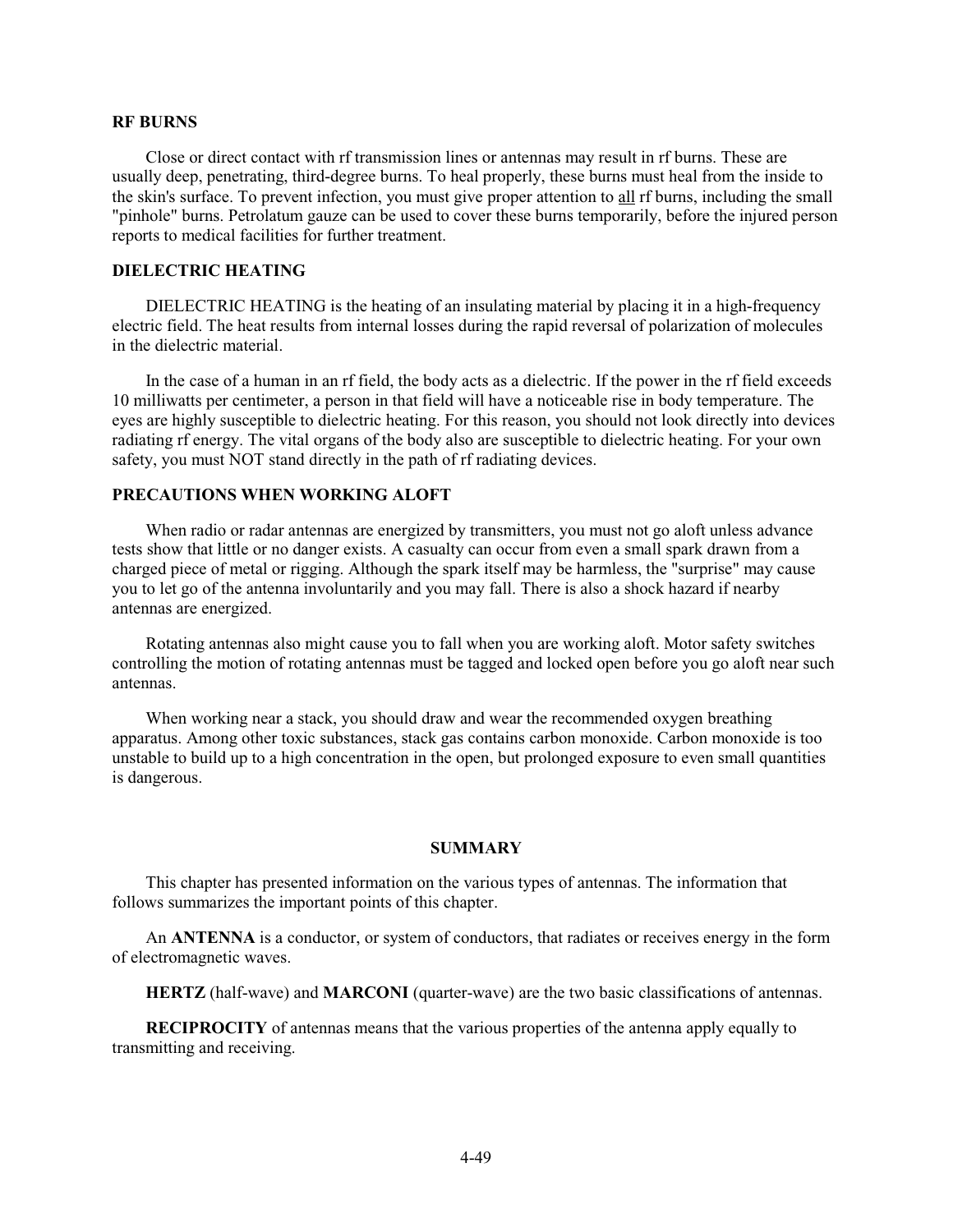### RF BURNS

Close or direct contact with rf transmission lines or antennas may result in rf burns. These are usually deep, penetrating, third-degree burns. To heal properly, these burns must heal from the inside to the skin's surface. To prevent infection, you must give proper attention to all rf burns, including the small "pinhole" burns. Petrolatum gauze can be used to cover these burns temporarily, before the injured person reports to medical facilities for further treatment.

### DIELECTRIC HEATING

DIELECTRIC HEATING is the heating of an insulating material by placing it in a high-frequency electric field. The heat results from internal losses during the rapid reversal of polarization of molecules in the dielectric material.

In the case of a human in an rf field, the body acts as a dielectric. If the power in the rf field exceeds 10 milliwatts per centimeter, a person in that field will have a noticeable rise in body temperature. The eyes are highly susceptible to dielectric heating. For this reason, you should not look directly into devices radiating rf energy. The vital organs of the body also are susceptible to dielectric heating. For your own safety, you must NOT stand directly in the path of rf radiating devices.

### PRECAUTIONS WHEN WORKING ALOFT

When radio or radar antennas are energized by transmitters, you must not go aloft unless advance tests show that little or no danger exists. A casualty can occur from even a small spark drawn from a charged piece of metal or rigging. Although the spark itself may be harmless, the "surprise" may cause you to let go of the antenna involuntarily and you may fall. There is also a shock hazard if nearby antennas are energized.

Rotating antennas also might cause you to fall when you are working aloft. Motor safety switches controlling the motion of rotating antennas must be tagged and locked open before you go aloft near such antennas.

When working near a stack, you should draw and wear the recommended oxygen breathing apparatus. Among other toxic substances, stack gas contains carbon monoxide. Carbon monoxide is too unstable to build up to a high concentration in the open, but prolonged exposure to even small quantities is dangerous.

## SUMMARY

This chapter has presented information on the various types of antennas. The information that follows summarizes the important points of this chapter.

An **ANTENNA** is a conductor, or system of conductors, that radiates or receives energy in the form of electromagnetic waves.

**HERTZ** (half-wave) and **MARCONI** (quarter-wave) are the two basic classifications of antennas.

**RECIPROCITY** of antennas means that the various properties of the antenna apply equally to transmitting and receiving.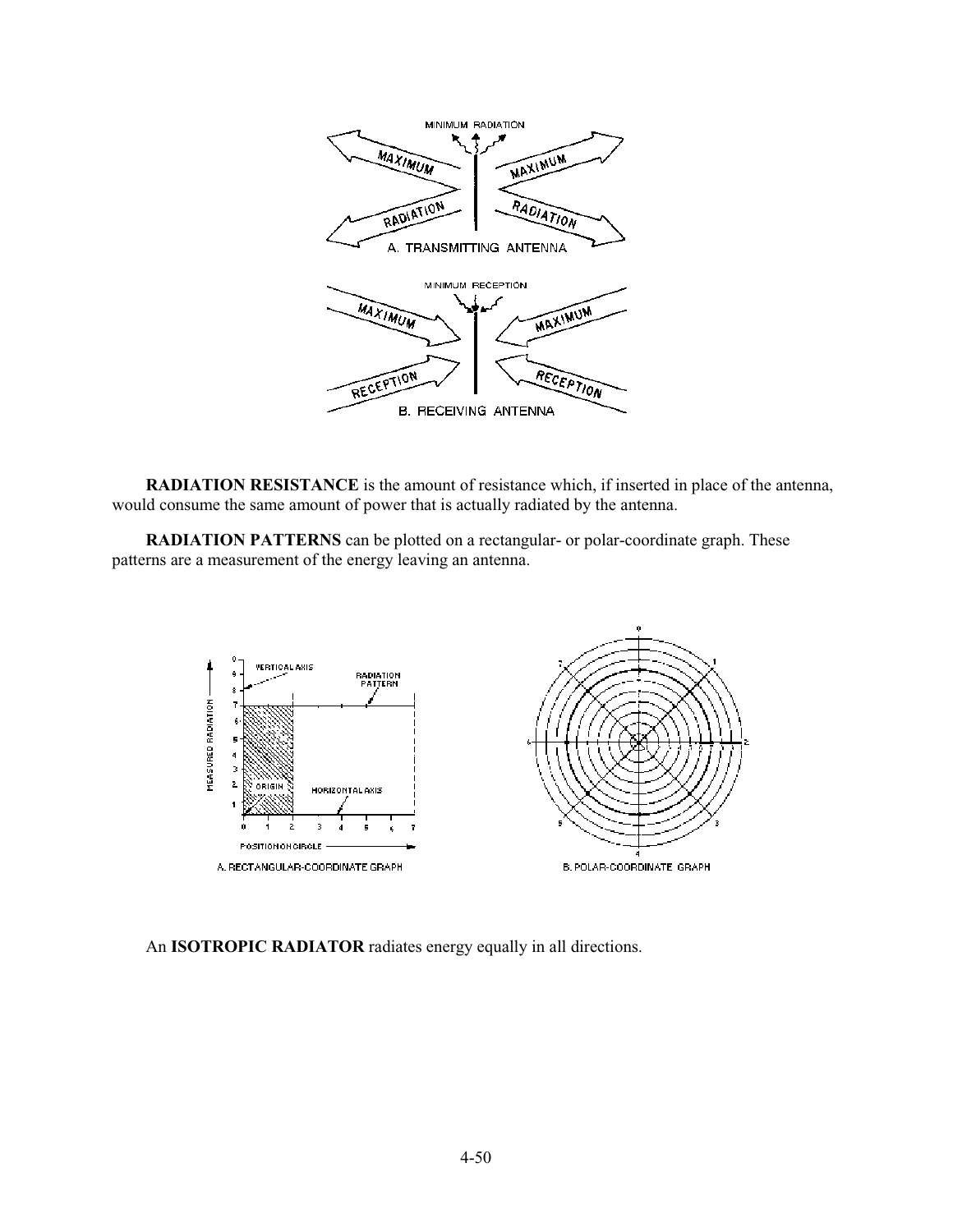MINIMUM RADIATION

MAXIMUM RADIATION

MAXIMUM RADIATION

A. TRANSMITTING ANTENNA

MINIMUM RECEPTION

MAXIMUM RECEPTION

MAXIMUM RECEPTION

B. RECEIVING ANTENNA

**RADIATION RESISTANCE** is the amount of resistance which, if inserted in place of the antenna, would consume the same amount of power that is actually radiated by the antenna.

**RADIATION PATTERNS** can be plotted on a rectangular- or polar-coordinate graph. These patterns are a measurement of the energy leaving an antenna.

VERTICAL AXIS

RADIATION PATTERN

MEASURED RADIATION

ORIGIN

HORIZONTAL AXIS

POSITION ON CIRCLE

A. RECTANGULAR-COORDINATE GRAPH

B. POLAR-COORDINATE GRAPH

An **ISOTROPIC RADIATOR** radiates energy equally in all directions.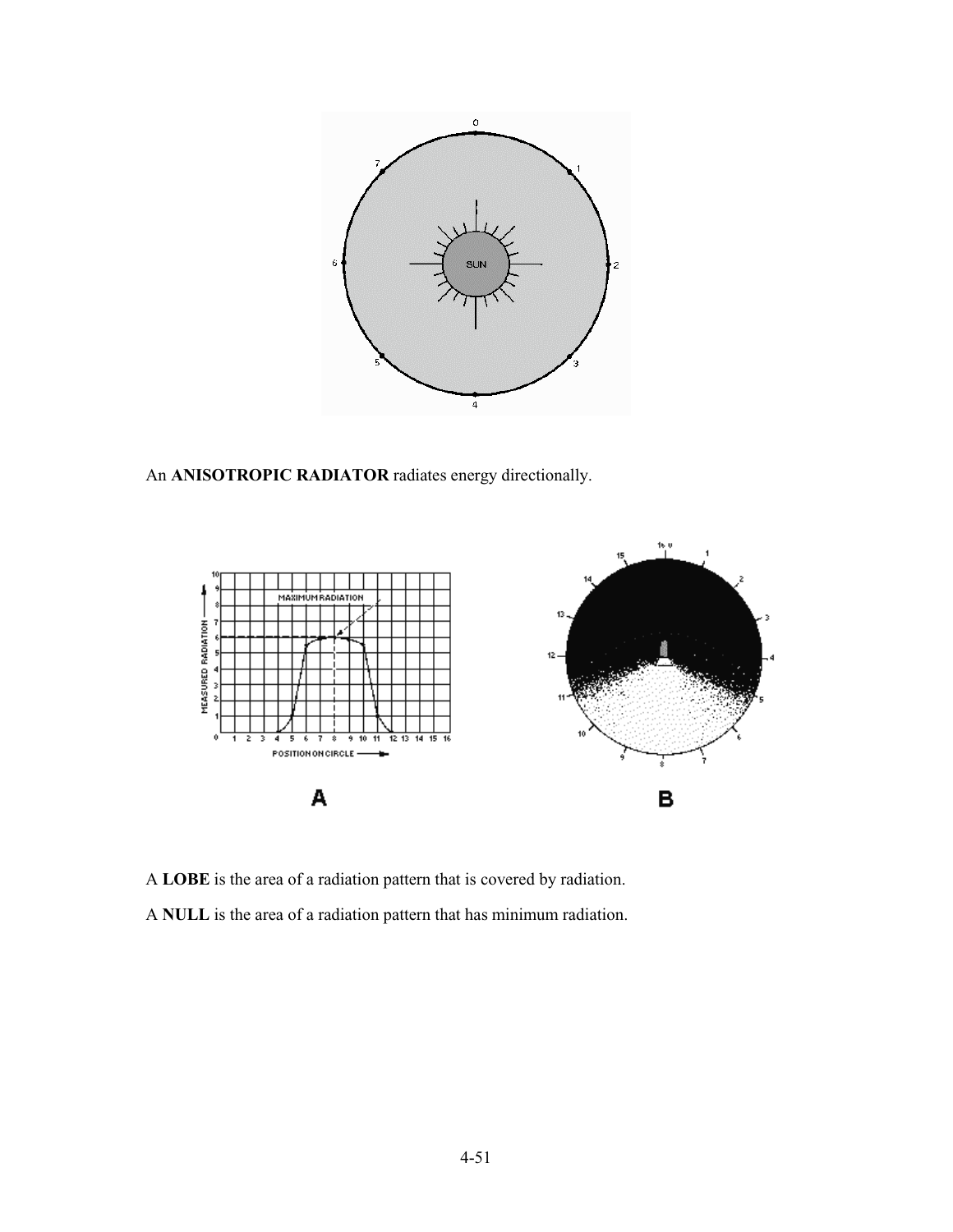0
1
2
3
4
5
6
7
SUN

An **ANISOTROPIC RADIATOR** radiates energy directionally.

10
9
8
7
6
5
4
3
2
1
0
MEASURED RADIATION
MAXIMUM RADIATION
0 1 2 3 4 5 6 7 8 9 10 11 12 13 14 15 16
POSITION ON CIRCLE

A

16 0
1
2
3
4
5
6
7
8
9
10
11
12
13
14
15

B

A **LOBE** is the area of a radiation pattern that is covered by radiation.

A **NULL** is the area of a radiation pattern that has minimum radiation.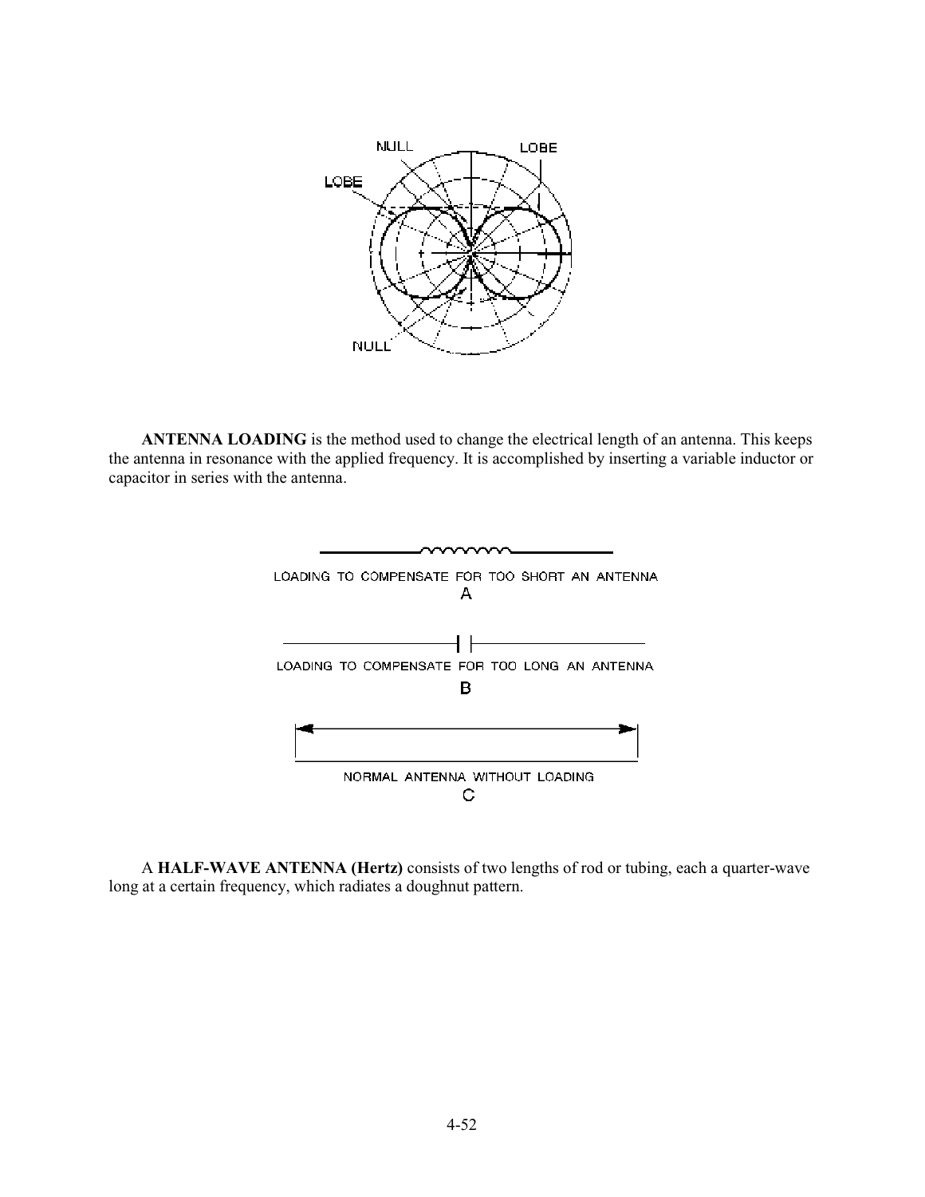NULL

LOBE

LOBE

NULL

**ANTENNA LOADING** is the method used to change the electrical length of an antenna. This keeps the antenna in resonance with the applied frequency. It is accomplished by inserting a variable inductor or capacitor in series with the antenna.

LOADING TO COMPENSATE FOR TOO SHORT AN ANTENNA

A

LOADING TO COMPENSATE FOR TOO LONG AN ANTENNA

B

NORMAL ANTENNA WITHOUT LOADING

C

A **HALF-WAVE ANTENNA (Hertz)** consists of two lengths of rod or tubing, each a quarter-wave long at a certain frequency, which radiates a doughnut pattern.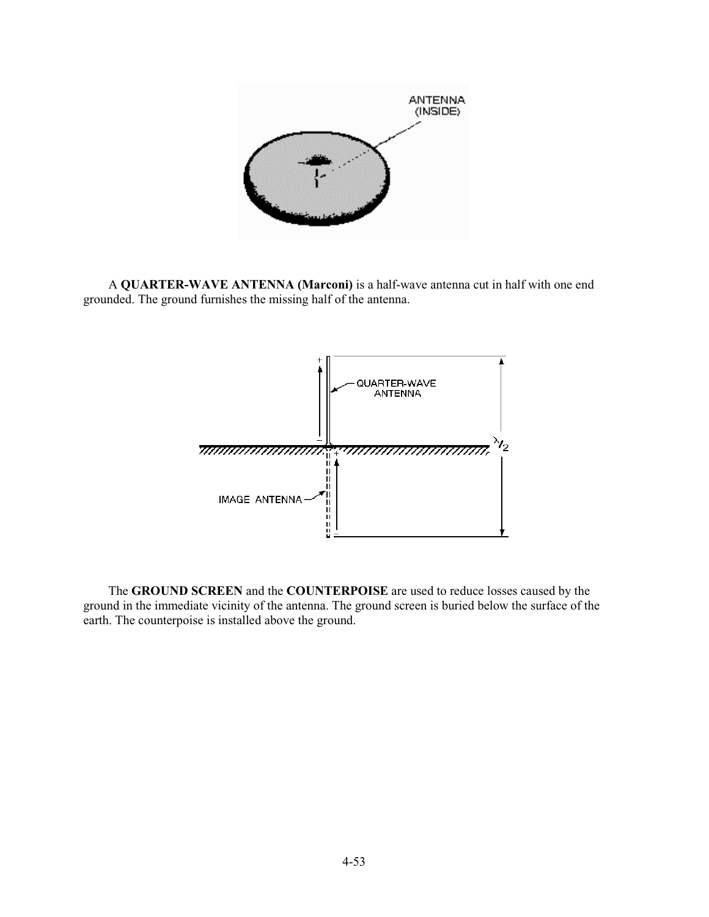ANTENNA (INSIDE)

A **QUARTER-WAVE ANTENNA (Marconi)** is a half-wave antenna cut in half with one end grounded. The ground furnishes the missing half of the antenna.

QUARTER-WAVE ANTENNA

IMAGE ANTENNA

$\lambda/2$

The **GROUND SCREEN** and the **COUNTERPOISE** are used to reduce losses caused by the ground in the immediate vicinity of the antenna. The ground screen is buried below the surface of the earth. The counterpoise is installed above the ground.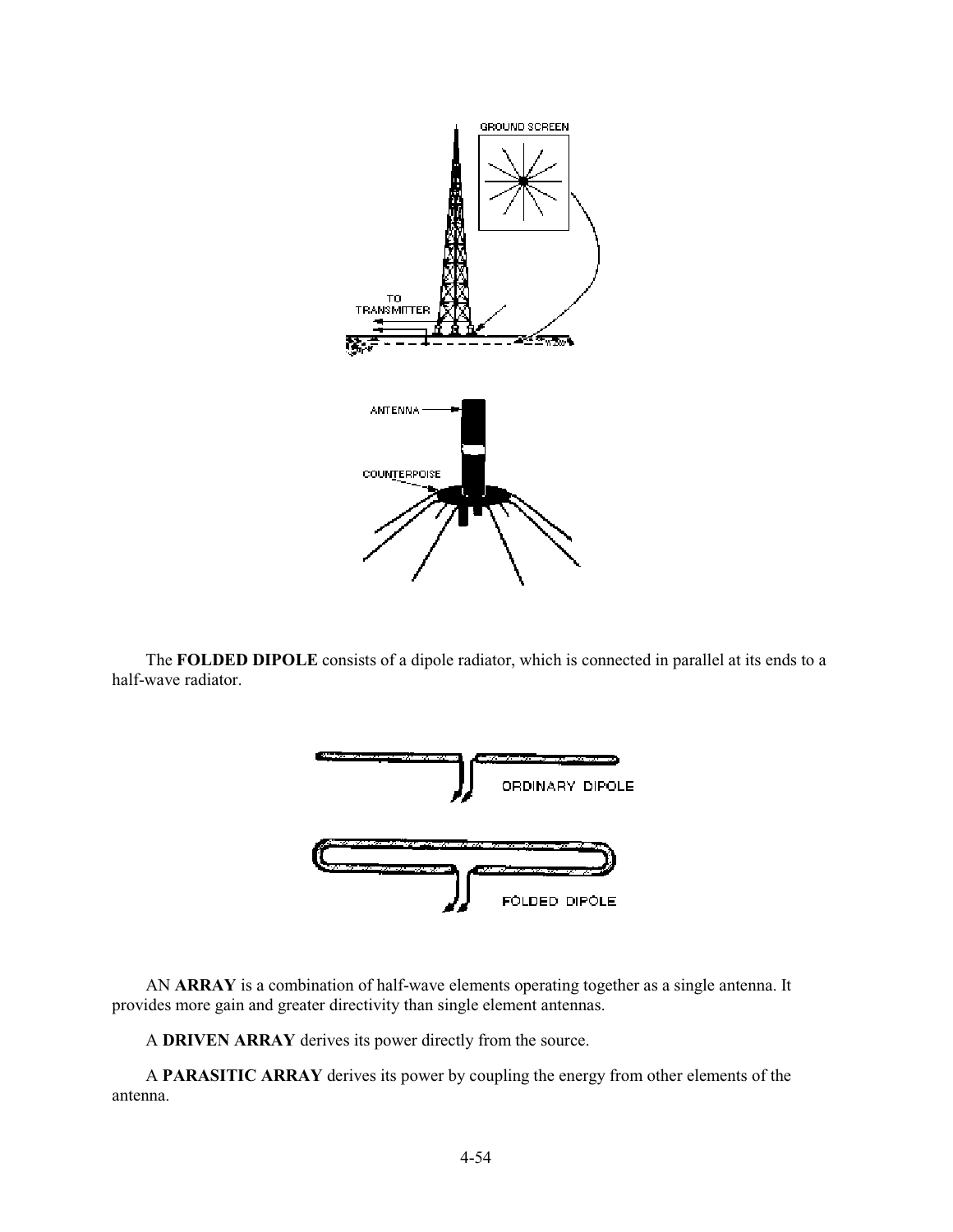GROUND SCREEN

TO TRANSMITTER

ANTENNA

COUNTERPOISE

The **FOLDED DIPOLE** consists of a dipole radiator, which is connected in parallel at its ends to a half-wave radiator.

ORDINARY DIPOLE

FOLDED DIPOLE

AN **ARRAY** is a combination of half-wave elements operating together as a single antenna. It provides more gain and greater directivity than single element antennas.

A **DRIVEN ARRAY** derives its power directly from the source.

A **PARASITIC ARRAY** derives its power by coupling the energy from other elements of the antenna.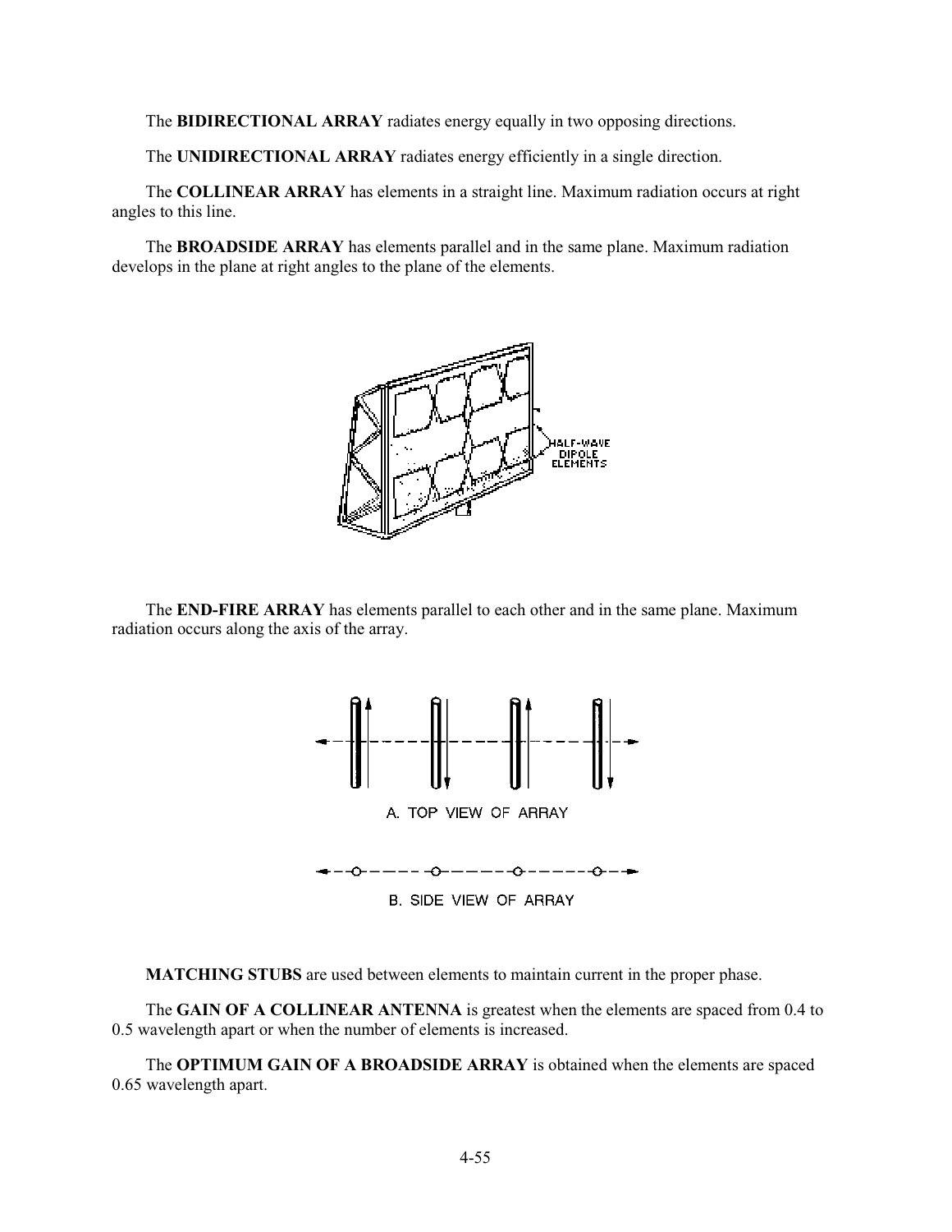The **BIDIRECTIONAL ARRAY** radiates energy equally in two opposing directions.

The **UNIDIRECTIONAL ARRAY** radiates energy efficiently in a single direction.

The **COLLINEAR ARRAY** has elements in a straight line. Maximum radiation occurs at right angles to this line.

The **BROADSIDE ARRAY** has elements parallel and in the same plane. Maximum radiation develops in the plane at right angles to the plane of the elements.

HALF-WAVE DIPOLE ELEMENTS

The **END-FIRE ARRAY** has elements parallel to each other and in the same plane. Maximum radiation occurs along the axis of the array.

A. TOP VIEW OF ARRAY

B. SIDE VIEW OF ARRAY

**MATCHING STUBS** are used between elements to maintain current in the proper phase.

The **GAIN OF A COLLINEAR ANTENNA** is greatest when the elements are spaced from 0.4 to 0.5 wavelength apart or when the number of elements is increased.

The **OPTIMUM GAIN OF A BROADSIDE ARRAY** is obtained when the elements are spaced 0.65 wavelength apart.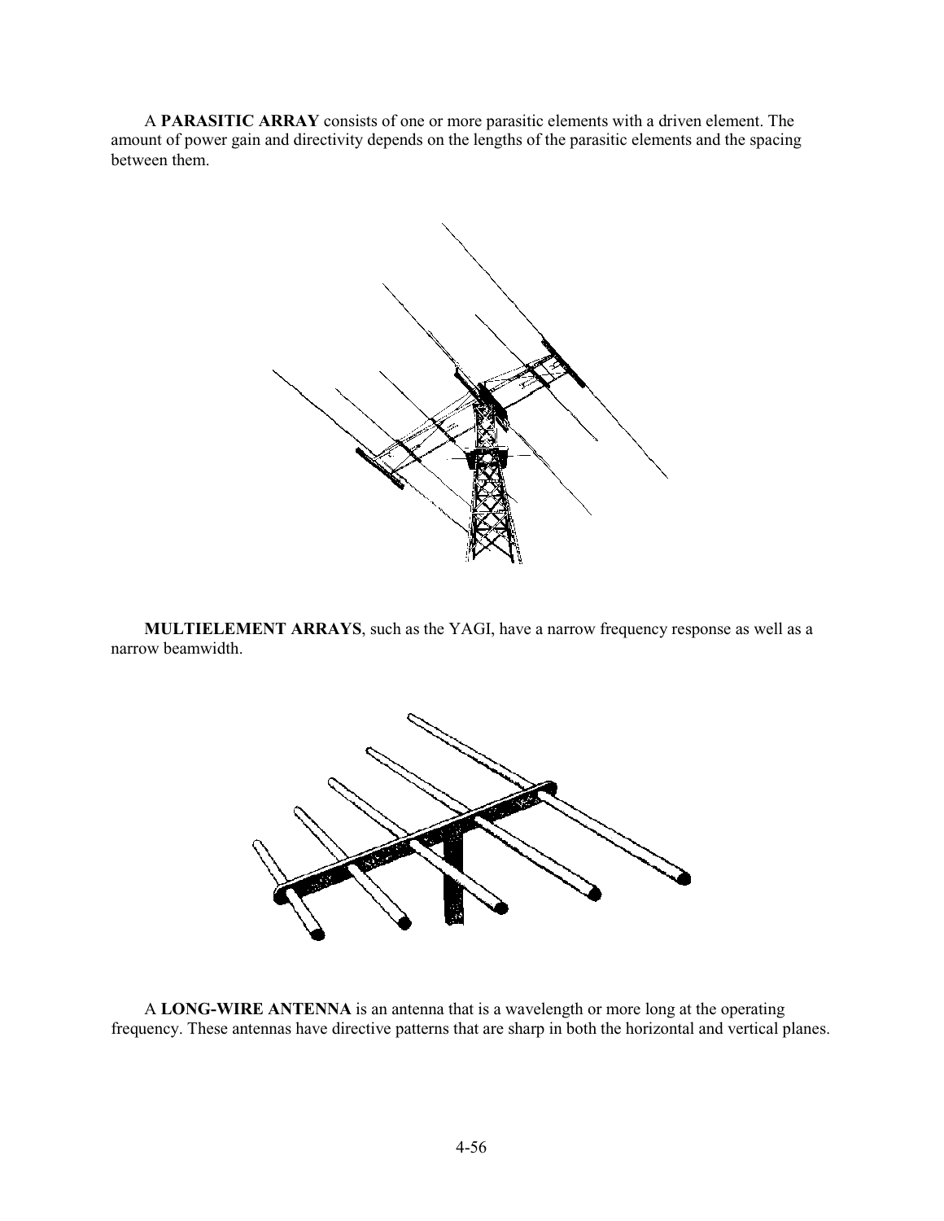A **PARASITIC ARRAY** consists of one or more parasitic elements with a driven element. The amount of power gain and directivity depends on the lengths of the parasitic elements and the spacing between them.

**MULTIELEMENT ARRAYS**, such as the YAGI, have a narrow frequency response as well as a narrow beamwidth.

A **LONG-WIRE ANTENNA** is an antenna that is a wavelength or more long at the operating frequency. These antennas have directive patterns that are sharp in both the horizontal and vertical planes.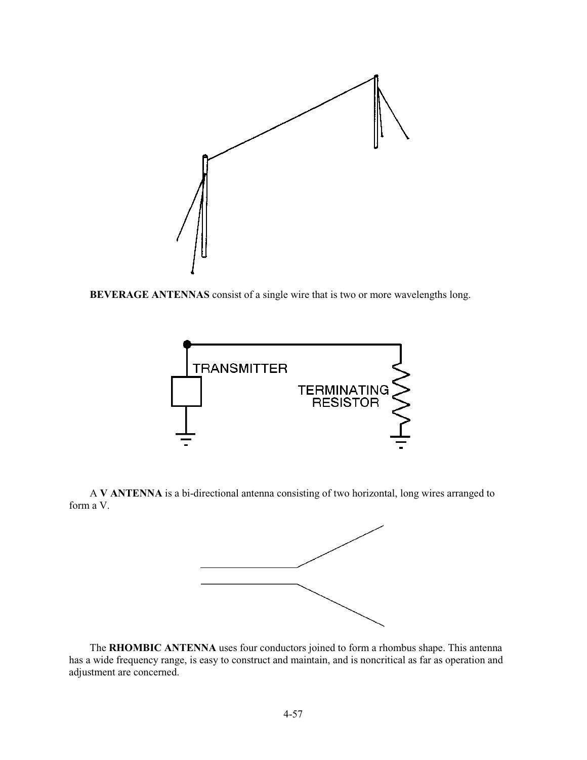**BEVERAGE ANTENNAS** consist of a single wire that is two or more wavelengths long.

TRANSMITTER

TERMINATING RESISTOR

A **V ANTENNA** is a bi-directional antenna consisting of two horizontal, long wires arranged to form a V.

The **RHOMBIC ANTENNA** uses four conductors joined to form a rhombus shape. This antenna has a wide frequency range, is easy to construct and maintain, and is noncritical as far as operation and adjustment are concerned.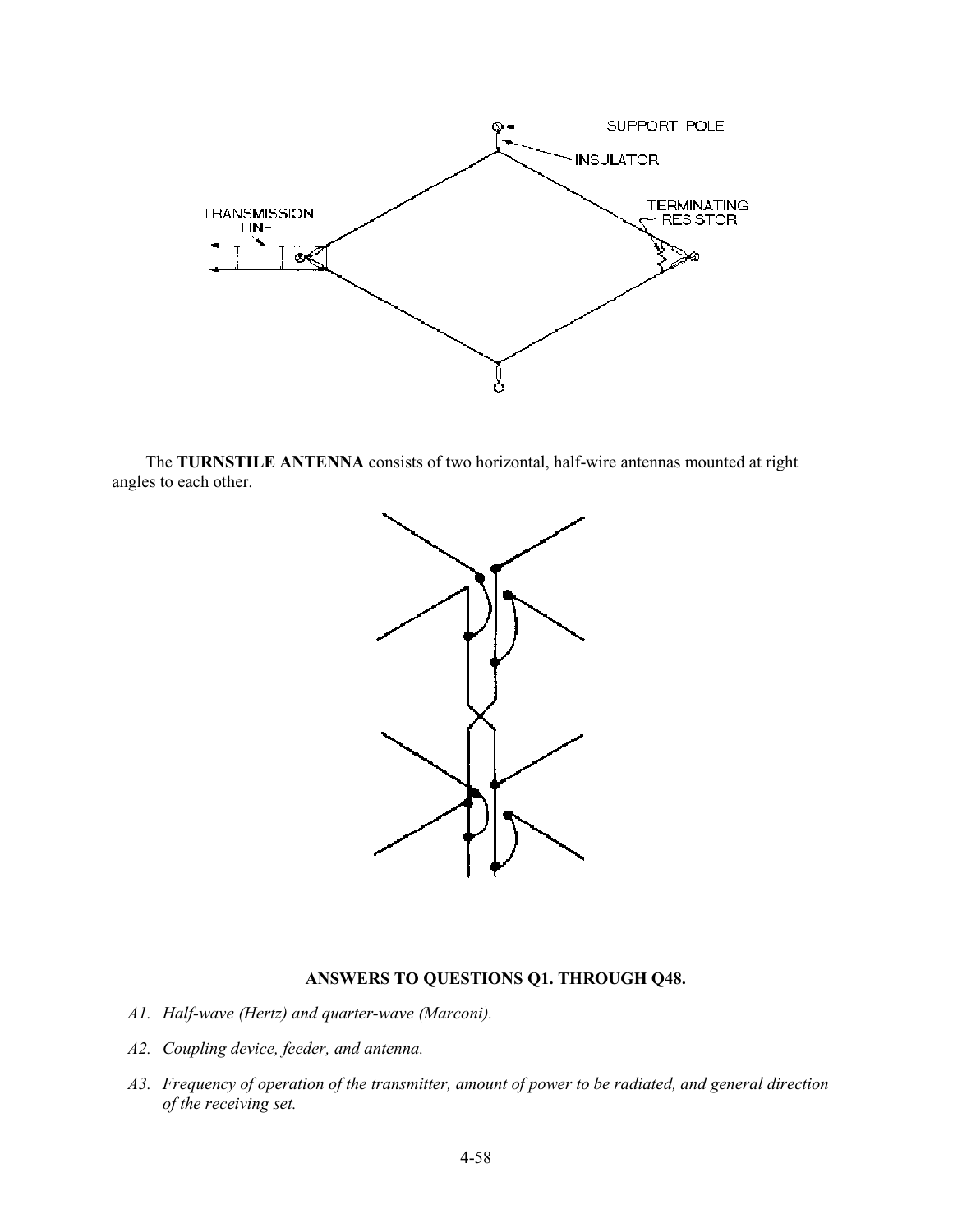SUPPORT POLE

INSULATOR

TRANSMISSION LINE

TERMINATING RESISTOR

The **TURNSTILE ANTENNA** consists of two horizontal, half-wire antennas mounted at right angles to each other.

## ANSWERS TO QUESTIONS Q1. THROUGH Q48.

*A1. Half-wave (Hertz) and quarter-wave (Marconi).*

*A2. Coupling device, feeder, and antenna.*

*A3. Frequency of operation of the transmitter, amount of power to be radiated, and general direction of the receiving set.*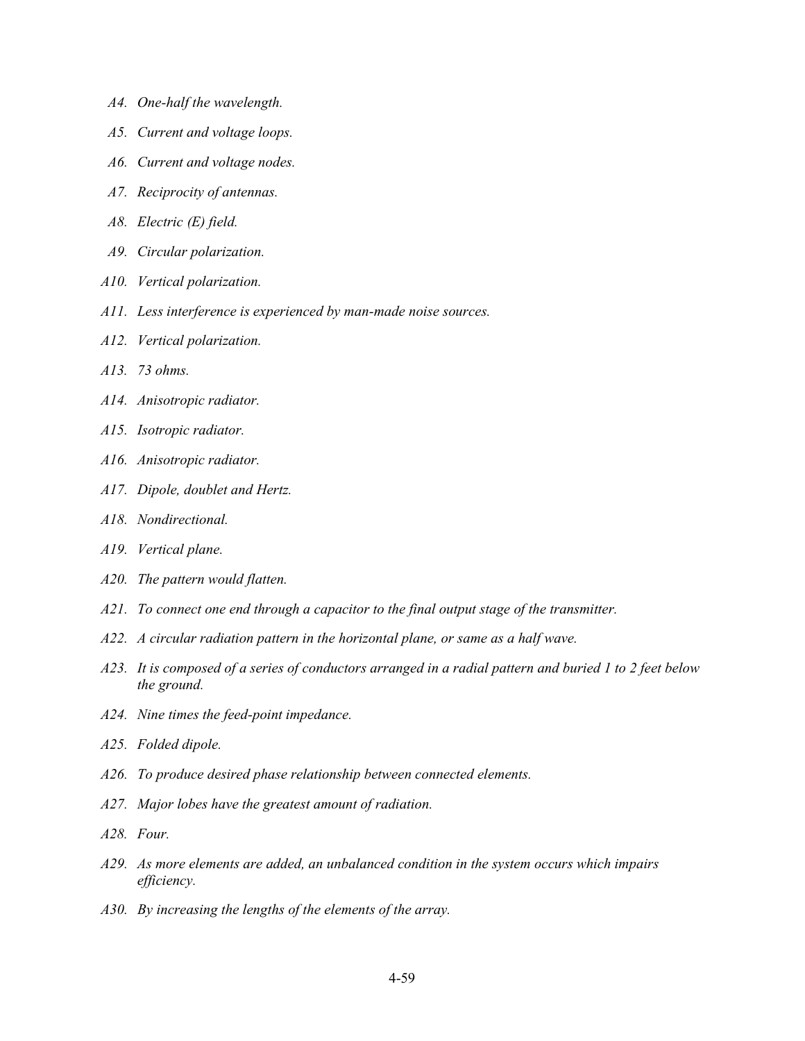*A4. One-half the wavelength.*

*A5. Current and voltage loops.*

*A6. Current and voltage nodes.*

*A7. Reciprocity of antennas.*

*A8. Electric (E) field.*

*A9. Circular polarization.*

*A10. Vertical polarization.*

*A11. Less interference is experienced by man-made noise sources.*

*A12. Vertical polarization.*

*A13. 73 ohms.*

*A14. Anisotropic radiator.*

*A15. Isotropic radiator.*

*A16. Anisotropic radiator.*

*A17. Dipole, doublet and Hertz.*

*A18. Nondirectional.*

*A19. Vertical plane.*

*A20. The pattern would flatten.*

*A21. To connect one end through a capacitor to the final output stage of the transmitter.*

*A22. A circular radiation pattern in the horizontal plane, or same as a half wave.*

*A23. It is composed of a series of conductors arranged in a radial pattern and buried 1 to 2 feet below the ground.*

*A24. Nine times the feed-point impedance.*

*A25. Folded dipole.*

*A26. To produce desired phase relationship between connected elements.*

*A27. Major lobes have the greatest amount of radiation.*

*A28. Four.*

*A29. As more elements are added, an unbalanced condition in the system occurs which impairs efficiency.*

*A30. By increasing the lengths of the elements of the array.*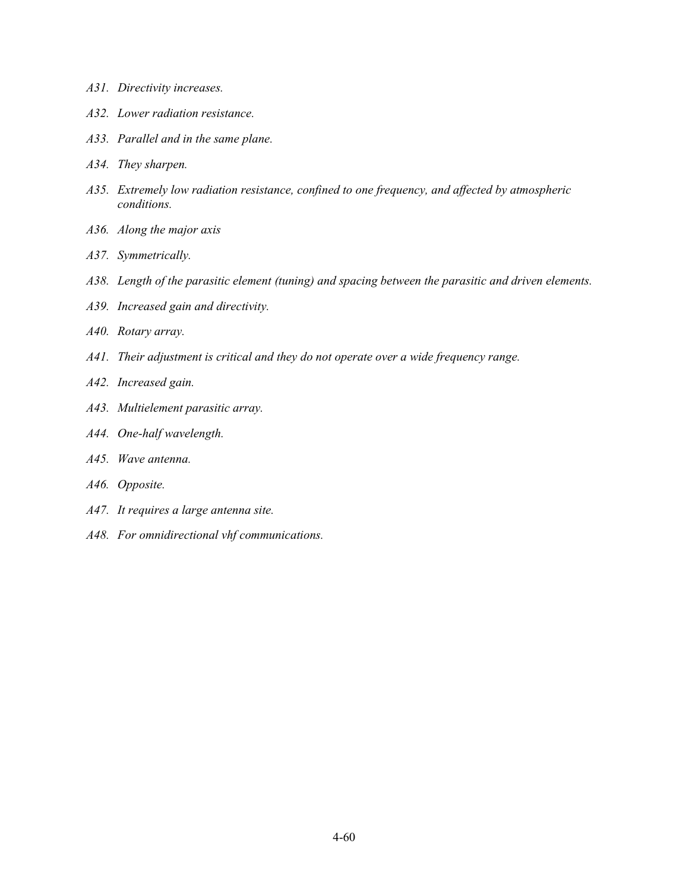*A31. Directivity increases.*

*A32. Lower radiation resistance.*

*A33. Parallel and in the same plane.*

*A34. They sharpen.*

*A35. Extremely low radiation resistance, confined to one frequency, and affected by atmospheric conditions.*

*A36. Along the major axis*

*A37. Symmetrically.*

*A38. Length of the parasitic element (tuning) and spacing between the parasitic and driven elements.*

*A39. Increased gain and directivity.*

*A40. Rotary array.*

*A41. Their adjustment is critical and they do not operate over a wide frequency range.*

*A42. Increased gain.*

*A43. Multielement parasitic array.*

*A44. One-half wavelength.*

*A45. Wave antenna.*

*A46. Opposite.*

*A47. It requires a large antenna site.*

*A48. For omnidirectional vhf communications.*